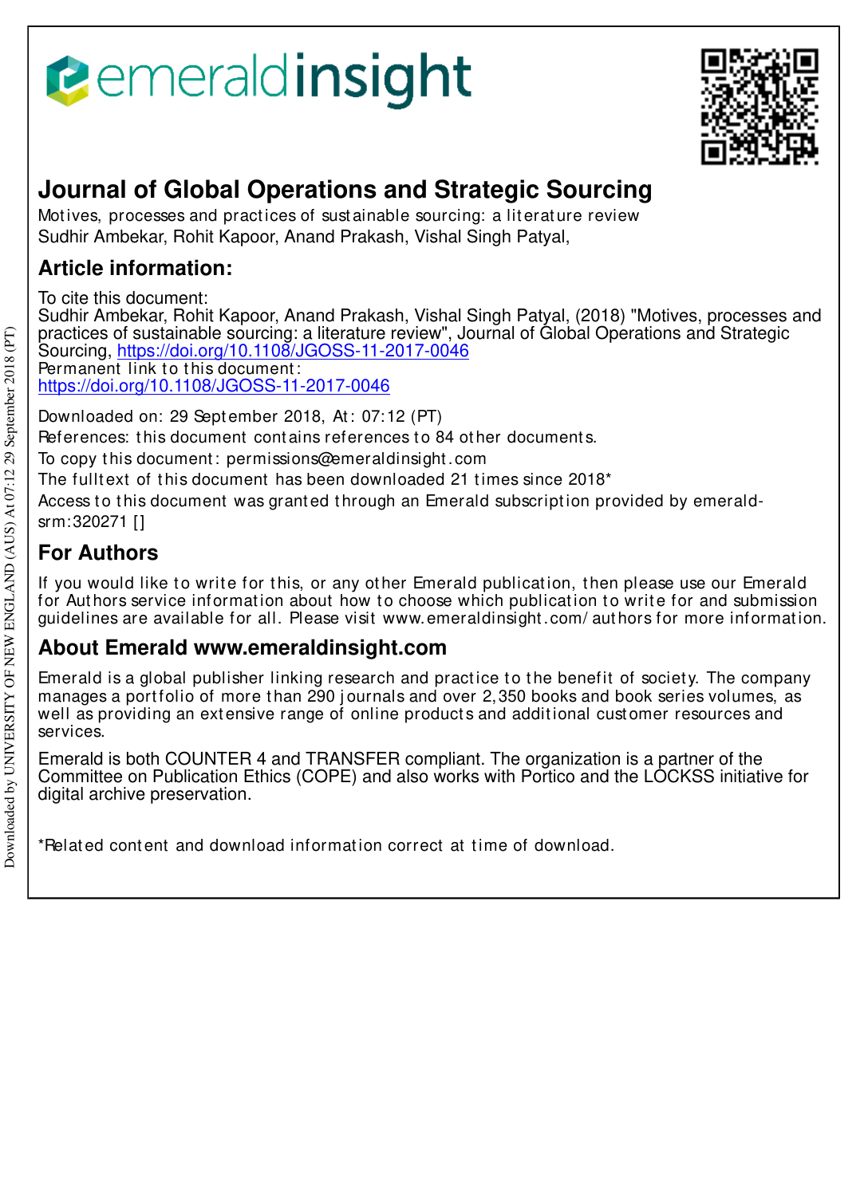# Journal of Global Operations and Strategic Sourcing

Motives, processes and practices of sustainable sourcing: a literature review
Sudhir Ambekar, Rohit Kapoor, Anand Prakash, Vishal Singh Patyal,

## Article information:

To cite this document:
Sudhir Ambekar, Rohit Kapoor, Anand Prakash, Vishal Singh Patyal, (2018) "Motives, processes and practices of sustainable sourcing: a literature review", Journal of Global Operations and Strategic Sourcing, https://doi.org/10.1108/JGOSS-11-2017-0046
Permanent link to this document:
https://doi.org/10.1108/JGOSS-11-2017-0046

Downloaded on: 29 September 2018, At: 07:12 (PT)
References: this document contains references to 84 other documents.
To copy this document: permissions@emeraldinsight.com
The fulltext of this document has been downloaded 21 times since 2018*
Access to this document was granted through an Emerald subscription provided by emerald-srm:320271 []

## For Authors

If you would like to write for this, or any other Emerald publication, then please use our Emerald for Authors service information about how to choose which publication to write for and submission guidelines are available for all. Please visit www.emeraldinsight.com/authors for more information.

## About Emerald www.emeraldinsight.com

Emerald is a global publisher linking research and practice to the benefit of society. The company manages a portfolio of more than 290 journals and over 2,350 books and book series volumes, as well as providing an extensive range of online products and additional customer resources and services.

Emerald is both COUNTER 4 and TRANSFER compliant. The organization is a partner of the Committee on Publication Ethics (COPE) and also works with Portico and the LOCKSS initiative for digital archive preservation.

*Related content and download information correct at time of download.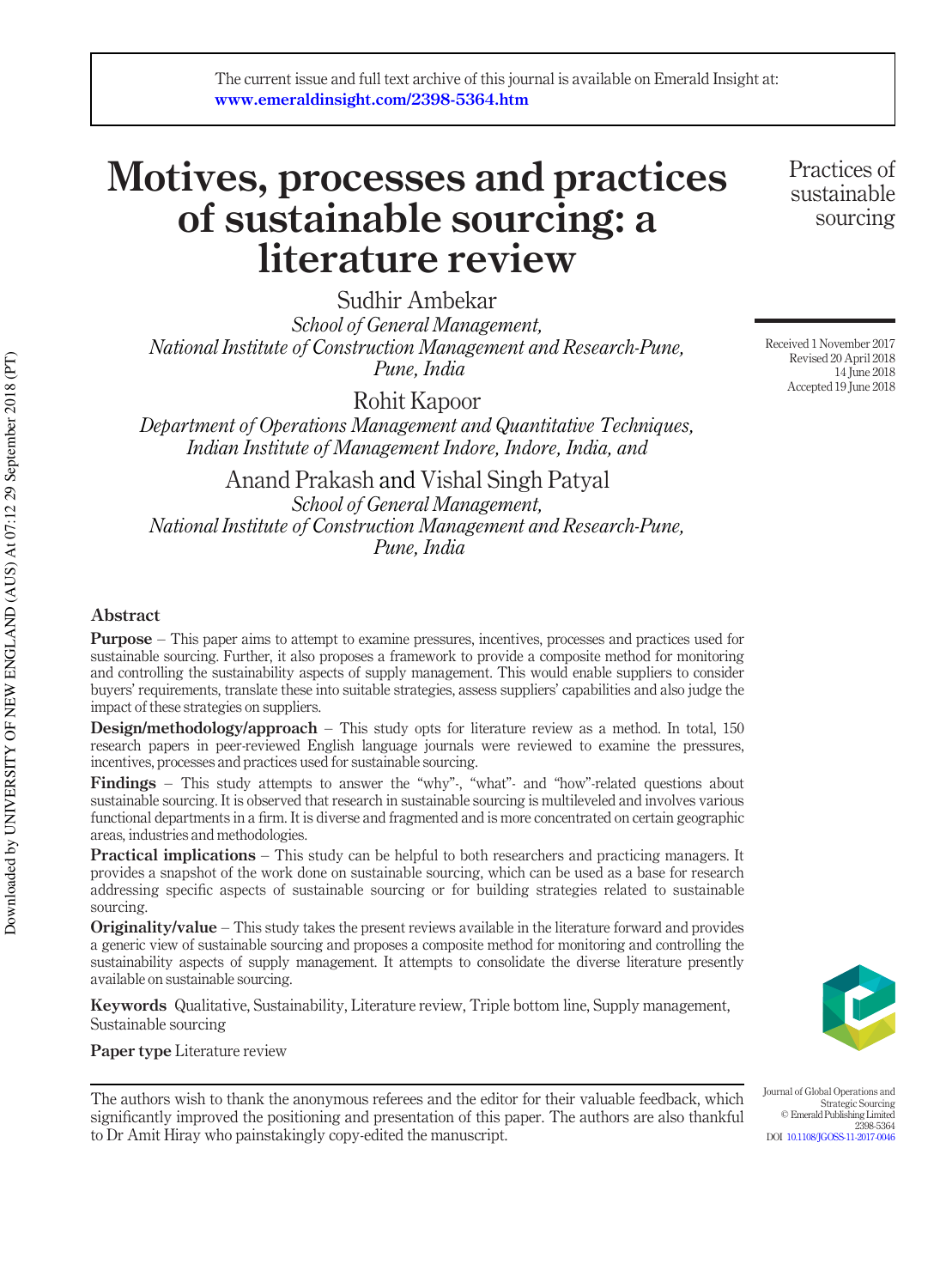# Motives, processes and practices of sustainable sourcing: a literature review

Sudhir Ambekar
*School of General Management, National Institute of Construction Management and Research-Pune, Pune, India*

Rohit Kapoor
*Department of Operations Management and Quantitative Techniques, Indian Institute of Management Indore, Indore, India, and*

Anand Prakash and Vishal Singh Patyal
*School of General Management, National Institute of Construction Management and Research-Pune, Pune, India*

Received 1 November 2017
Revised 20 April 2018
14 June 2018
Accepted 19 June 2018

## Abstract

**Purpose** – This paper aims to attempt to examine pressures, incentives, processes and practices used for sustainable sourcing. Further, it also proposes a framework to provide a composite method for monitoring and controlling the sustainability aspects of supply management. This would enable suppliers to consider buyers' requirements, translate these into suitable strategies, assess suppliers' capabilities and also judge the impact of these strategies on suppliers.

**Design/methodology/approach** – This study opts for literature review as a method. In total, 150 research papers in peer-reviewed English language journals were reviewed to examine the pressures, incentives, processes and practices used for sustainable sourcing.

**Findings** – This study attempts to answer the "why"-, "what"- and "how"-related questions about sustainable sourcing. It is observed that research in sustainable sourcing is multileveled and involves various functional departments in a firm. It is diverse and fragmented and is more concentrated on certain geographic areas, industries and methodologies.

**Practical implications** – This study can be helpful to both researchers and practicing managers. It provides a snapshot of the work done on sustainable sourcing, which can be used as a base for research addressing specific aspects of sustainable sourcing or for building strategies related to sustainable sourcing.

**Originality/value** – This study takes the present reviews available in the literature forward and provides a generic view of sustainable sourcing and proposes a composite method for monitoring and controlling the sustainability aspects of supply management. It attempts to consolidate the diverse literature presently available on sustainable sourcing.

**Keywords** Qualitative, Sustainability, Literature review, Triple bottom line, Supply management, Sustainable sourcing

**Paper type** Literature review

The authors wish to thank the anonymous referees and the editor for their valuable feedback, which significantly improved the positioning and presentation of this paper. The authors are also thankful to Dr Amit Hiray who painstakingly copy-edited the manuscript.

Journal of Global Operations and Strategic Sourcing
© Emerald Publishing Limited
2398-5364
DOI 10.1108/JGOSS-11-2017-0046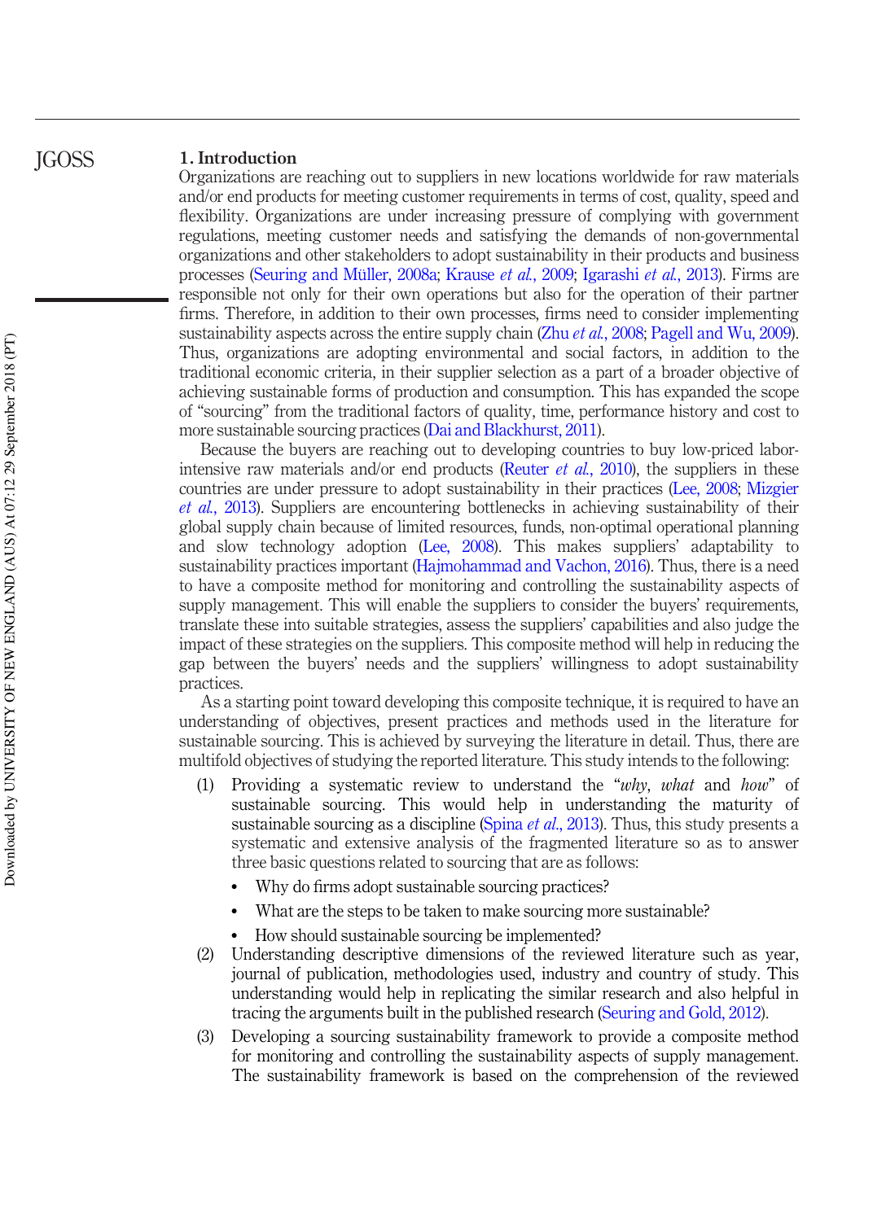## 1. Introduction

Organizations are reaching out to suppliers in new locations worldwide for raw materials and/or end products for meeting customer requirements in terms of cost, quality, speed and flexibility. Organizations are under increasing pressure of complying with government regulations, meeting customer needs and satisfying the demands of non-governmental organizations and other stakeholders to adopt sustainability in their products and business processes (Seuring and Müller, 2008a; Krause *et al.*, 2009; Igarashi *et al.*, 2013). Firms are responsible not only for their own operations but also for the operation of their partner firms. Therefore, in addition to their own processes, firms need to consider implementing sustainability aspects across the entire supply chain (Zhu *et al.*, 2008; Pagell and Wu, 2009). Thus, organizations are adopting environmental and social factors, in addition to the traditional economic criteria, in their supplier selection as a part of a broader objective of achieving sustainable forms of production and consumption. This has expanded the scope of "sourcing" from the traditional factors of quality, time, performance history and cost to more sustainable sourcing practices (Dai and Blackhurst, 2011).

Because the buyers are reaching out to developing countries to buy low-priced labor-intensive raw materials and/or end products (Reuter *et al.*, 2010), the suppliers in these countries are under pressure to adopt sustainability in their practices (Lee, 2008; Mizgier *et al.*, 2013). Suppliers are encountering bottlenecks in achieving sustainability of their global supply chain because of limited resources, funds, non-optimal operational planning and slow technology adoption (Lee, 2008). This makes suppliers' adaptability to sustainability practices important (Hajmohammad and Vachon, 2016). Thus, there is a need to have a composite method for monitoring and controlling the sustainability aspects of supply management. This will enable the suppliers to consider the buyers' requirements, translate these into suitable strategies, assess the suppliers' capabilities and also judge the impact of these strategies on the suppliers. This composite method will help in reducing the gap between the buyers' needs and the suppliers' willingness to adopt sustainability practices.

As a starting point toward developing this composite technique, it is required to have an understanding of objectives, present practices and methods used in the literature for sustainable sourcing. This is achieved by surveying the literature in detail. Thus, there are multifold objectives of studying the reported literature. This study intends to the following:

(1) Providing a systematic review to understand the "*why*, *what* and *how*" of sustainable sourcing. This would help in understanding the maturity of sustainable sourcing as a discipline (Spina *et al.*, 2013). Thus, this study presents a systematic and extensive analysis of the fragmented literature so as to answer three basic questions related to sourcing that are as follows:
   - Why do firms adopt sustainable sourcing practices?
   - What are the steps to be taken to make sourcing more sustainable?
   - How should sustainable sourcing be implemented?

(2) Understanding descriptive dimensions of the reviewed literature such as year, journal of publication, methodologies used, industry and country of study. This understanding would help in replicating the similar research and also helpful in tracing the arguments built in the published research (Seuring and Gold, 2012).

(3) Developing a sourcing sustainability framework to provide a composite method for monitoring and controlling the sustainability aspects of supply management. The sustainability framework is based on the comprehension of the reviewed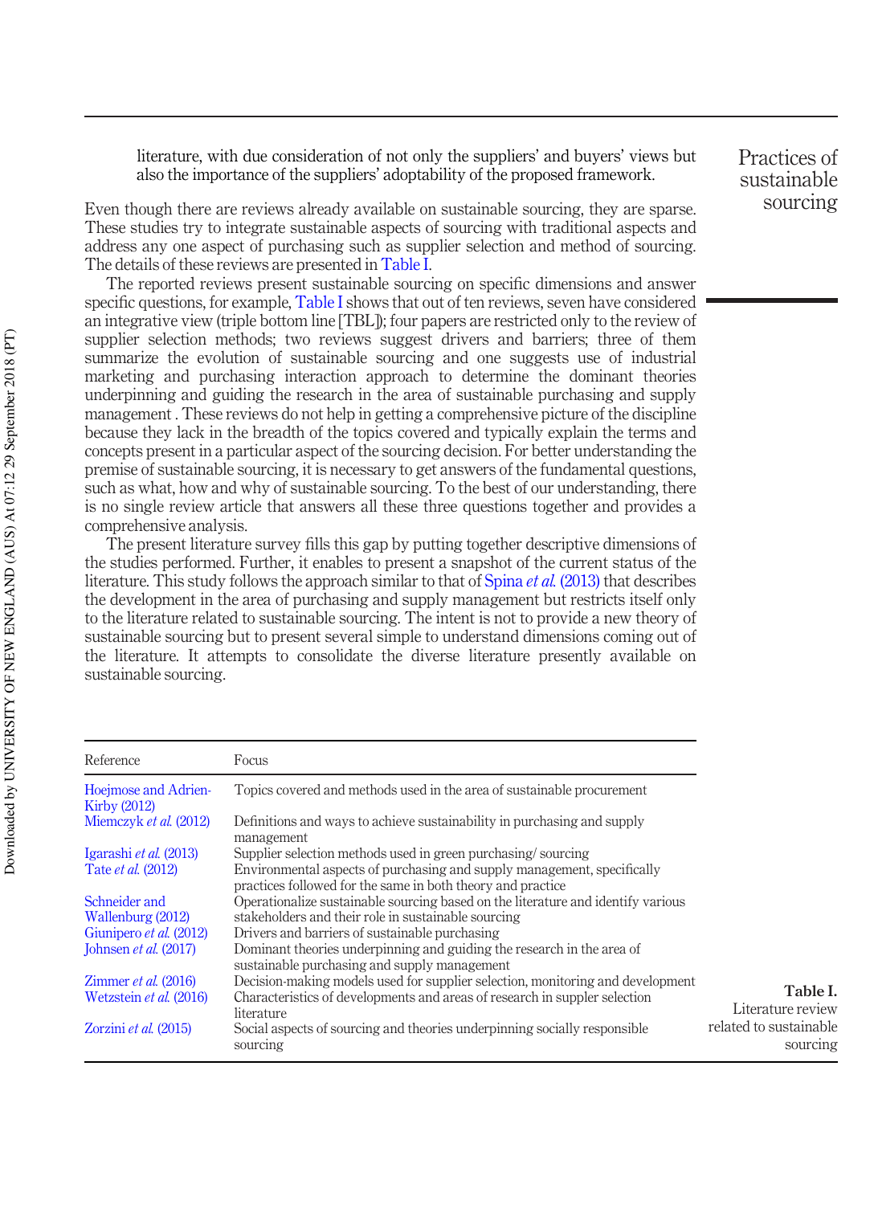literature, with due consideration of not only the suppliers' and buyers' views but also the importance of the suppliers' adoptability of the proposed framework.

Even though there are reviews already available on sustainable sourcing, they are sparse. These studies try to integrate sustainable aspects of sourcing with traditional aspects and address any one aspect of purchasing such as supplier selection and method of sourcing. The details of these reviews are presented in Table I.

The reported reviews present sustainable sourcing on specific dimensions and answer specific questions, for example, Table I shows that out of ten reviews, seven have considered an integrative view (triple bottom line [TBL]); four papers are restricted only to the review of supplier selection methods; two reviews suggest drivers and barriers; three of them summarize the evolution of sustainable sourcing and one suggests use of industrial marketing and purchasing interaction approach to determine the dominant theories underpinning and guiding the research in the area of sustainable purchasing and supply management . These reviews do not help in getting a comprehensive picture of the discipline because they lack in the breadth of the topics covered and typically explain the terms and concepts present in a particular aspect of the sourcing decision. For better understanding the premise of sustainable sourcing, it is necessary to get answers of the fundamental questions, such as what, how and why of sustainable sourcing. To the best of our understanding, there is no single review article that answers all these three questions together and provides a comprehensive analysis.

The present literature survey fills this gap by putting together descriptive dimensions of the studies performed. Further, it enables to present a snapshot of the current status of the literature. This study follows the approach similar to that of Spina *et al.* (2013) that describes the development in the area of purchasing and supply management but restricts itself only to the literature related to sustainable sourcing. The intent is not to provide a new theory of sustainable sourcing but to present several simple to understand dimensions coming out of the literature. It attempts to consolidate the diverse literature presently available on sustainable sourcing.

| Reference | Focus |
|---|---|
| Hoejmose and Adrien-Kirby (2012) | Topics covered and methods used in the area of sustainable procurement |
| Miemczyk *et al.* (2012) | Definitions and ways to achieve sustainability in purchasing and supply management |
| Igarashi *et al.* (2013) | Supplier selection methods used in green purchasing/ sourcing |
| Tate *et al.* (2012) | Environmental aspects of purchasing and supply management, specifically practices followed for the same in both theory and practice |
| Schneider and Wallenburg (2012) | Operationalize sustainable sourcing based on the literature and identify various stakeholders and their role in sustainable sourcing |
| Giunipero *et al.* (2012) | Drivers and barriers of sustainable purchasing |
| Johnsen *et al.* (2017) | Dominant theories underpinning and guiding the research in the area of sustainable purchasing and supply management |
| Zimmer *et al.* (2016) | Decision-making models used for supplier selection, monitoring and development |
| Wetzstein *et al.* (2016) | Characteristics of developments and areas of research in suppler selection literature |
| Zorzini *et al.* (2015) | Social aspects of sourcing and theories underpinning socially responsible sourcing |

**Table I.** Literature review related to sustainable sourcing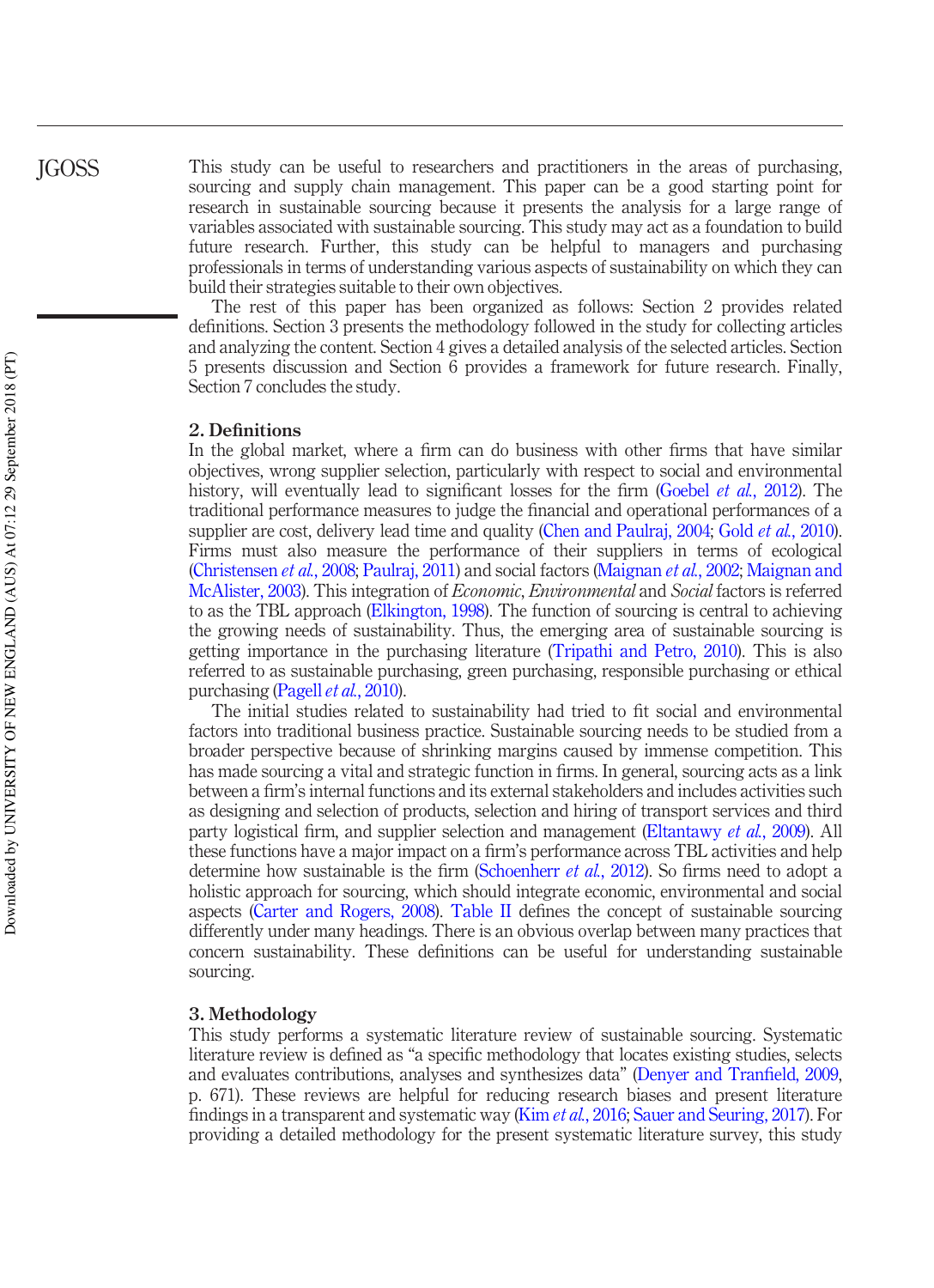This study can be useful to researchers and practitioners in the areas of purchasing, sourcing and supply chain management. This paper can be a good starting point for research in sustainable sourcing because it presents the analysis for a large range of variables associated with sustainable sourcing. This study may act as a foundation to build future research. Further, this study can be helpful to managers and purchasing professionals in terms of understanding various aspects of sustainability on which they can build their strategies suitable to their own objectives.

The rest of this paper has been organized as follows: Section 2 provides related definitions. Section 3 presents the methodology followed in the study for collecting articles and analyzing the content. Section 4 gives a detailed analysis of the selected articles. Section 5 presents discussion and Section 6 provides a framework for future research. Finally, Section 7 concludes the study.

## 2. Definitions

In the global market, where a firm can do business with other firms that have similar objectives, wrong supplier selection, particularly with respect to social and environmental history, will eventually lead to significant losses for the firm (Goebel *et al.*, 2012). The traditional performance measures to judge the financial and operational performances of a supplier are cost, delivery lead time and quality (Chen and Paulraj, 2004; Gold *et al.*, 2010). Firms must also measure the performance of their suppliers in terms of ecological (Christensen *et al.*, 2008; Paulraj, 2011) and social factors (Maignan *et al.*, 2002; Maignan and McAlister, 2003). This integration of *Economic*, *Environmental* and *Social* factors is referred to as the TBL approach (Elkington, 1998). The function of sourcing is central to achieving the growing needs of sustainability. Thus, the emerging area of sustainable sourcing is getting importance in the purchasing literature (Tripathi and Petro, 2010). This is also referred to as sustainable purchasing, green purchasing, responsible purchasing or ethical purchasing (Pagell *et al.*, 2010).

The initial studies related to sustainability had tried to fit social and environmental factors into traditional business practice. Sustainable sourcing needs to be studied from a broader perspective because of shrinking margins caused by immense competition. This has made sourcing a vital and strategic function in firms. In general, sourcing acts as a link between a firm's internal functions and its external stakeholders and includes activities such as designing and selection of products, selection and hiring of transport services and third party logistical firm, and supplier selection and management (Eltantawy *et al.*, 2009). All these functions have a major impact on a firm's performance across TBL activities and help determine how sustainable is the firm (Schoenherr *et al.*, 2012). So firms need to adopt a holistic approach for sourcing, which should integrate economic, environmental and social aspects (Carter and Rogers, 2008). Table II defines the concept of sustainable sourcing differently under many headings. There is an obvious overlap between many practices that concern sustainability. These definitions can be useful for understanding sustainable sourcing.

## 3. Methodology

This study performs a systematic literature review of sustainable sourcing. Systematic literature review is defined as "a specific methodology that locates existing studies, selects and evaluates contributions, analyses and synthesizes data" (Denyer and Tranfield, 2009, p. 671). These reviews are helpful for reducing research biases and present literature findings in a transparent and systematic way (Kim *et al.*, 2016; Sauer and Seuring, 2017). For providing a detailed methodology for the present systematic literature survey, this study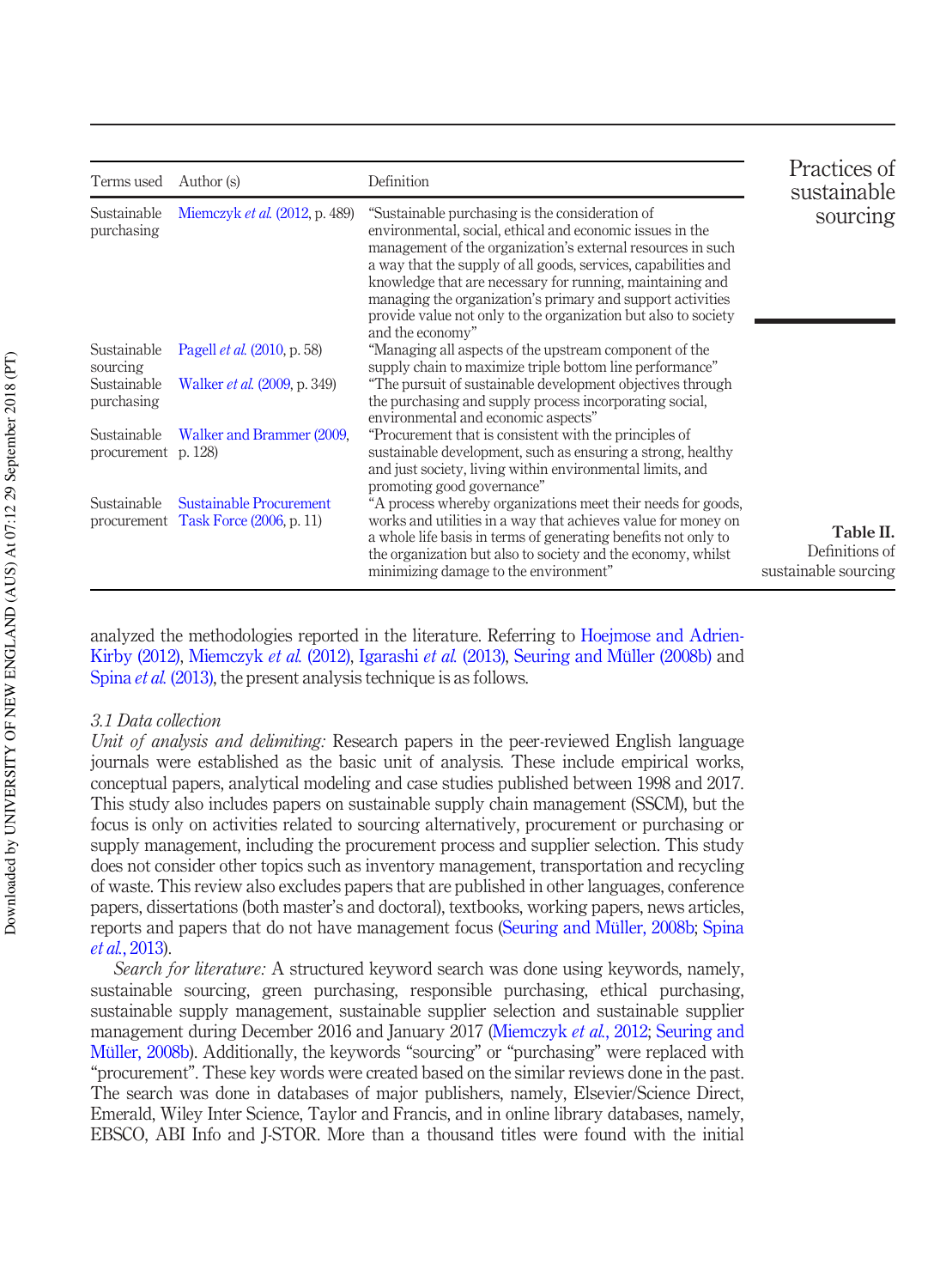| Terms used | Author (s) | Definition |
|---|---|---|
| Sustainable purchasing | Miemczyk *et al.* (2012, p. 489) | "Sustainable purchasing is the consideration of environmental, social, ethical and economic issues in the management of the organization's external resources in such a way that the supply of all goods, services, capabilities and knowledge that are necessary for running, maintaining and managing the organization's primary and support activities provide value not only to the organization but also to society and the economy" |
| Sustainable sourcing | Pagell *et al.* (2010, p. 58) | "Managing all aspects of the upstream component of the supply chain to maximize triple bottom line performance" |
| Sustainable purchasing | Walker *et al.* (2009, p. 349) | "The pursuit of sustainable development objectives through the purchasing and supply process incorporating social, environmental and economic aspects" |
| Sustainable procurement | Walker and Brammer (2009, p. 128) | "Procurement that is consistent with the principles of sustainable development, such as ensuring a strong, healthy and just society, living within environmental limits, and promoting good governance" |
| Sustainable procurement | Sustainable Procurement Task Force (2006, p. 11) | "A process whereby organizations meet their needs for goods, works and utilities in a way that achieves value for money on a whole life basis in terms of generating benefits not only to the organization but also to society and the economy, whilst minimizing damage to the environment" |

**Table II.** Definitions of sustainable sourcing

analyzed the methodologies reported in the literature. Referring to Hoejmose and Adrien-Kirby (2012), Miemczyk *et al.* (2012), Igarashi *et al.* (2013), Seuring and Müller (2008b) and Spina *et al.* (2013), the present analysis technique is as follows.

### 3.1 Data collection

*Unit of analysis and delimiting:* Research papers in the peer-reviewed English language journals were established as the basic unit of analysis. These include empirical works, conceptual papers, analytical modeling and case studies published between 1998 and 2017. This study also includes papers on sustainable supply chain management (SSCM), but the focus is only on activities related to sourcing alternatively, procurement or purchasing or supply management, including the procurement process and supplier selection. This study does not consider other topics such as inventory management, transportation and recycling of waste. This review also excludes papers that are published in other languages, conference papers, dissertations (both master's and doctoral), textbooks, working papers, news articles, reports and papers that do not have management focus (Seuring and Müller, 2008b; Spina *et al.*, 2013).

*Search for literature:* A structured keyword search was done using keywords, namely, sustainable sourcing, green purchasing, responsible purchasing, ethical purchasing, sustainable supply management, sustainable supplier selection and sustainable supplier management during December 2016 and January 2017 (Miemczyk *et al.*, 2012; Seuring and Müller, 2008b). Additionally, the keywords "sourcing" or "purchasing" were replaced with "procurement". These key words were created based on the similar reviews done in the past. The search was done in databases of major publishers, namely, Elsevier/Science Direct, Emerald, Wiley Inter Science, Taylor and Francis, and in online library databases, namely, EBSCO, ABI Info and J-STOR. More than a thousand titles were found with the initial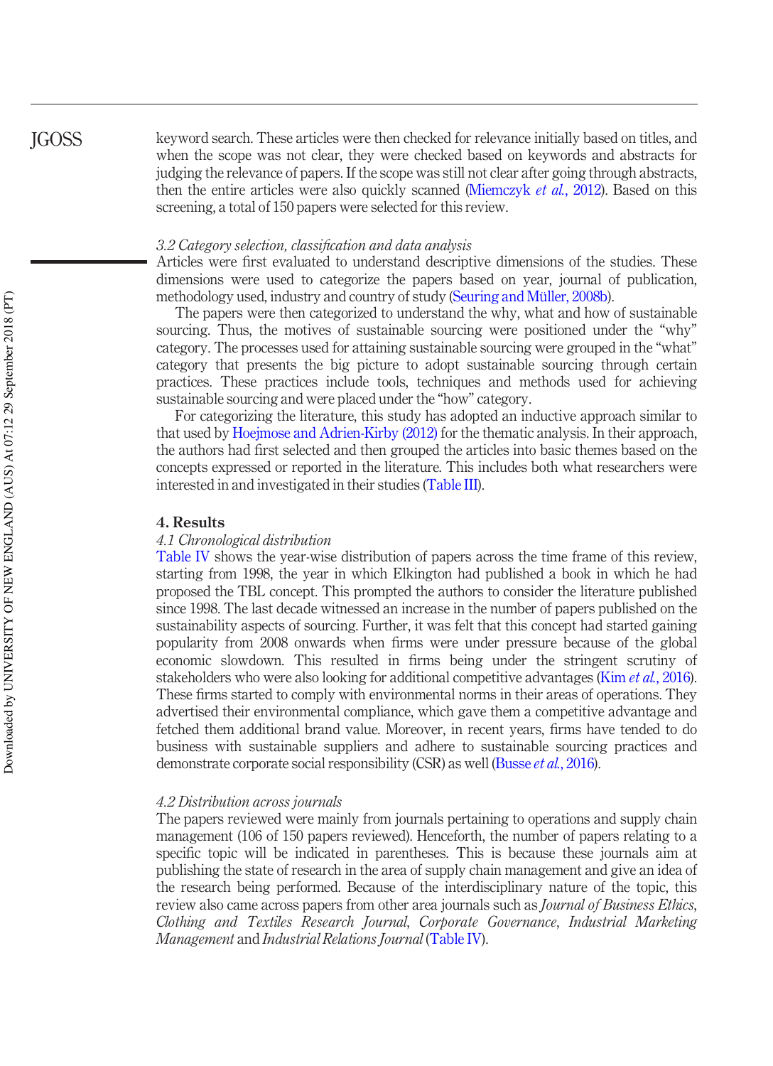keyword search. These articles were then checked for relevance initially based on titles, and when the scope was not clear, they were checked based on keywords and abstracts for judging the relevance of papers. If the scope was still not clear after going through abstracts, then the entire articles were also quickly scanned (Miemczyk *et al.*, 2012). Based on this screening, a total of 150 papers were selected for this review.

### *3.2 Category selection, classification and data analysis*

Articles were first evaluated to understand descriptive dimensions of the studies. These dimensions were used to categorize the papers based on year, journal of publication, methodology used, industry and country of study (Seuring and Müller, 2008b).

The papers were then categorized to understand the why, what and how of sustainable sourcing. Thus, the motives of sustainable sourcing were positioned under the "why" category. The processes used for attaining sustainable sourcing were grouped in the "what" category that presents the big picture to adopt sustainable sourcing through certain practices. These practices include tools, techniques and methods used for achieving sustainable sourcing and were placed under the "how" category.

For categorizing the literature, this study has adopted an inductive approach similar to that used by Hoejmose and Adrien-Kirby (2012) for the thematic analysis. In their approach, the authors had first selected and then grouped the articles into basic themes based on the concepts expressed or reported in the literature. This includes both what researchers were interested in and investigated in their studies (Table III).

## 4. Results

### *4.1 Chronological distribution*

Table IV shows the year-wise distribution of papers across the time frame of this review, starting from 1998, the year in which Elkington had published a book in which he had proposed the TBL concept. This prompted the authors to consider the literature published since 1998. The last decade witnessed an increase in the number of papers published on the sustainability aspects of sourcing. Further, it was felt that this concept had started gaining popularity from 2008 onwards when firms were under pressure because of the global economic slowdown. This resulted in firms being under the stringent scrutiny of stakeholders who were also looking for additional competitive advantages (Kim *et al.*, 2016). These firms started to comply with environmental norms in their areas of operations. They advertised their environmental compliance, which gave them a competitive advantage and fetched them additional brand value. Moreover, in recent years, firms have tended to do business with sustainable suppliers and adhere to sustainable sourcing practices and demonstrate corporate social responsibility (CSR) as well (Busse *et al.*, 2016).

### *4.2 Distribution across journals*

The papers reviewed were mainly from journals pertaining to operations and supply chain management (106 of 150 papers reviewed). Henceforth, the number of papers relating to a specific topic will be indicated in parentheses. This is because these journals aim at publishing the state of research in the area of supply chain management and give an idea of the research being performed. Because of the interdisciplinary nature of the topic, this review also came across papers from other area journals such as *Journal of Business Ethics*, *Clothing and Textiles Research Journal*, *Corporate Governance*, *Industrial Marketing Management* and *Industrial Relations Journal* (Table IV).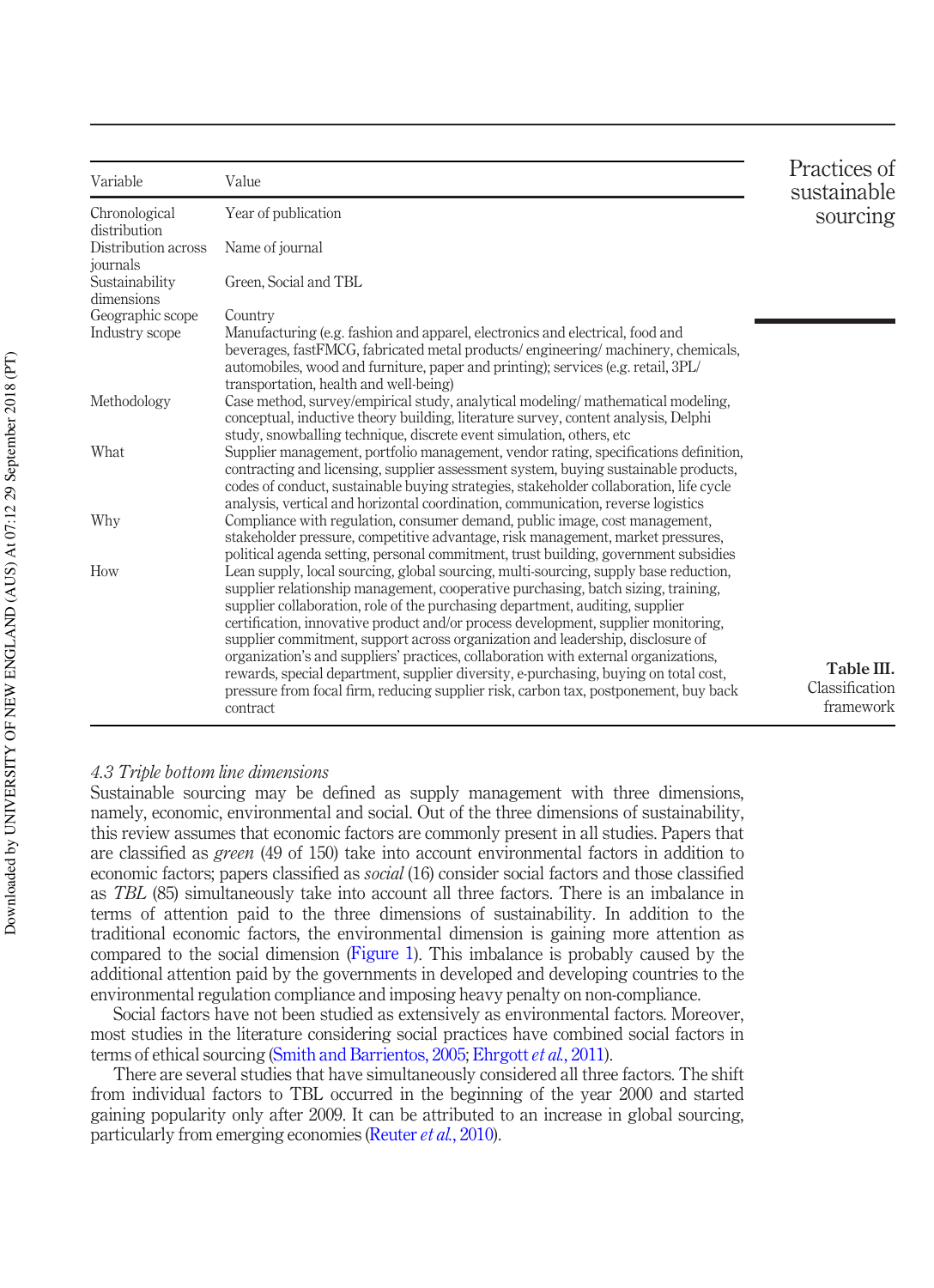Table III. Classification framework

| Variable | Value |
|---|---|
| Chronological distribution | Year of publication |
| Distribution across journals | Name of journal |
| Sustainability dimensions | Green, Social and TBL |
| Geographic scope | Country |
| Industry scope | Manufacturing (e.g. fashion and apparel, electronics and electrical, food and beverages, fastFMCG, fabricated metal products/ engineering/ machinery, chemicals, automobiles, wood and furniture, paper and printing); services (e.g. retail, 3PL/ transportation, health and well-being) |
| Methodology | Case method, survey/empirical study, analytical modeling/ mathematical modeling, conceptual, inductive theory building, literature survey, content analysis, Delphi study, snowballing technique, discrete event simulation, others, etc |
| What | Supplier management, portfolio management, vendor rating, specifications definition, contracting and licensing, supplier assessment system, buying sustainable products, codes of conduct, sustainable buying strategies, stakeholder collaboration, life cycle analysis, vertical and horizontal coordination, communication, reverse logistics |
| Why | Compliance with regulation, consumer demand, public image, cost management, stakeholder pressure, competitive advantage, risk management, market pressures, political agenda setting, personal commitment, trust building, government subsidies |
| How | Lean supply, local sourcing, global sourcing, multi-sourcing, supply base reduction, supplier relationship management, cooperative purchasing, batch sizing, training, supplier collaboration, role of the purchasing department, auditing, supplier certification, innovative product and/or process development, supplier monitoring, supplier commitment, support across organization and leadership, disclosure of organization's and suppliers' practices, collaboration with external organizations, rewards, special department, supplier diversity, e-purchasing, buying on total cost, pressure from focal firm, reducing supplier risk, carbon tax, postponement, buy back contract |

### *4.3 Triple bottom line dimensions*

Sustainable sourcing may be defined as supply management with three dimensions, namely, economic, environmental and social. Out of the three dimensions of sustainability, this review assumes that economic factors are commonly present in all studies. Papers that are classified as *green* (49 of 150) take into account environmental factors in addition to economic factors; papers classified as *social* (16) consider social factors and those classified as *TBL* (85) simultaneously take into account all three factors. There is an imbalance in terms of attention paid to the three dimensions of sustainability. In addition to the traditional economic factors, the environmental dimension is gaining more attention as compared to the social dimension (Figure 1). This imbalance is probably caused by the additional attention paid by the governments in developed and developing countries to the environmental regulation compliance and imposing heavy penalty on non-compliance.

Social factors have not been studied as extensively as environmental factors. Moreover, most studies in the literature considering social practices have combined social factors in terms of ethical sourcing (Smith and Barrientos, 2005; Ehrgott *et al.*, 2011).

There are several studies that have simultaneously considered all three factors. The shift from individual factors to TBL occurred in the beginning of the year 2000 and started gaining popularity only after 2009. It can be attributed to an increase in global sourcing, particularly from emerging economies (Reuter *et al.*, 2010).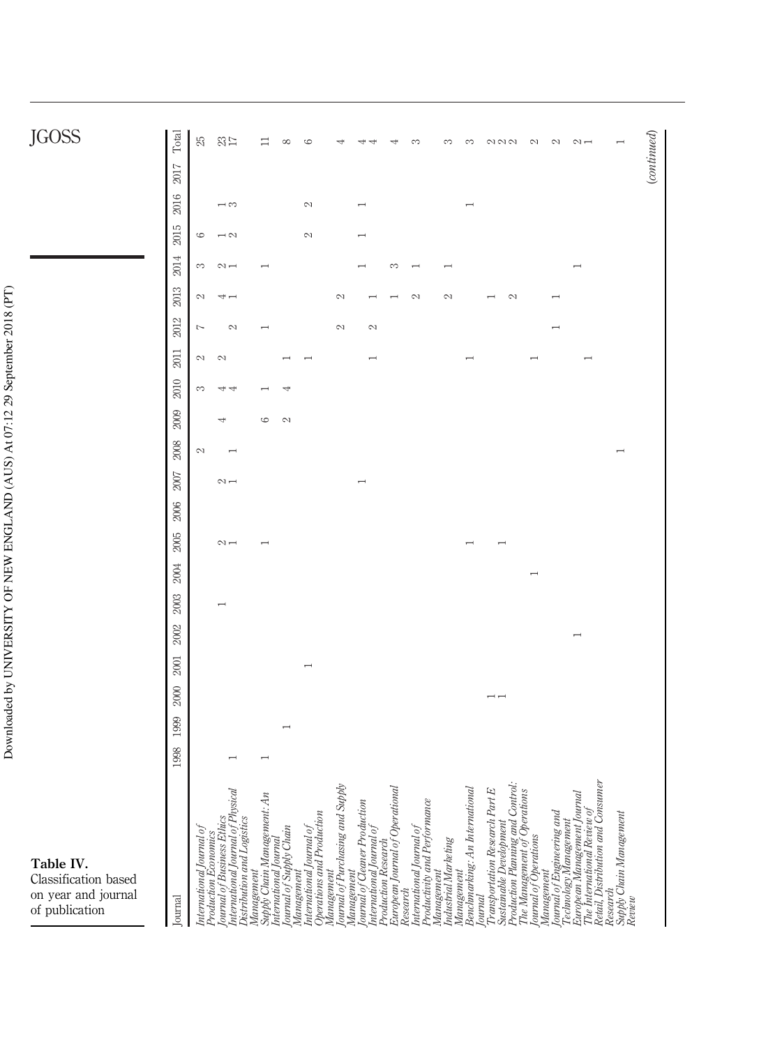**Table IV.** Classification based on year and journal of publication

| Journal | 1998 | 1999 | 2000 | 2001 | 2002 | 2003 | 2004 | 2005 | 2006 | 2007 | 2008 | 2009 | 2010 | 2011 | 2012 | 2013 | 2014 | 2015 | 2016 | 2017 | Total |
|---|---|---|---|---|---|---|---|---|---|---|---|---|---|---|---|---|---|---|---|---|---|
| International Journal of Production Economics | | | | | | | | | | | 2 | | 3 | 2 | 7 | 2 | 3 | 6 | | | 25 |
| Journal of Business Ethics | | | | | | 1 | | 2 | | 2 | | 4 | 4 | 2 | | 4 | 2 | 1 | 1 | | 23 |
| International Journal of Physical Distribution and Logistics Management | 1 | | | | | | | 1 | | 1 | 1 | | 4 | | 2 | 1 | 1 | 2 | 3 | | 17 |
| Supply Chain Management: An International Journal | 1 | | | | | | | 1 | | | | 6 | 1 | | 1 | | 1 | | | | 11 |
| Journal of Supply Chain Management | | 1 | | | | | | | | | | 2 | 4 | 1 | | | | | | | 8 |
| International Journal of Operations and Production Management | | | | 1 | | | | | | | | | | 1 | | | | 2 | 2 | | 6 |
| Journal of Purchasing and Supply Management | | | | | | | | | | | | | | | 2 | 2 | | | | | 4 |
| Journal of Cleaner Production | | | | | | | | | | | | | | 1 | | | 1 | 1 | 1 | | 4 |
| International Journal of Production Research | | | | | | | | | | 1 | | | | | 2 | 1 | | | | | 4 |
| European Journal of Operational Research | | | | | | | | | | | | | | | | 1 | 3 | | | | 4 |
| International Journal of Productivity and Performance Management | | | | | | | | | | | | | | | | 2 | 1 | | | | 3 |
| Industrial Marketing Management | | | | | | | | | | | | | | | | 2 | 1 | | | | 3 |
| Benchmarking: An International Journal | | | | | | | | 1 | | | | | | 1 | | | | | 1 | | 3 |
| Transportation Research Part E | | | 1 | | | | | | | | | | | | | 1 | | | | | 2 |
| Sustainable Development | | | 1 | | | | | 1 | | | | | | | | | | | | | 2 |
| Production Planning and Control: The Management of Operations | | | | | | | | | | | | | | | | 2 | | | | | 2 |
| Journal of Operations Management | | | | | | | 1 | | | | | | | 1 | | | | | | | 2 |
| Journal of Engineering and Technology Management | | | | | | | | | | | | | | | 1 | 1 | | | | | 2 |
| European Management Journal | | | | | 1 | | | | | | | | | | | | 1 | | | | 2 |
| The International Review of Retail, Distribution and Consumer Research | | | | | | | | | | | | | | 1 | | | | | | | 1 |
| Supply Chain Management Review | | | | | | | | | | | 1 | | | | | | | | | | 1 |

*(continued)*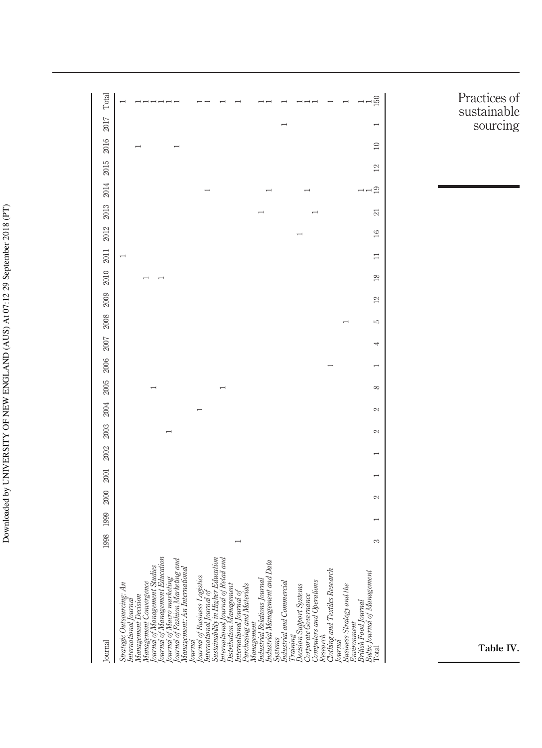| Journal | 1998 | 1999 | 2000 | 2001 | 2002 | 2003 | 2004 | 2005 | 2006 | 2007 | 2008 | 2009 | 2010 | 2011 | 2012 | 2013 | 2014 | 2015 | 2016 | 2017 | Total |
|---|---|---|---|---|---|---|---|---|---|---|---|---|---|---|---|---|---|---|---|---|---|
| *Strategic Outsourcing: An International Journal* | | | | | | | | | | | | | | 1 | | | | | | | 1 |
| *Management Decision* | | | | | | | | | | | | | | | | | | | 1 | | 1 |
| *Management Convergence* | | | | | | | | | | | | | 1 | | | | | | | | 1 |
| *Journal of Management Studies* | | | | | | | | 1 | | | | | | | | | | | | | 1 |
| *Journal of Management Education* | | | | | | | | | | | | | 1 | | | | | | | | 1 |
| *Journal of Macro marketing* | | | | | | 1 | | | | | | | | | | | | | | | 1 |
| *Journal of Fashion Marketing and Management: An International Journal* | | | | | | | | | | | | | | | | | | | 1 | | 1 |
| *Journal of Business Logistics* | | | | | | | 1 | | | | | | | | | | | | | | 1 |
| *International Journal of Sustainability in Higher Education* | | | | | | | | | | | | | | | | | 1 | | | | 1 |
| *International Journal of Retail and Distribution Management* | | | | | | | | 1 | | | | | | | | | | | | | 1 |
| *International Journal of Purchasing and Materials Management* | 1 | | | | | | | | | | | | | | | | | | | | 1 |
| *Industrial Relations Journal* | | | | | | | | | | | | | | | | 1 | | | | | 1 |
| *Industrial Management and Data Systems* | | | | | | | | | | | | | | | | | 1 | | | | 1 |
| *Industrial and Commercial Training* | | | | | | | | | | | | | | | | | | | | 1 | 1 |
| *Decision Support Systems* | | | | | | | | | | | | | | | 1 | | | | | | 1 |
| *Corporate Governance* | | | | | | | | | | | | | | | | | 1 | | | | 1 |
| *Computers and Operations Research* | | | | | | | | | | | | | | | | 1 | | | | | 1 |
| *Clothing and Textiles Research Journal* | | | | | | | | | 1 | | | | | | | | | | | | 1 |
| *Business Strategy and the Environment* | | | | | | | | | | | 1 | | | | | | | | | | 1 |
| *British Food Journal* | | | | | | | | | | | | | | | | | 1 | | | | 1 |
| *Baltic Journal of Management* | | | | | | | | | | | | | | | | | 1 | | | | 1 |
| Total | 3 | 1 | 2 | 1 | 1 | 2 | 2 | 8 | 1 | 4 | 5 | 12 | 18 | 11 | 16 | 21 | 19 | 12 | 10 | 1 | 150 |

**Table IV.**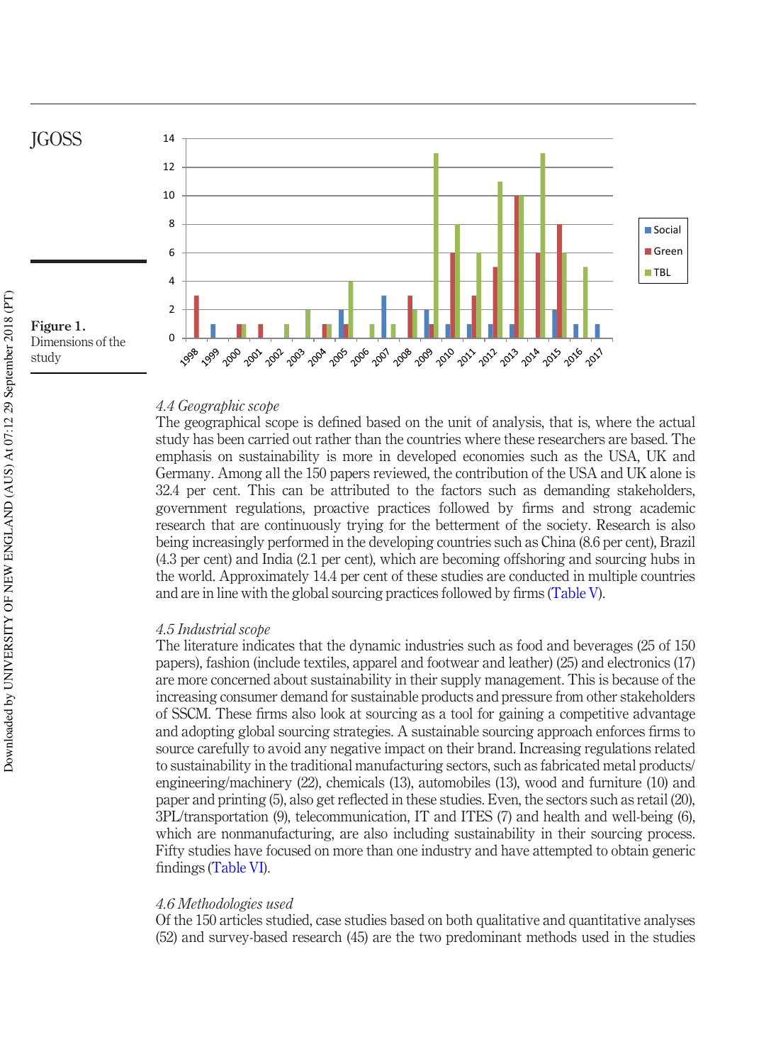Figure 1.
Dimensions of the study

### 4.4 Geographic scope

The geographical scope is defined based on the unit of analysis, that is, where the actual study has been carried out rather than the countries where these researchers are based. The emphasis on sustainability is more in developed economies such as the USA, UK and Germany. Among all the 150 papers reviewed, the contribution of the USA and UK alone is 32.4 per cent. This can be attributed to the factors such as demanding stakeholders, government regulations, proactive practices followed by firms and strong academic research that are continuously trying for the betterment of the society. Research is also being increasingly performed in the developing countries such as China (8.6 per cent), Brazil (4.3 per cent) and India (2.1 per cent), which are becoming offshoring and sourcing hubs in the world. Approximately 14.4 per cent of these studies are conducted in multiple countries and are in line with the global sourcing practices followed by firms (Table V).

### 4.5 Industrial scope

The literature indicates that the dynamic industries such as food and beverages (25 of 150 papers), fashion (include textiles, apparel and footwear and leather) (25) and electronics (17) are more concerned about sustainability in their supply management. This is because of the increasing consumer demand for sustainable products and pressure from other stakeholders of SSCM. These firms also look at sourcing as a tool for gaining a competitive advantage and adopting global sourcing strategies. A sustainable sourcing approach enforces firms to source carefully to avoid any negative impact on their brand. Increasing regulations related to sustainability in the traditional manufacturing sectors, such as fabricated metal products/engineering/machinery (22), chemicals (13), automobiles (13), wood and furniture (10) and paper and printing (5), also get reflected in these studies. Even, the sectors such as retail (20), 3PL/transportation (9), telecommunication, IT and ITES (7) and health and well-being (6), which are nonmanufacturing, are also including sustainability in their sourcing process. Fifty studies have focused on more than one industry and have attempted to obtain generic findings (Table VI).

### 4.6 Methodologies used

Of the 150 articles studied, case studies based on both qualitative and quantitative analyses (52) and survey-based research (45) are the two predominant methods used in the studies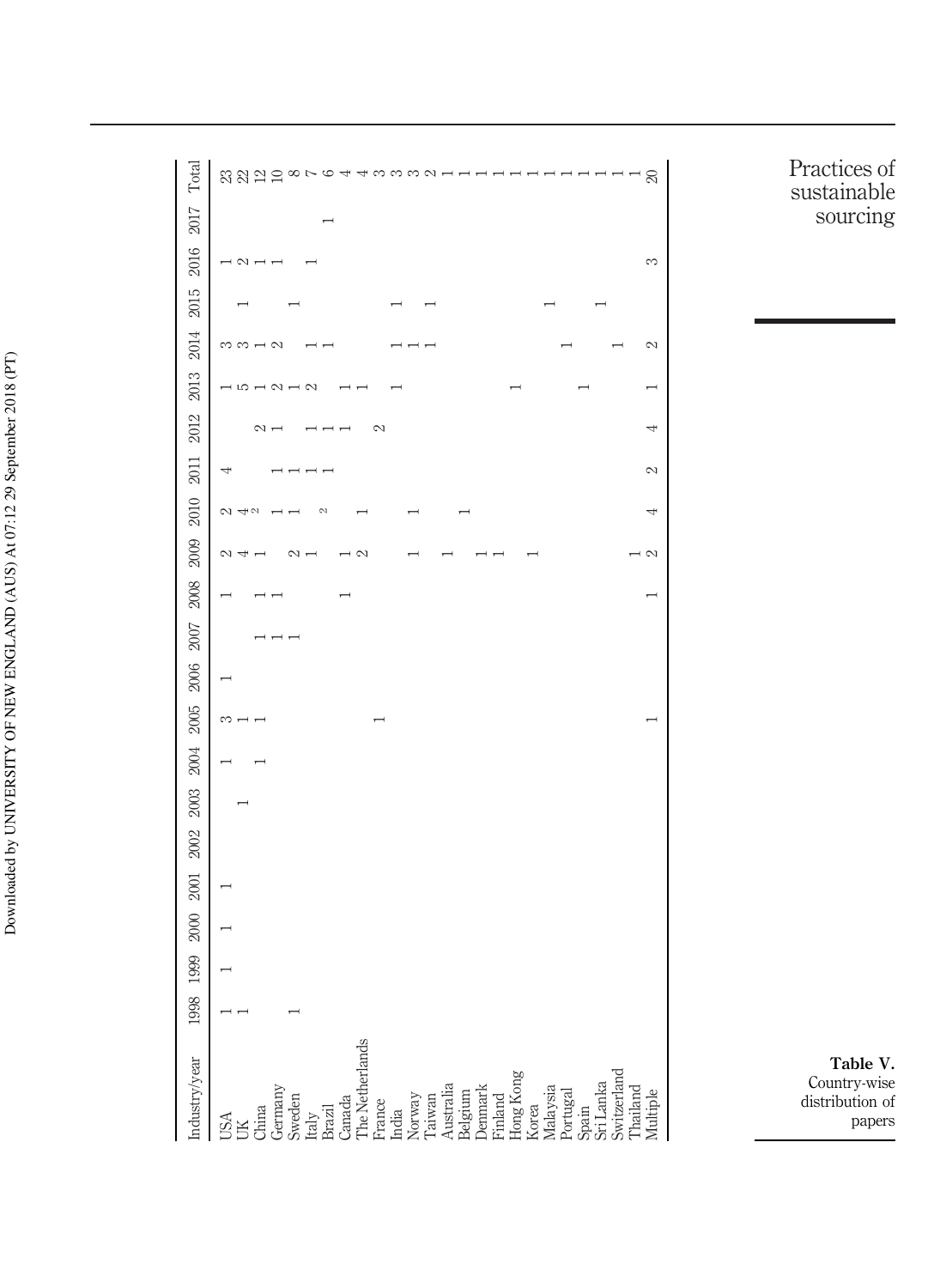**Table V.** Country-wise distribution of papers

| Industry/year | 1998 | 1999 | 2000 | 2001 | 2002 | 2003 | 2004 | 2005 | 2006 | 2007 | 2008 | 2009 | 2010 | 2011 | 2012 | 2013 | 2014 | 2015 | 2016 | 2017 | Total |
|---|---|---|---|---|---|---|---|---|---|---|---|---|---|---|---|---|---|---|---|---|---|
| USA | 1 | 1 | 1 | 1 | | | 1 | 3 | 1 | | 1 | 2 | 2 | 4 | | 1 | 3 | | 1 | | 23 |
| UK | 1 | | | | | 1 | | 1 | | | | 4 | 4 | | | 5 | 3 | 1 | 2 | | 22 |
| China | | | | | | | 1 | 1 | | 1 | 1 | 1 | 2 | | 2 | 1 | 1 | | 1 | | 12 |
| Germany | | | | | | | | | | 1 | 1 | | 1 | 1 | 1 | 2 | 2 | | 1 | | 10 |
| Sweden | 1 | | | | | | | | | 1 | | 2 | 1 | 1 | | 1 | | 1 | | | 8 |
| Italy | | | | | | | | | | | | 1 | | 1 | 1 | 2 | 1 | | 1 | | 7 |
| Brazil | | | | | | | | | | | | | 2 | 1 | 1 | | 1 | | | 1 | 6 |
| Canada | | | | | | | | | | | 1 | 1 | | | 1 | 1 | | | | | 4 |
| The Netherlands | | | | | | | | | | | | 2 | 1 | | | 1 | | | | | 4 |
| France | | | | | | | | 1 | | | | | | | 2 | | | | | | 3 |
| India | | | | | | | | | | | | | | | | 1 | 1 | 1 | | | 3 |
| Norway | | | | | | | | | | | | 1 | 1 | | | | 1 | | | | 3 |
| Taiwan | | | | | | | | | | | | | | | | | 1 | 1 | | | 2 |
| Australia | | | | | | | | | | | | 1 | | | | | | | | | 1 |
| Belgium | | | | | | | | | | | | | 1 | | | | | | | | 1 |
| Denmark | | | | | | | | | | | | 1 | | | | | | | | | 1 |
| Finland | | | | | | | | | | | | 1 | | | | | | | | | 1 |
| Hong Kong | | | | | | | | | | | | | | | | 1 | | | | | 1 |
| Korea | | | | | | | | | | | | 1 | | | | | | | | | 1 |
| Malaysia | | | | | | | | | | | | | | | | | | 1 | | | 1 |
| Portugal | | | | | | | | | | | | | | | | | 1 | | | | 1 |
| Spain | | | | | | | | | | | | | | | | 1 | | | | | 1 |
| Sri Lanka | | | | | | | | | | | | | | | | | | 1 | | | 1 |
| Switzerland | | | | | | | | | | | | | | | | | 1 | | | | 1 |
| Thailand | | | | | | | | | | | | 1 | | | | | | | | | 1 |
| Multiple | | | | | | | | 1 | | | 1 | 2 | 4 | 2 | 4 | 1 | 2 | | 3 | | 20 |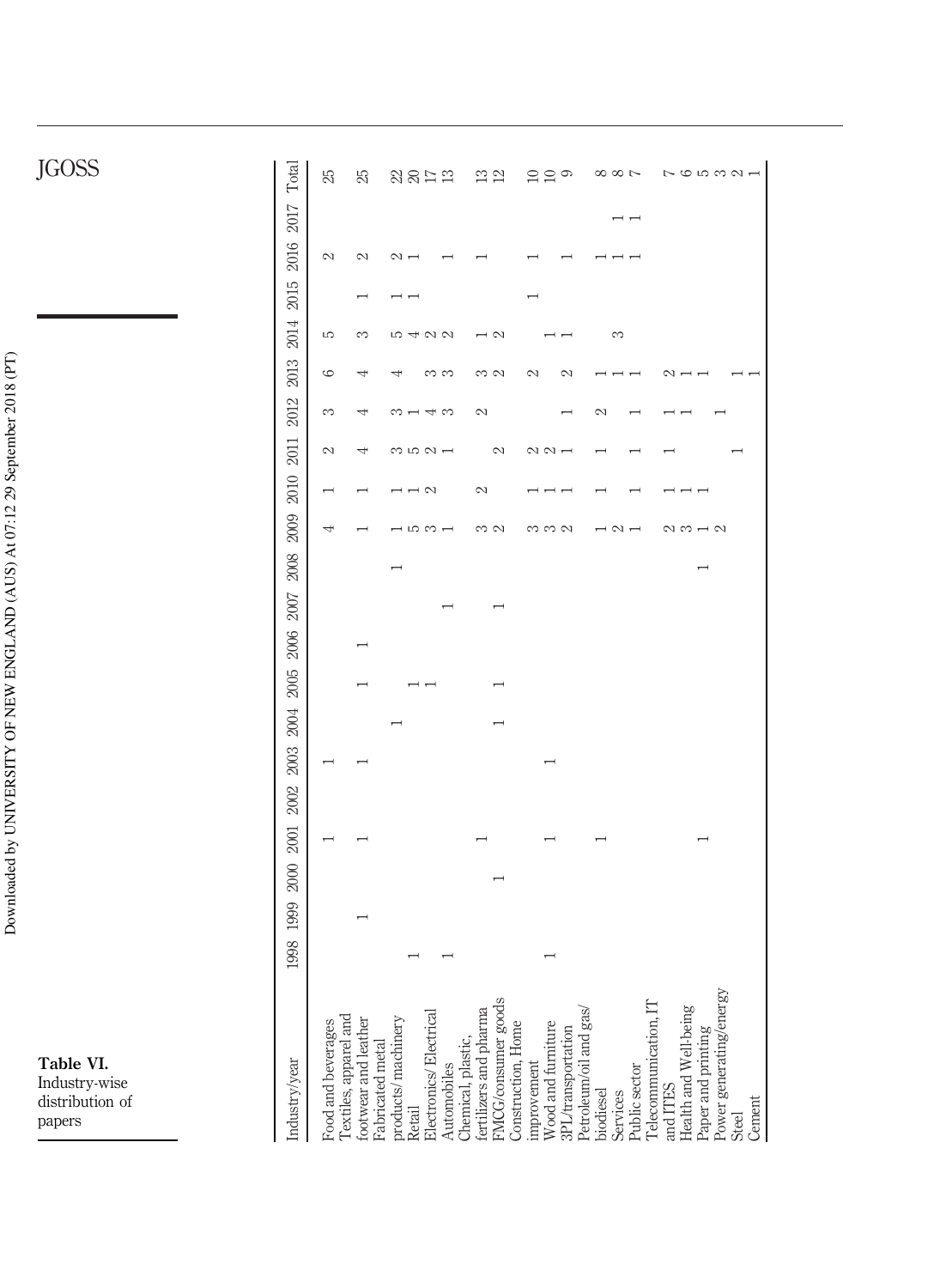**Table VI.** Industry-wise distribution of papers

| Industry/year | 1998 | 1999 | 2000 | 2001 | 2002 | 2003 | 2004 | 2005 | 2006 | 2007 | 2008 | 2009 | 2010 | 2011 | 2012 | 2013 | 2014 | 2015 | 2016 | 2017 | Total |
|---|---|---|---|---|---|---|---|---|---|---|---|---|---|---|---|---|---|---|---|---|---|
| Food and beverages | | | | 1 | | 1 | | | | | | 4 | 1 | 2 | 3 | 6 | 5 | | 2 | | 25 |
| Textiles, apparel and footwear and leather | | 1 | | 1 | | 1 | | 1 | 1 | | | 1 | 1 | 4 | 4 | 4 | 3 | 1 | 2 | | 25 |
| Fabricated metal products/machinery | | | | | | | 1 | | | | 1 | 1 | 1 | 3 | 3 | 4 | 5 | 1 | 2 | | 22 |
| Retail | 1 | | | | | | | 1 | | | | 5 | 1 | 5 | 1 | | 4 | 1 | 1 | | 20 |
| Electronics/Electrical | | | | | | | | 1 | | | | 3 | 2 | 2 | 4 | 3 | 2 | | | | 17 |
| Automobiles | 1 | | | | | | | | | 1 | | 1 | | 1 | 3 | 3 | 2 | | 1 | | 13 |
| Chemical, plastic, fertilizers and pharma | | | | 1 | | | | | | | | 3 | 2 | | 2 | 3 | 1 | | 1 | | 13 |
| FMCG/consumer goods | | | 1 | | | | 1 | 1 | | 1 | | 2 | | 2 | | 2 | 2 | | | | 12 |
| Construction, Home improvement | | | | | | | | | | | | 3 | 1 | 2 | | 2 | | 1 | 1 | | 10 |
| Wood and furniture | 1 | | | 1 | | 1 | | | | | | 3 | 1 | 2 | | | 1 | | | | 10 |
| 3PL/transportation | | | | | | | | | | | | 2 | 1 | 1 | 1 | 2 | 1 | | 1 | | 9 |
| Petroleum/oil and gas/biodiesel | | | | 1 | | | | | | | | 1 | 1 | 1 | 2 | 1 | | | 1 | | 8 |
| Services | | | | | | | | | | | | 2 | | | | 1 | 3 | | 1 | 1 | 8 |
| Public sector | | | | | | | | | | | | 1 | 1 | 1 | 1 | 1 | | | 1 | 1 | 7 |
| Telecommunication, IT and ITES | | | | | | | | | | | | 2 | 1 | 1 | 1 | 2 | | | | | 7 |
| Health and Well-being | | | | | | | | | | | | 3 | 1 | | 1 | 1 | | | | | 6 |
| Paper and printing | | | | 1 | | | | | | | 1 | 1 | 1 | | | 1 | | | | | 5 |
| Power generating/energy | | | | | | | | | | | | 2 | | | 1 | | | | | | 3 |
| Steel | | | | | | | | | | | | | | 1 | | 1 | | | | | 2 |
| Cement | | | | | | | | | | | | | | | | 1 | | | | | 1 |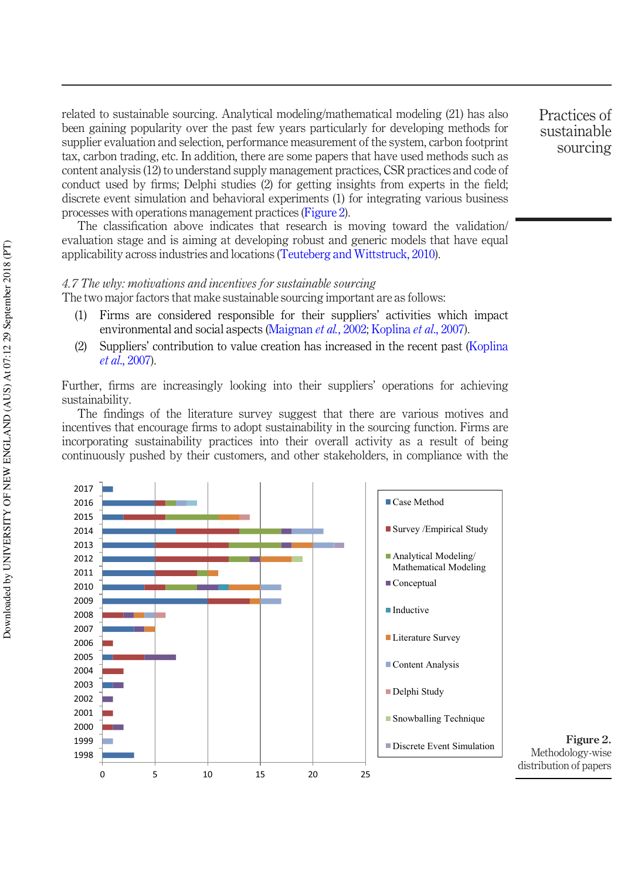related to sustainable sourcing. Analytical modeling/mathematical modeling (21) has also been gaining popularity over the past few years particularly for developing methods for supplier evaluation and selection, performance measurement of the system, carbon footprint tax, carbon trading, etc. In addition, there are some papers that have used methods such as content analysis (12) to understand supply management practices, CSR practices and code of conduct used by firms; Delphi studies (2) for getting insights from experts in the field; discrete event simulation and behavioral experiments (1) for integrating various business processes with operations management practices (Figure 2).

The classification above indicates that research is moving toward the validation/evaluation stage and is aiming at developing robust and generic models that have equal applicability across industries and locations (Teuteberg and Wittstruck, 2010).

### *4.7 The why: motivations and incentives for sustainable sourcing*

The two major factors that make sustainable sourcing important are as follows:

1. Firms are considered responsible for their suppliers' activities which impact environmental and social aspects (Maignan *et al.*, 2002; Koplina *et al.*, 2007).
2. Suppliers' contribution to value creation has increased in the recent past (Koplina *et al.*, 2007).

Further, firms are increasingly looking into their suppliers' operations for achieving sustainability.

The findings of the literature survey suggest that there are various motives and incentives that encourage firms to adopt sustainability in the sourcing function. Firms are incorporating sustainability practices into their overall activity as a result of being continuously pushed by their customers, and other stakeholders, in compliance with the

**Figure 2.** Methodology-wise distribution of papers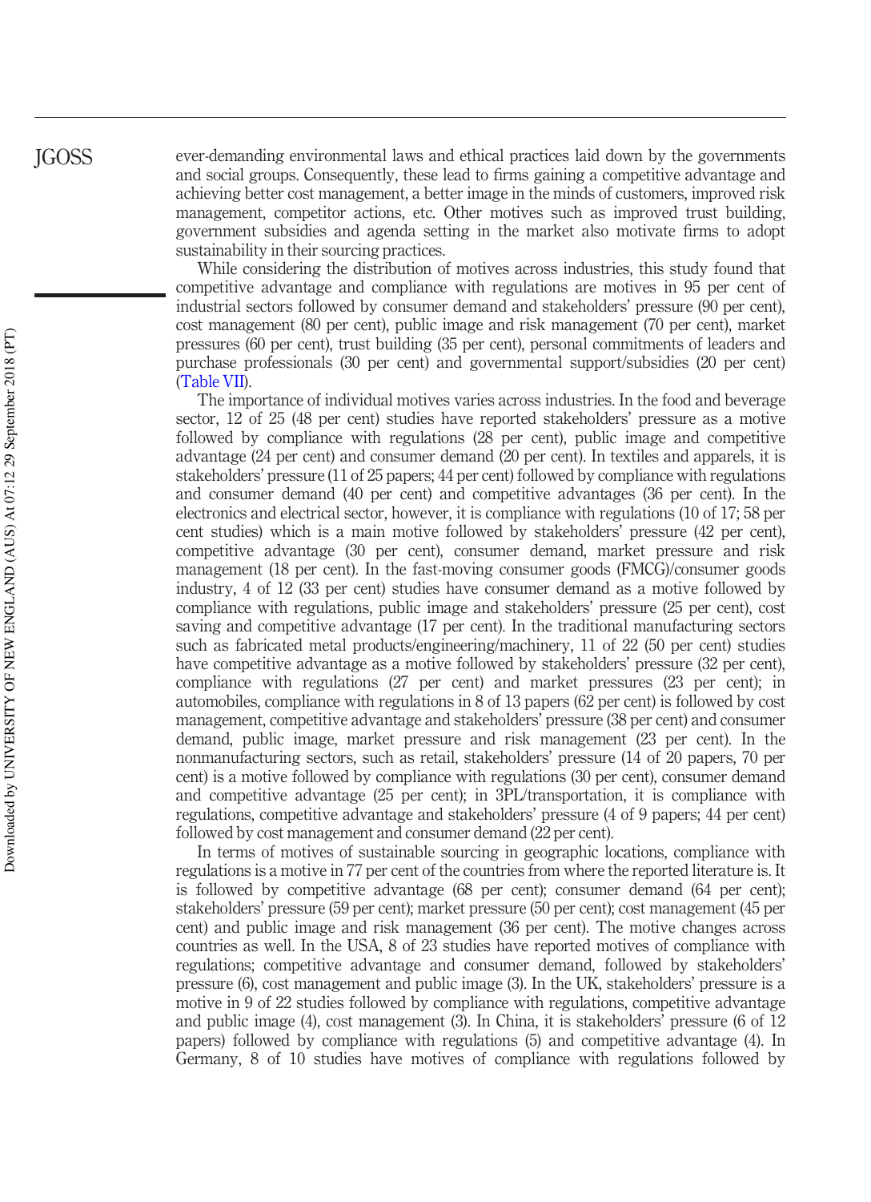ever-demanding environmental laws and ethical practices laid down by the governments and social groups. Consequently, these lead to firms gaining a competitive advantage and achieving better cost management, a better image in the minds of customers, improved risk management, competitor actions, etc. Other motives such as improved trust building, government subsidies and agenda setting in the market also motivate firms to adopt sustainability in their sourcing practices.

While considering the distribution of motives across industries, this study found that competitive advantage and compliance with regulations are motives in 95 per cent of industrial sectors followed by consumer demand and stakeholders' pressure (90 per cent), cost management (80 per cent), public image and risk management (70 per cent), market pressures (60 per cent), trust building (35 per cent), personal commitments of leaders and purchase professionals (30 per cent) and governmental support/subsidies (20 per cent) (Table VII).

The importance of individual motives varies across industries. In the food and beverage sector, 12 of 25 (48 per cent) studies have reported stakeholders' pressure as a motive followed by compliance with regulations (28 per cent), public image and competitive advantage (24 per cent) and consumer demand (20 per cent). In textiles and apparels, it is stakeholders' pressure (11 of 25 papers; 44 per cent) followed by compliance with regulations and consumer demand (40 per cent) and competitive advantages (36 per cent). In the electronics and electrical sector, however, it is compliance with regulations (10 of 17; 58 per cent studies) which is a main motive followed by stakeholders' pressure (42 per cent), competitive advantage (30 per cent), consumer demand, market pressure and risk management (18 per cent). In the fast-moving consumer goods (FMCG)/consumer goods industry, 4 of 12 (33 per cent) studies have consumer demand as a motive followed by compliance with regulations, public image and stakeholders' pressure (25 per cent), cost saving and competitive advantage (17 per cent). In the traditional manufacturing sectors such as fabricated metal products/engineering/machinery, 11 of 22 (50 per cent) studies have competitive advantage as a motive followed by stakeholders' pressure (32 per cent), compliance with regulations (27 per cent) and market pressures (23 per cent); in automobiles, compliance with regulations in 8 of 13 papers (62 per cent) is followed by cost management, competitive advantage and stakeholders' pressure (38 per cent) and consumer demand, public image, market pressure and risk management (23 per cent). In the nonmanufacturing sectors, such as retail, stakeholders' pressure (14 of 20 papers, 70 per cent) is a motive followed by compliance with regulations (30 per cent), consumer demand and competitive advantage (25 per cent); in 3PL/transportation, it is compliance with regulations, competitive advantage and stakeholders' pressure (4 of 9 papers; 44 per cent) followed by cost management and consumer demand (22 per cent).

In terms of motives of sustainable sourcing in geographic locations, compliance with regulations is a motive in 77 per cent of the countries from where the reported literature is. It is followed by competitive advantage (68 per cent); consumer demand (64 per cent); stakeholders' pressure (59 per cent); market pressure (50 per cent); cost management (45 per cent) and public image and risk management (36 per cent). The motive changes across countries as well. In the USA, 8 of 23 studies have reported motives of compliance with regulations; competitive advantage and consumer demand, followed by stakeholders' pressure (6), cost management and public image (3). In the UK, stakeholders' pressure is a motive in 9 of 22 studies followed by compliance with regulations, competitive advantage and public image (4), cost management (3). In China, it is stakeholders' pressure (6 of 12 papers) followed by compliance with regulations (5) and competitive advantage (4). In Germany, 8 of 10 studies have motives of compliance with regulations followed by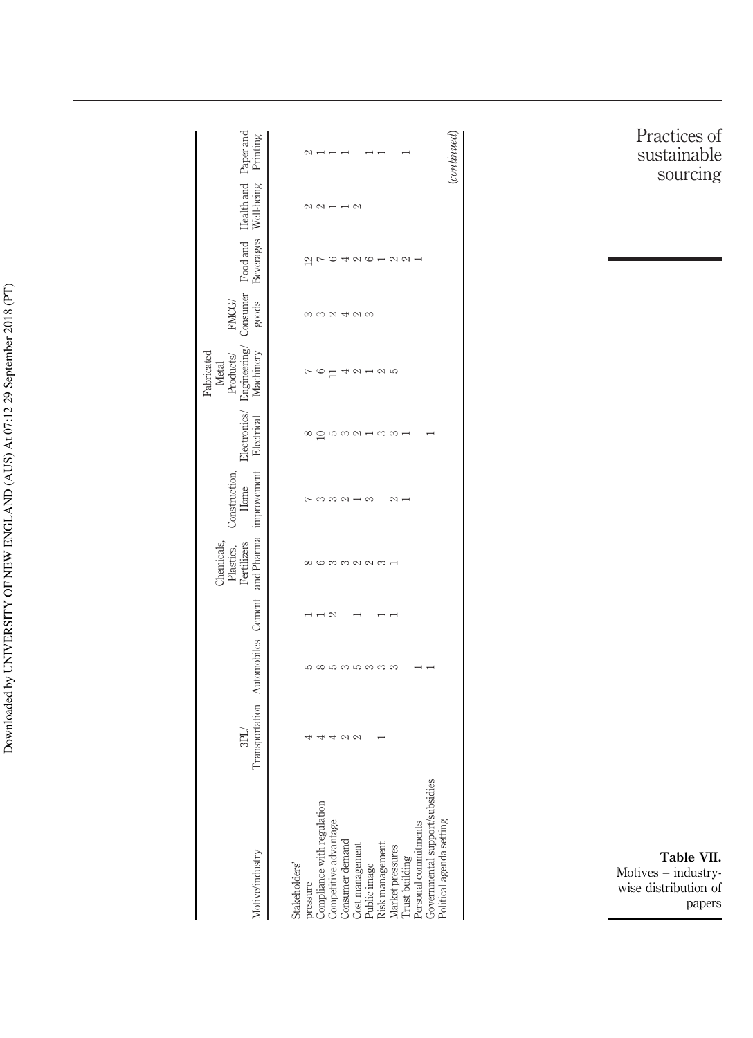**Table VII.** Motives – industry-wise distribution of papers

| Motive/industry | 3PL/ Transportation | Automobiles | Cement | Chemicals, Plastics, Fertilizers and Pharma | Construction, Home improvement | Electronics/ Electrical | Fabricated Metal Products/ Engineering/ Machinery | FMCG/ Consumer goods | Food and Beverages | Health and Well-being | Paper and Printing |
|---|---|---|---|---|---|---|---|---|---|---|---|
| Stakeholders' pressure | 4 | 5 | 1 | 8 | 7 | 8 | 7 | 3 | 12 | 2 | 2 |
| Compliance with regulation | 4 | 8 | 1 | 6 | 3 | 10 | 6 | 3 | 7 | 2 | 1 |
| Competitive advantage | 4 | 5 | 2 | 3 | 3 | 5 | 11 | 2 | 6 | 1 | 1 |
| Consumer demand | 2 | 3 | | 3 | 2 | 3 | 4 | 4 | 4 | 1 | 1 |
| Cost management | 2 | 5 | 1 | 2 | 1 | 2 | 2 | 2 | 2 | 2 | |
| Public image | | 3 | | 2 | 3 | 1 | 1 | 3 | 6 | | 1 |
| Risk management | 1 | 3 | 1 | 3 | | 3 | 2 | | 1 | | 1 |
| Market pressures | | 3 | 1 | 1 | 2 | 3 | 5 | | 2 | | |
| Trust building | | | | | 1 | 1 | | | 2 | | 1 |
| Personal commitments | | 1 | | | | | | | 1 | | |
| Governmental support/subsidies | | 1 | | | | 1 | | | | | |
| Political agenda setting | | | | | | | | | | | |

(*continued*)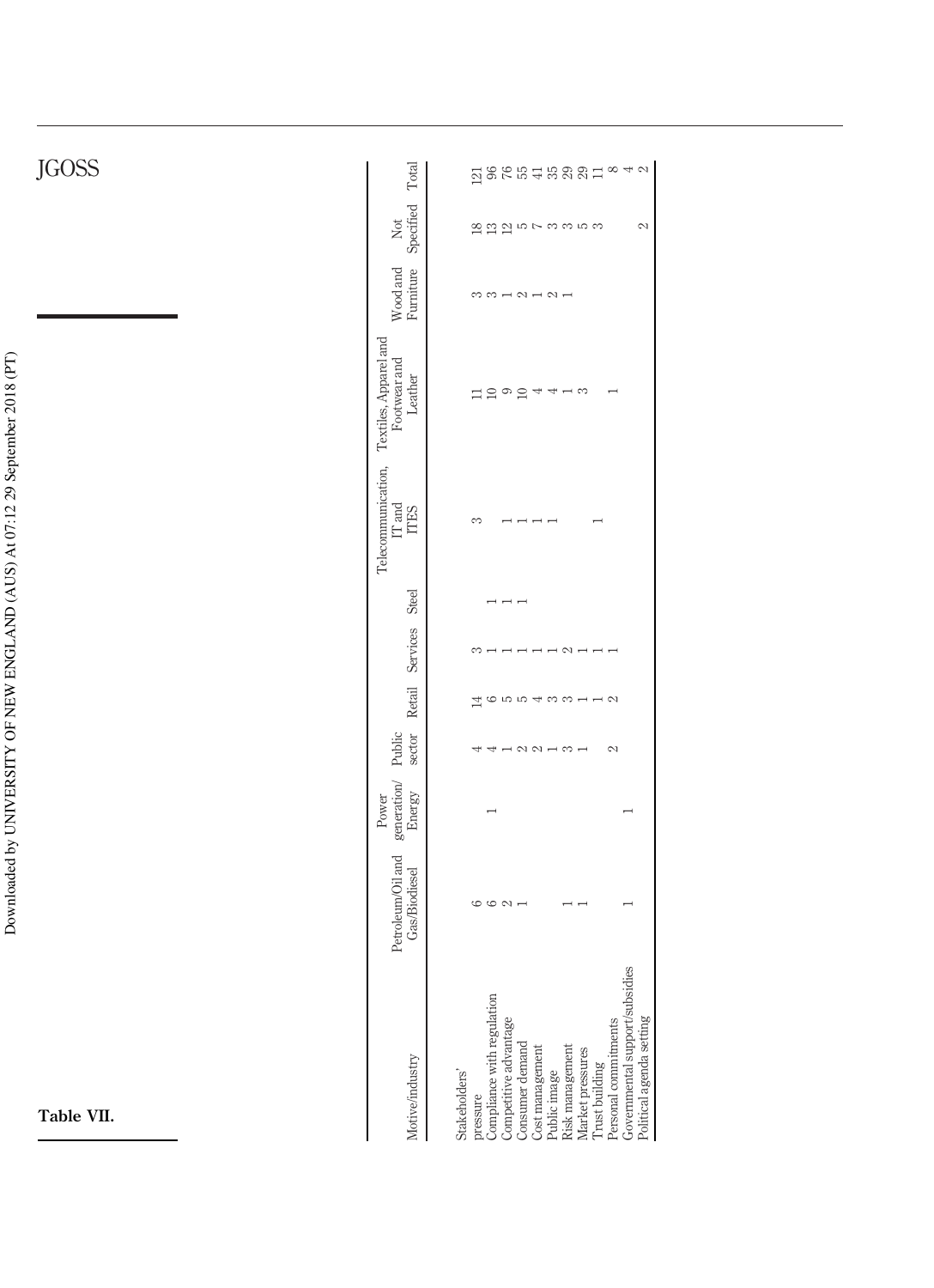**Table VII.**

| Motive/industry | Petroleum/Oil and Gas/Biodiesel | Power generation/ Energy | Public sector | Retail | Services | Steel | Telecommunication, IT and ITES | Textiles, Apparel and Footwear and Leather | Wood and Furniture | Not Specified | Total |
|---|---|---|---|---|---|---|---|---|---|---|---|
| Stakeholders' pressure | 6 | | 4 | 14 | 3 | | 3 | 11 | 3 | 18 | 121 |
| Compliance with regulation | 6 | 1 | 4 | 6 | 1 | 1 | | 10 | 3 | 13 | 96 |
| Competitive advantage | 2 | | 1 | 5 | 1 | 1 | 1 | 9 | 1 | 12 | 76 |
| Consumer demand | 1 | | 2 | 5 | 1 | 1 | 1 | 10 | 2 | 5 | 55 |
| Cost management | | | 2 | 4 | 1 | | 1 | 4 | 1 | 7 | 41 |
| Public image | | | 1 | 3 | | | 1 | 4 | 2 | 3 | 35 |
| Risk management | 1 | | 3 | 3 | 2 | | | 1 | 1 | 3 | 29 |
| Market pressures | 1 | | 1 | 1 | 1 | | | 3 | | 5 | 29 |
| Trust building | | | | 1 | 1 | | 1 | | | 3 | 11 |
| Personal commitments | | | 2 | 2 | 1 | | | 1 | | | 8 |
| Governmental support/subsidies | 1 | 1 | | | | | | | | | 4 |
| Political agenda setting | | | | | | | | | | 2 | 2 |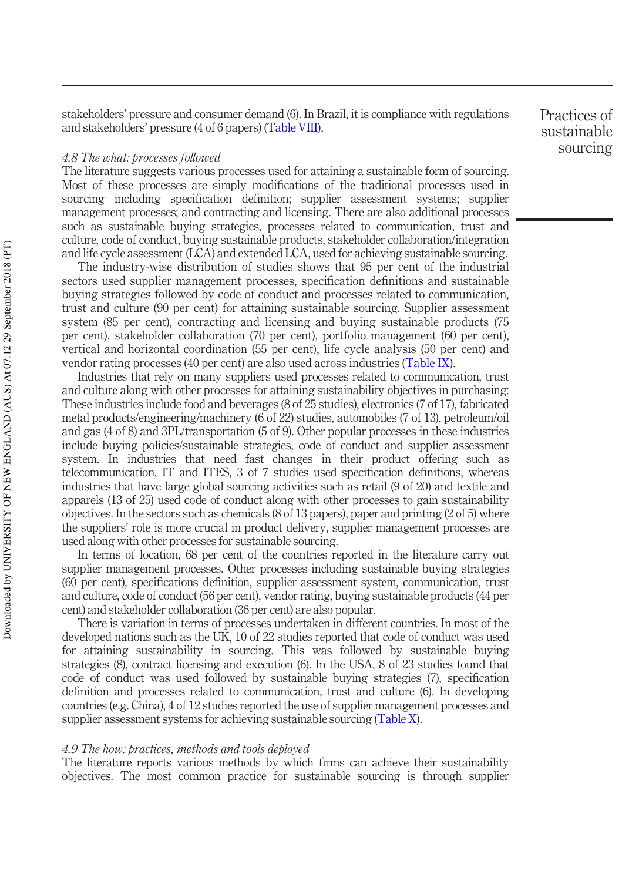stakeholders' pressure and consumer demand (6). In Brazil, it is compliance with regulations and stakeholders' pressure (4 of 6 papers) (Table VIII).

### *4.8 The what: processes followed*

The literature suggests various processes used for attaining a sustainable form of sourcing. Most of these processes are simply modifications of the traditional processes used in sourcing including specification definition; supplier assessment systems; supplier management processes; and contracting and licensing. There are also additional processes such as sustainable buying strategies, processes related to communication, trust and culture, code of conduct, buying sustainable products, stakeholder collaboration/integration and life cycle assessment (LCA) and extended LCA, used for achieving sustainable sourcing.

The industry-wise distribution of studies shows that 95 per cent of the industrial sectors used supplier management processes, specification definitions and sustainable buying strategies followed by code of conduct and processes related to communication, trust and culture (90 per cent) for attaining sustainable sourcing. Supplier assessment system (85 per cent), contracting and licensing and buying sustainable products (75 per cent), stakeholder collaboration (70 per cent), portfolio management (60 per cent), vertical and horizontal coordination (55 per cent), life cycle analysis (50 per cent) and vendor rating processes (40 per cent) are also used across industries (Table IX).

Industries that rely on many suppliers used processes related to communication, trust and culture along with other processes for attaining sustainability objectives in purchasing: These industries include food and beverages (8 of 25 studies), electronics (7 of 17), fabricated metal products/engineering/machinery (6 of 22) studies, automobiles (7 of 13), petroleum/oil and gas (4 of 8) and 3PL/transportation (5 of 9). Other popular processes in these industries include buying policies/sustainable strategies, code of conduct and supplier assessment system. In industries that need fast changes in their product offering such as telecommunication, IT and ITES, 3 of 7 studies used specification definitions, whereas industries that have large global sourcing activities such as retail (9 of 20) and textile and apparels (13 of 25) used code of conduct along with other processes to gain sustainability objectives. In the sectors such as chemicals (8 of 13 papers), paper and printing (2 of 5) where the suppliers' role is more crucial in product delivery, supplier management processes are used along with other processes for sustainable sourcing.

In terms of location, 68 per cent of the countries reported in the literature carry out supplier management processes. Other processes including sustainable buying strategies (60 per cent), specifications definition, supplier assessment system, communication, trust and culture, code of conduct (56 per cent), vendor rating, buying sustainable products (44 per cent) and stakeholder collaboration (36 per cent) are also popular.

There is variation in terms of processes undertaken in different countries. In most of the developed nations such as the UK, 10 of 22 studies reported that code of conduct was used for attaining sustainability in sourcing. This was followed by sustainable buying strategies (8), contract licensing and execution (6). In the USA, 8 of 23 studies found that code of conduct was used followed by sustainable buying strategies (7), specification definition and processes related to communication, trust and culture (6). In developing countries (e.g. China), 4 of 12 studies reported the use of supplier management processes and supplier assessment systems for achieving sustainable sourcing (Table X).

### *4.9 The how: practices, methods and tools deployed*

The literature reports various methods by which firms can achieve their sustainability objectives. The most common practice for sustainable sourcing is through supplier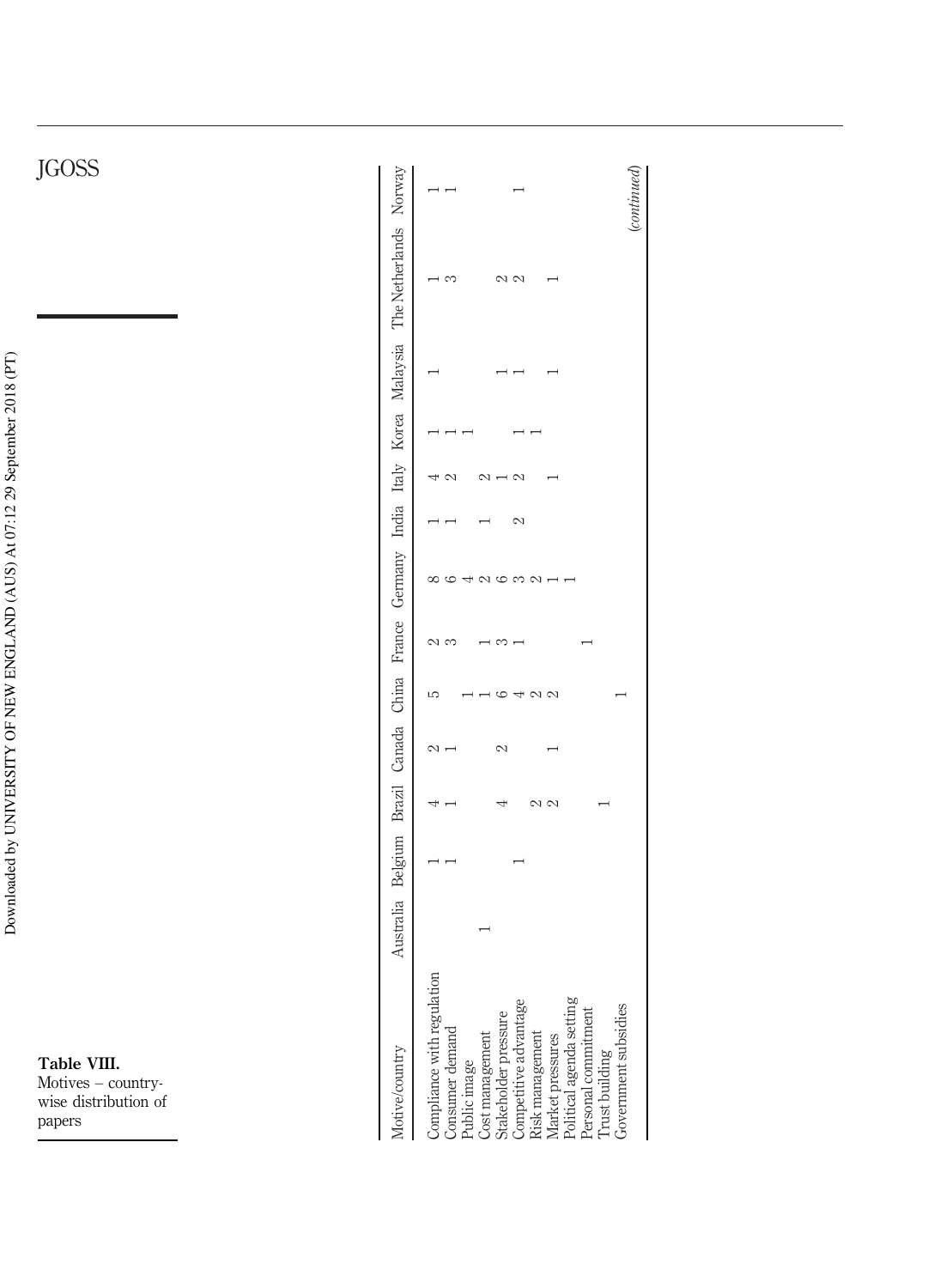**Table VIII.** Motives – country-wise distribution of papers

| Motive/country | Australia | Belgium | Brazil | Canada | China | France | Germany | India | Italy | Korea | Malaysia | The Netherlands | Norway |
|---|---|---|---|---|---|---|---|---|---|---|---|---|---|
| Compliance with regulation | | 1 | 4 | 2 | 5 | 2 | 8 | 1 | 4 | 1 | 1 | 1 | 1 |
| Consumer demand | | 1 | 1 | 1 | | 3 | 6 | 1 | 2 | 1 | | 3 | 1 |
| Public image | | | | | 1 | | 4 | | | 1 | | | |
| Cost management | 1 | | | | 1 | 1 | 2 | 1 | 2 | | | | |
| Stakeholder pressure | | | 4 | 2 | 6 | 3 | 6 | | 1 | | 1 | 2 | |
| Competitive advantage | | 1 | | | 4 | 1 | 3 | 2 | 2 | 1 | 1 | 2 | 1 |
| Risk management | | | 2 | | 2 | | 2 | | | 1 | | | |
| Market pressures | | | 2 | 1 | 2 | | 1 | | 1 | | 1 | 1 | |
| Political agenda setting | | | | | | | 1 | | | | | | |
| Personal commitment | | | | | | 1 | | | | | | | |
| Trust building | | | 1 | | | | | | | | | | |
| Government subsidies | | | | | 1 | | | | | | | | |

*(continued)*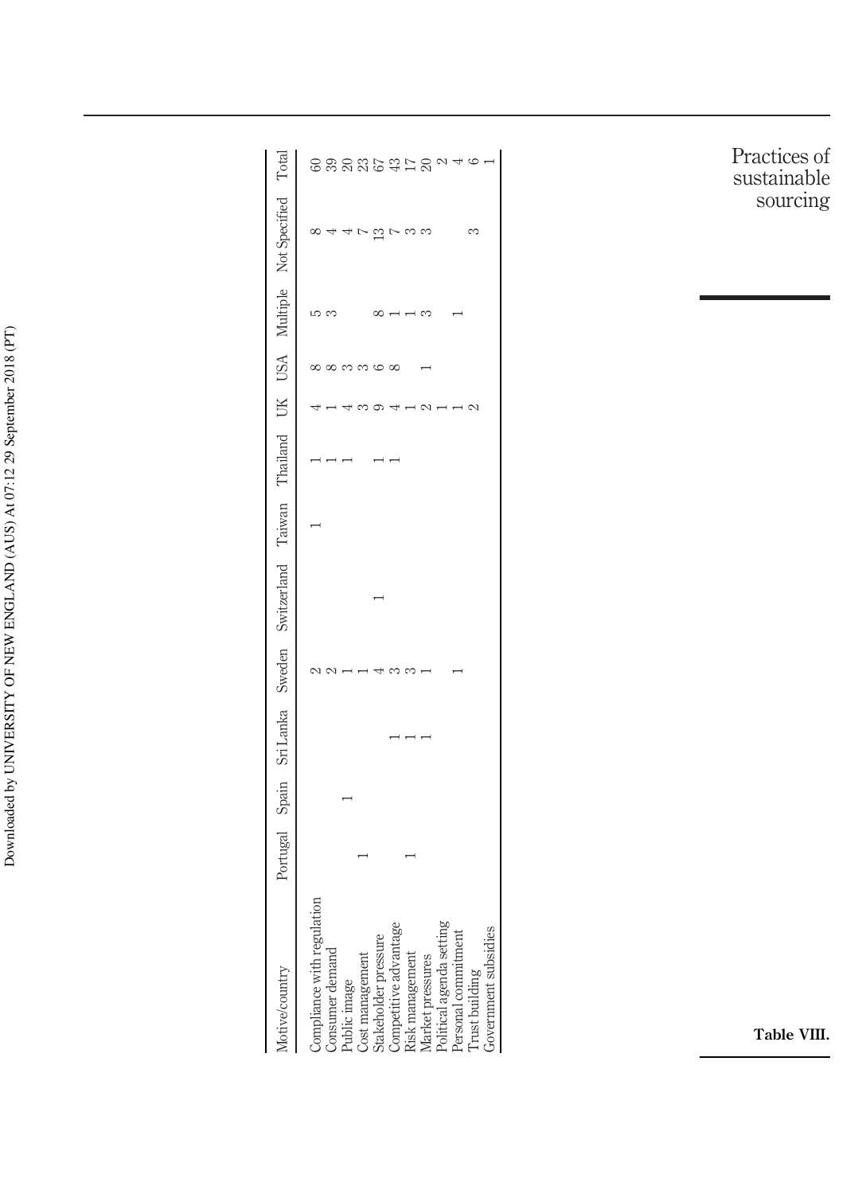**Table VIII.**

| Motive/country | Portugal | Spain | Sri Lanka | Sweden | Switzerland | Taiwan | Thailand | UK | USA | Multiple | Not Specified | Total |
|---|---|---|---|---|---|---|---|---|---|---|---|---|
| Compliance with regulation | | | | 2 | | 1 | 1 | 4 | 8 | 5 | 8 | 60 |
| Consumer demand | | | | 2 | | | 1 | 1 | 8 | 3 | 4 | 39 |
| Public image | | 1 | | 1 | | | 1 | 4 | 3 | | 4 | 20 |
| Cost management | 1 | | | 1 | | | | 3 | 3 | | 7 | 23 |
| Stakeholder pressure | | | | 4 | 1 | | 1 | 9 | 6 | 8 | 13 | 67 |
| Competitive advantage | | | 1 | 3 | | | 1 | 4 | 8 | 1 | 7 | 43 |
| Risk management | 1 | | 1 | 3 | | | | 1 | | 1 | 3 | 17 |
| Market pressures | | | 1 | 1 | | | | 2 | 1 | 3 | 3 | 20 |
| Political agenda setting | | | | | | | | 1 | | | | 2 |
| Personal commitment | | | | 1 | | | | 1 | | 1 | | 4 |
| Trust building | | | | | | | | 2 | | | 3 | 6 |
| Government subsidies | | | | | | | | | | | | 1 |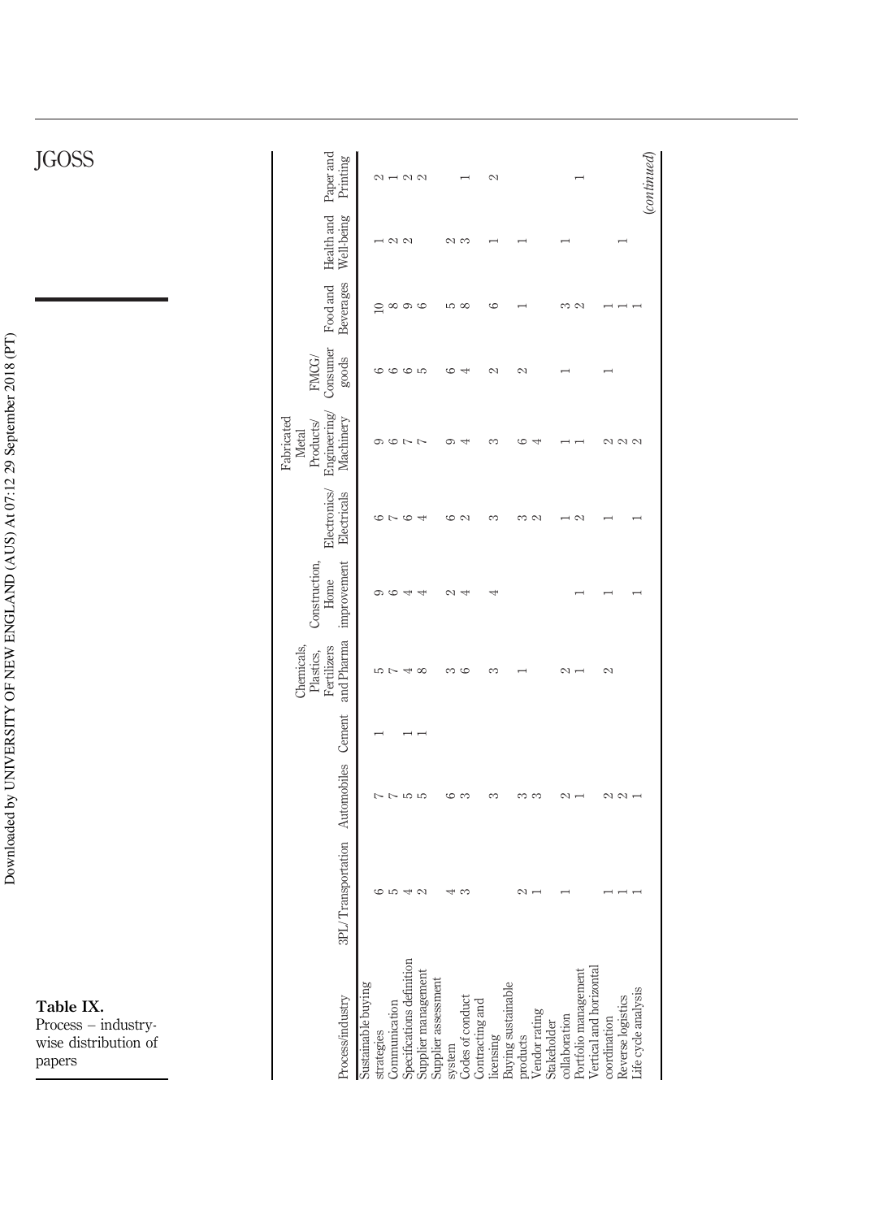**Table IX.** Process – industry-wise distribution of papers

| Process/industry | 3PL/Transportation | Automobiles | Cement | Chemicals, Plastics, Fertilizers and Pharma | Construction, Home improvement | Electronics/ Electricals | Fabricated Metal Products/ Engineering/ Machinery | FMCG/ Consumer goods | Food and Beverages | Health and Well-being | Paper and Printing |
|---|---|---|---|---|---|---|---|---|---|---|---|
| Sustainable buying strategies | 6 | 7 | 1 | 5 | 9 | 6 | 9 | 6 | 10 | 1 | 2 |
| Communication | 5 | 7 | | 7 | 6 | 7 | 6 | 6 | 8 | 2 | 1 |
| Specifications definition | 4 | 5 | 1 | 4 | 4 | 6 | 7 | 6 | 9 | 2 | 2 |
| Supplier management | 2 | 5 | 1 | 8 | 4 | 4 | 7 | 5 | 6 | | 2 |
| Supplier assessment system | 4 | 6 | | 3 | 2 | 6 | 9 | 6 | 5 | 2 | |
| Codes of conduct | 3 | 3 | | 6 | 4 | 2 | 4 | 4 | 8 | 3 | 1 |
| Contracting and licensing | | 3 | | 3 | 4 | 3 | 3 | 2 | 6 | 1 | 2 |
| Buying sustainable products | 2 | 3 | | 1 | | 3 | 6 | 2 | 1 | 1 | |
| Vendor rating | 1 | 3 | | | | 2 | 4 | | | | |
| Stakeholder collaboration | 1 | 2 | | 2 | | 1 | 1 | 1 | 3 | 1 | |
| Portfolio management | | 1 | | 1 | 1 | 2 | 1 | | 2 | | 1 |
| Vertical and horizontal coordination | 1 | 2 | | 2 | 1 | 1 | 2 | 1 | 1 | | |
| Reverse logistics | 1 | 2 | | | | | 2 | | 1 | 1 | |
| Life cycle analysis | 1 | 1 | | | 1 | 1 | 2 | | 1 | | |

(*continued*)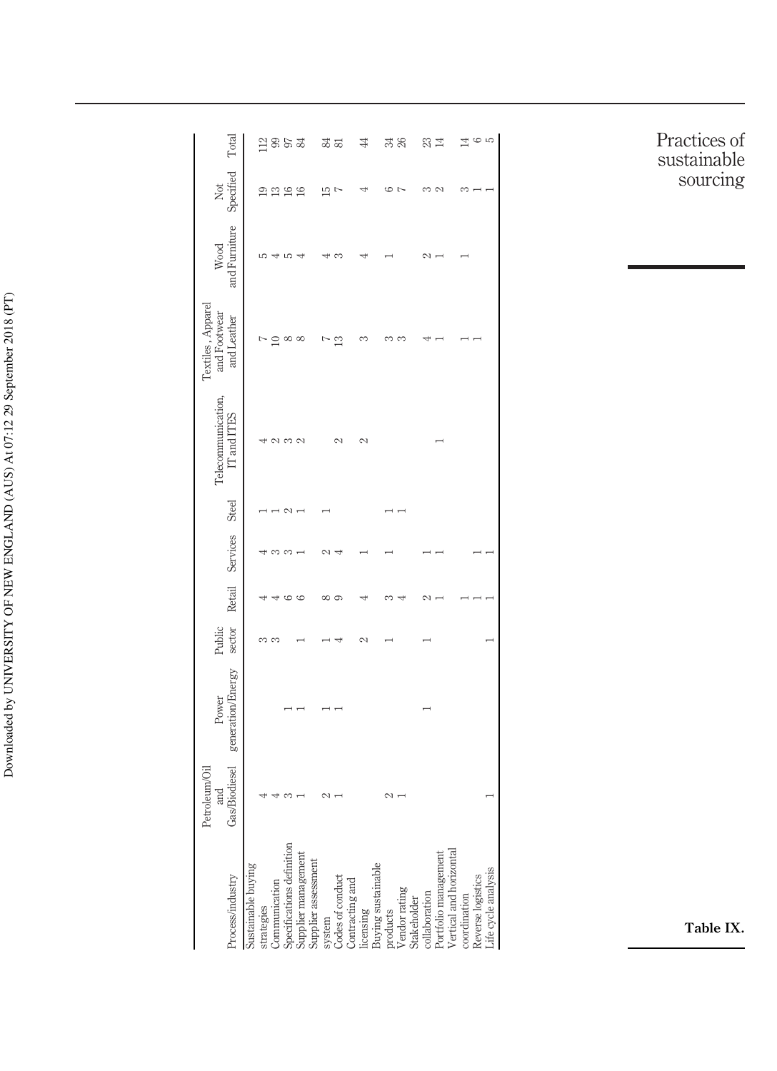| Process/industry | Petroleum/Oil and Gas/Biodiesel | Power generation/Energy | Public sector | Retail | Services | Steel | Telecommunication, IT and ITES | Textiles, Apparel and Footwear and Leather | Wood and Furniture | Not Specified | Total |
|---|---|---|---|---|---|---|---|---|---|---|---|
| Sustainable buying strategies | 4 | | 3 | 4 | 4 | 1 | 4 | 7 | 5 | 19 | 112 |
| Communication | 4 | | 3 | 4 | 3 | 1 | 2 | 10 | 4 | 13 | 99 |
| Specifications definition | 3 | 1 | | 6 | 3 | 2 | 3 | 8 | 5 | 16 | 97 |
| Supplier management | 1 | 1 | 1 | 6 | 1 | 1 | 2 | 8 | 4 | 16 | 84 |
| Supplier assessment system | 2 | 1 | 1 | 8 | 2 | 1 | | 7 | 4 | 15 | 84 |
| Codes of conduct | 1 | 1 | 4 | 9 | 4 | | 2 | 13 | 3 | 7 | 81 |
| Contracting and licensing | | | 2 | 4 | 1 | | 2 | 3 | 4 | 4 | 44 |
| Buying sustainable products | 2 | | 1 | 3 | 1 | 1 | | 3 | 1 | 6 | 34 |
| Vendor rating | 1 | | | 4 | | 1 | | 3 | | 7 | 26 |
| Stakeholder collaboration | | 1 | 1 | 2 | 1 | | | 4 | 2 | 3 | 23 |
| Portfolio management | | | | 1 | 1 | | 1 | 1 | 1 | 2 | 14 |
| Vertical and horizontal coordination | | | | 1 | | | | 1 | 1 | 3 | 14 |
| Reverse logistics | | | | 1 | 1 | | | 1 | | 1 | 6 |
| Life cycle analysis | 1 | | 1 | 1 | 1 | | | | | 1 | 5 |

**Table IX.**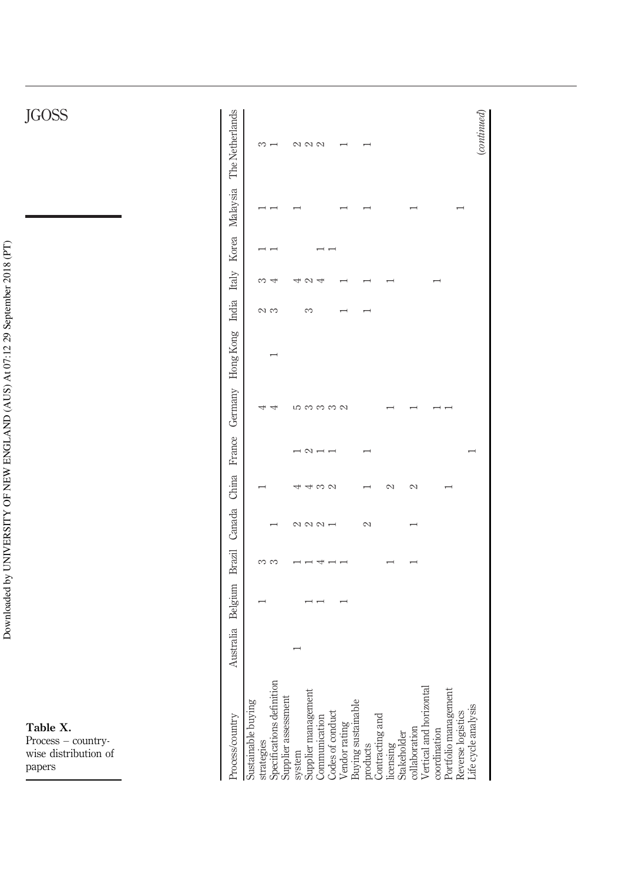**Table X.** Process – country-wise distribution of papers

| Process/country | Australia | Belgium | Brazil | Canada | China | France | Germany | Hong Kong | India | Italy | Korea | Malaysia | The Netherlands |
|---|---|---|---|---|---|---|---|---|---|---|---|---|---|
| Sustainable buying strategies | | 1 | 3 | | 1 | | 4 | | 2 | 3 | 1 | 1 | 3 |
| Specifications definition | | | 3 | 1 | | | 4 | 1 | 3 | 4 | 1 | 1 | 1 |
| Supplier assessment system | 1 | | 1 | 2 | 4 | 1 | 5 | | | 4 | | 1 | 2 |
| Supplier management | | 1 | 1 | 2 | 4 | 2 | 3 | | 3 | 2 | | | 2 |
| Communication | | 1 | 4 | 2 | 3 | 1 | 3 | | | 4 | 1 | | 2 |
| Codes of conduct | | | 1 | 1 | 2 | 1 | 3 | | | | 1 | | |
| Vendor rating | | 1 | 1 | | | | 2 | | 1 | 1 | | 1 | 1 |
| Buying sustainable products | | | | 2 | 1 | 1 | | | 1 | 1 | | 1 | 1 |
| Contracting and licensing | | | 1 | | 2 | | 1 | | | 1 | | | |
| Stakeholder collaboration | | | 1 | 1 | 2 | | 1 | | | | | 1 | |
| Vertical and horizontal coordination | | | | | | | 1 | | | 1 | | | |
| Portfolio management | | | | | 1 | | 1 | | | | | | |
| Reverse logistics | | | | | | | | | | | | 1 | |
| Life cycle analysis | | | | | | 1 | | | | | | | |

*(continued)*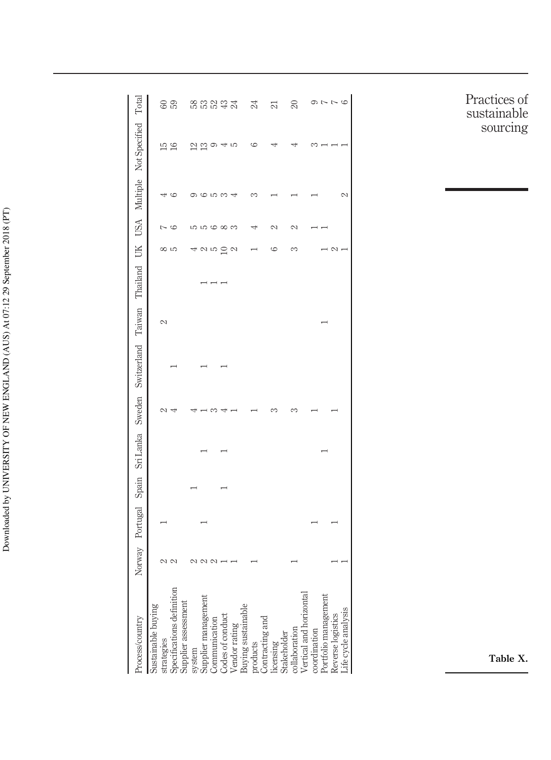| Process/country | Norway | Portugal | Spain | Sri Lanka | Sweden | Switzerland | Taiwan | Thailand | UK | USA | Multiple | Not Specified | Total |
|---|---|---|---|---|---|---|---|---|---|---|---|---|---|
| Sustainable buying strategies | 2 | 1 | | | 2 | | 2 | | 8 | 7 | 4 | 15 | 60 |
| Specifications definition | 2 | | | | 4 | 1 | | | 5 | 6 | 6 | 16 | 59 |
| Supplier assessment system | 2 | | 1 | | 4 | | | | 4 | 5 | 9 | 12 | 58 |
| Supplier management | 2 | 1 | | 1 | 1 | 1 | | 1 | 2 | 5 | 6 | 13 | 53 |
| Communication | 2 | | | | 3 | | | 1 | 5 | 6 | 5 | 9 | 52 |
| Codes of conduct | 1 | | 1 | 1 | 4 | 1 | | 1 | 10 | 8 | 3 | 4 | 43 |
| Vendor rating | 1 | | | | 1 | | | | 2 | 3 | 4 | 5 | 24 |
| Buying sustainable products | 1 | | | | 1 | | | | 1 | 4 | 3 | 6 | 24 |
| Contracting and licensing | | | | | 3 | | | | 6 | 2 | 1 | 4 | 21 |
| Stakeholder collaboration | 1 | | | | 3 | | | | 3 | 2 | 1 | 4 | 20 |
| Vertical and horizontal coordination | | 1 | | | 1 | | | | | 1 | 1 | 3 | 9 |
| Portfolio management | | | | 1 | | | 1 | | 1 | 1 | | 1 | 7 |
| Reverse logistics | 1 | 1 | | | 1 | | | | 2 | | | 1 | 7 |
| Life cycle analysis | 1 | | | | | | | | 1 | | 2 | 1 | 6 |

**Table X.**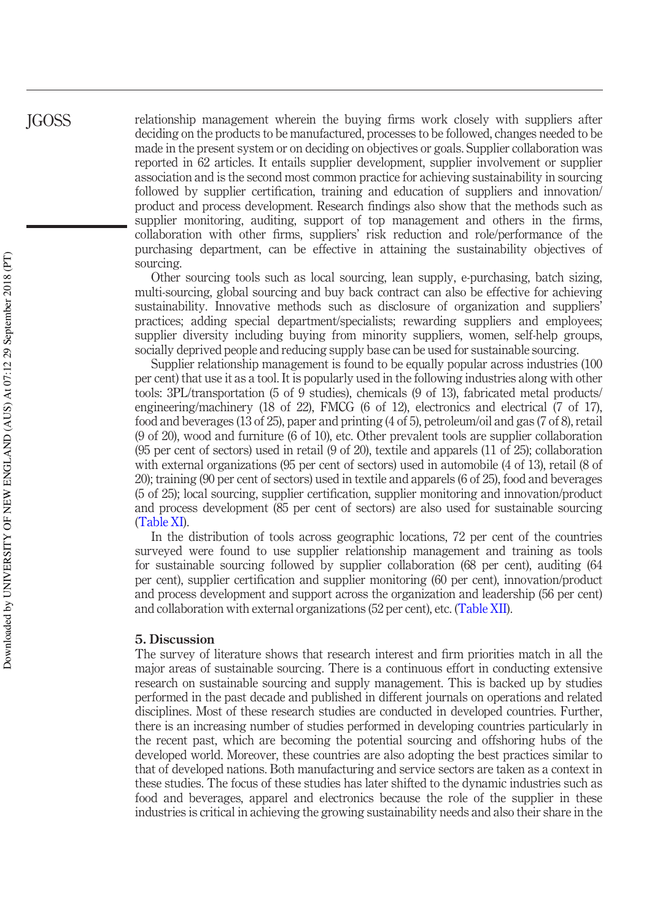relationship management wherein the buying firms work closely with suppliers after deciding on the products to be manufactured, processes to be followed, changes needed to be made in the present system or on deciding on objectives or goals. Supplier collaboration was reported in 62 articles. It entails supplier development, supplier involvement or supplier association and is the second most common practice for achieving sustainability in sourcing followed by supplier certification, training and education of suppliers and innovation/product and process development. Research findings also show that the methods such as supplier monitoring, auditing, support of top management and others in the firms, collaboration with other firms, suppliers' risk reduction and role/performance of the purchasing department, can be effective in attaining the sustainability objectives of sourcing.

Other sourcing tools such as local sourcing, lean supply, e-purchasing, batch sizing, multi-sourcing, global sourcing and buy back contract can also be effective for achieving sustainability. Innovative methods such as disclosure of organization and suppliers' practices; adding special department/specialists; rewarding suppliers and employees; supplier diversity including buying from minority suppliers, women, self-help groups, socially deprived people and reducing supply base can be used for sustainable sourcing.

Supplier relationship management is found to be equally popular across industries (100 per cent) that use it as a tool. It is popularly used in the following industries along with other tools: 3PL/transportation (5 of 9 studies), chemicals (9 of 13), fabricated metal products/engineering/machinery (18 of 22), FMCG (6 of 12), electronics and electrical (7 of 17), food and beverages (13 of 25), paper and printing (4 of 5), petroleum/oil and gas (7 of 8), retail (9 of 20), wood and furniture (6 of 10), etc. Other prevalent tools are supplier collaboration (95 per cent of sectors) used in retail (9 of 20), textile and apparels (11 of 25); collaboration with external organizations (95 per cent of sectors) used in automobile (4 of 13), retail (8 of 20); training (90 per cent of sectors) used in textile and apparels (6 of 25), food and beverages (5 of 25); local sourcing, supplier certification, supplier monitoring and innovation/product and process development (85 per cent of sectors) are also used for sustainable sourcing (Table XI).

In the distribution of tools across geographic locations, 72 per cent of the countries surveyed were found to use supplier relationship management and training as tools for sustainable sourcing followed by supplier collaboration (68 per cent), auditing (64 per cent), supplier certification and supplier monitoring (60 per cent), innovation/product and process development and support across the organization and leadership (56 per cent) and collaboration with external organizations (52 per cent), etc. (Table XII).

## 5. Discussion

The survey of literature shows that research interest and firm priorities match in all the major areas of sustainable sourcing. There is a continuous effort in conducting extensive research on sustainable sourcing and supply management. This is backed up by studies performed in the past decade and published in different journals on operations and related disciplines. Most of these research studies are conducted in developed countries. Further, there is an increasing number of studies performed in developing countries particularly in the recent past, which are becoming the potential sourcing and offshoring hubs of the developed world. Moreover, these countries are also adopting the best practices similar to that of developed nations. Both manufacturing and service sectors are taken as a context in these studies. The focus of these studies has later shifted to the dynamic industries such as food and beverages, apparel and electronics because the role of the supplier in these industries is critical in achieving the growing sustainability needs and also their share in the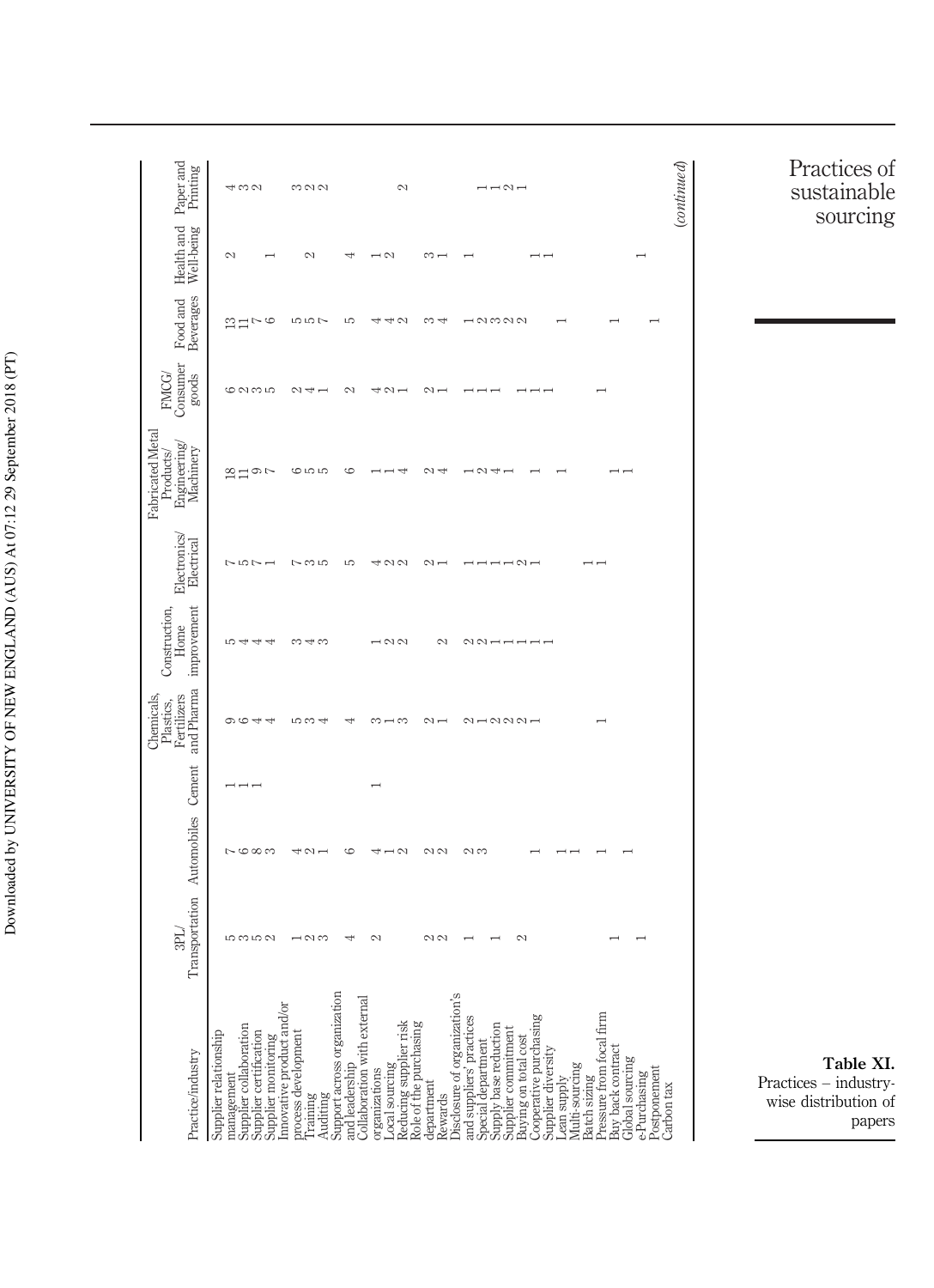**Table XI.** Practices – industry-wise distribution of papers

| Practice/industry | 3PL/ Transportation | Automobiles | Cement | Chemicals, Plastics, Fertilizers and Pharma | Construction, Home improvement | Electronics/ Electrical | Fabricated Metal Products/ Engineering/ Machinery | FMCG/ Consumer goods | Food and Beverages | Health and Well-being | Paper and Printing |
|---|---|---|---|---|---|---|---|---|---|---|---|
| Supplier relationship management | 5 | 7 | 1 | 9 | 5 | 7 | 18 | 6 | 13 | 2 | 4 |
| Supplier collaboration | 3 | 6 | 1 | 6 | 4 | 5 | 11 | 2 | 11 | | 3 |
| Supplier certification | 5 | 8 | 1 | 4 | 4 | 7 | 9 | 3 | 7 | | 2 |
| Supplier monitoring | 2 | 3 | | 4 | 4 | 1 | 7 | 5 | 6 | 1 | |
| Innovative product and/or process development | 1 | 4 | | 5 | 3 | 7 | 6 | 2 | 5 | | 3 |
| Training | 2 | 2 | | 3 | 4 | 3 | 5 | 4 | 5 | 2 | 2 |
| Auditing | 3 | 1 | | 4 | 3 | 5 | 5 | 1 | 7 | | 2 |
| Support across organization and leadership | 4 | 6 | | 4 | | 5 | 6 | 2 | 5 | 4 | |
| Collaboration with external organizations | 2 | 4 | 1 | 3 | 1 | 4 | 1 | 4 | 4 | 1 | |
| Local sourcing | | 1 | | 1 | 2 | 2 | 1 | 2 | 4 | 2 | |
| Reducing supplier risk | | 2 | | 3 | 2 | 2 | 4 | 1 | 2 | | 2 |
| Role of the purchasing department | 2 | 2 | | 2 | | 2 | 2 | 2 | 3 | 3 | |
| Rewards | 2 | 2 | | 1 | 2 | 1 | 4 | 1 | 4 | 1 | |
| Disclosure of organization's and suppliers' practices | 1 | 2 | | 2 | 2 | 1 | 1 | 1 | 1 | 1 | |
| Special department | | 3 | | 1 | 2 | 1 | 2 | 1 | 2 | | 1 |
| Supply base reduction | 1 | | | 2 | 1 | 1 | 4 | 1 | 3 | | 1 |
| Supplier commitment | | | | 2 | 1 | 1 | 1 | | 2 | | 2 |
| Buying on total cost | 2 | | | 2 | 1 | 2 | | 1 | 2 | | 1 |
| Cooperative purchasing | | 1 | | 1 | 1 | 1 | 1 | 1 | | 1 | |
| Supplier diversity | | | | | 1 | | | 1 | | 1 | |
| Lean supply | | 1 | | | | | | | | | |
| Multi-sourcing | | 1 | | | | | 1 | | 1 | | |
| Batch sizing | | | | | | 1 | | | | | |
| Pressure from focal firm | | 1 | | 1 | | 1 | | 1 | | | |
| Buy back contract | 1 | | | | | | 1 | | 1 | | |
| Global sourcing | | 1 | | | | | 1 | | | | |
| e-Purchasing | 1 | | | | | | | | | 1 | |
| Postponement | | | | | | | | | 1 | | |
| Carbon tax | | | | | | | | | | | |

(*continued*)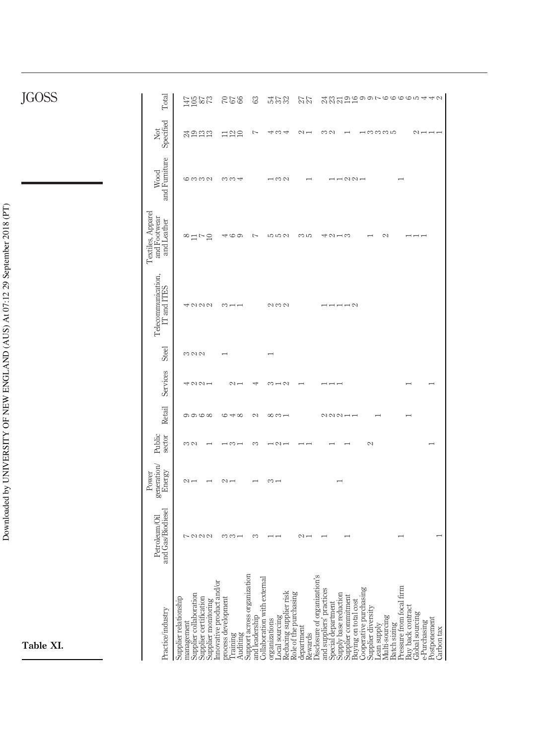**Table XI.**

| Practice/industry | Petroleum/Oil and Gas/Biodiesel | Power generation/ Energy | Public sector | Retail | Services | Steel | Telecommunication, IT and ITES | Textiles, Apparel and Footwear and Leather | Wood and Furniture | Not Specified | Total |
|---|---|---|---|---|---|---|---|---|---|---|---|
| Supplier relationship management | 7 | 2 | 3 | 9 | 4 | 3 | 4 | 8 | 6 | 24 | 147 |
| Supplier collaboration | 2 | 1 | 2 | 9 | 2 | 2 | 2 | 11 | 3 | 19 | 105 |
| Supplier certification | 2 | | | 6 | 2 | 2 | 2 | 7 | 3 | 13 | 87 |
| Supplier monitoring | 2 | 1 | 1 | 8 | 1 | | 2 | 10 | 2 | 13 | 73 |
| Innovative product and/or process development | 3 | 2 | 1 | 6 | | 1 | 3 | 4 | 3 | 11 | 70 |
| Training | 3 | 1 | 3 | 4 | 2 | | 1 | 6 | 3 | 12 | 67 |
| Auditing | 1 | | 1 | 8 | 1 | | 1 | 9 | 4 | 10 | 66 |
| Support across organization and leadership | 3 | 1 | 3 | 2 | 4 | | | 7 | | 7 | 63 |
| Collaboration with external organizations | 1 | 3 | 1 | 8 | 3 | 1 | 2 | 5 | 1 | 4 | 54 |
| Local sourcing | 1 | 1 | 2 | 3 | 1 | | 3 | 5 | 3 | 3 | 37 |
| Reducing supplier risk | | | 1 | 1 | 2 | | 2 | 2 | 2 | 4 | 32 |
| Role of the purchasing department | 2 | | 1 | | 1 | | | 3 | 1 | 2 | 27 |
| Rewards | 1 | | 1 | | | | | 5 | | 1 | 27 |
| Disclosure of organization's and suppliers' practices | 1 | | | | 1 | | 1 | 4 | | 3 | 24 |
| Special department | | | 1 | 2 | 1 | | 1 | 2 | 1 | 2 | 23 |
| Supply base reduction | | 1 | | 2 | 1 | | 1 | 1 | 1 | | 21 |
| Supplier commitment | 1 | | 1 | 2 | | | 1 | 1 | 2 | 1 | 19 |
| Buying on total cost | | | | 1 | | | 2 | 3 | 2 | | 16 |
| Cooperative purchasing | | | | 1 | | | | | 1 | 1 | 9 |
| Supplier diversity | | | 2 | | | | | 1 | | 3 | 9 |
| Lean supply | | | | 1 | | | | | | 3 | 7 |
| Multi-sourcing | | | | | | | | 2 | | 3 | 6 |
| Batch sizing | | | | | | | | | | 5 | 6 |
| Pressure from focal firm | 1 | | | 1 | 1 | | | | 1 | | 6 |
| Buy back contract | | | | | | | | 1 | | | 6 |
| Global sourcing | | | | | | | | 1 | | 2 | 5 |
| e-Purchasing | | | | | | | | 1 | | 1 | 4 |
| Postponement | | | 1 | | 1 | | | | | 1 | 4 |
| Carbon tax | 1 | | | | | | | | | 1 | 2 |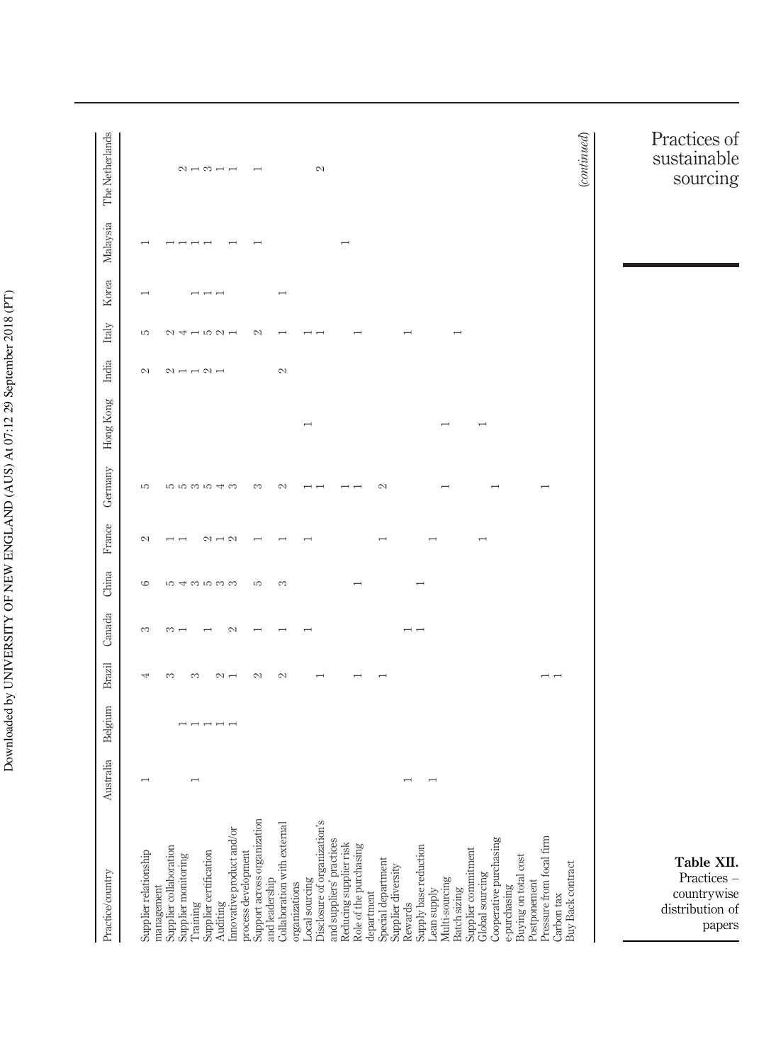**Table XII.** Practices – countrywise distribution of papers

| Practice/country | Australia | Belgium | Brazil | Canada | China | France | Germany | Hong Kong | India | Italy | Korea | Malaysia | The Netherlands |
|---|---|---|---|---|---|---|---|---|---|---|---|---|---|
| Supplier relationship management | 1 | | 4 | 3 | 6 | 2 | 5 | | 2 | 5 | 1 | 1 | |
| Supplier collaboration | | 1 | 3 | 3 | 5 | 1 | 5 | | 2 | 2 | | 1 | 2 |
| Supplier monitoring | | 1 | | 1 | 4 | 1 | 5 | | 1 | 4 | | 1 | 1 |
| Training | 1 | 1 | 3 | | 3 | | 3 | | 1 | 1 | 1 | 1 | 3 |
| Supplier certification | | 1 | | 1 | 5 | 2 | 5 | | 2 | 5 | 1 | 1 | 1 |
| Auditing | | | 2 | | 3 | 1 | 4 | | 1 | 2 | 1 | | 1 |
| Innovative product and/or process development | | | 1 | 2 | 3 | 2 | 3 | | | 1 | | 1 | |
| Support across organization and leadership | | | 2 | 1 | 5 | 1 | 3 | | | 2 | | 1 | 1 |
| Collaboration with external organizations | | | 2 | 1 | 3 | 1 | 2 | | 2 | 1 | 1 | | |
| Local sourcing | | | | 1 | | 1 | 1 | 1 | | 1 | | | |
| Disclosure of organization's and suppliers' practices | | | 1 | | | | 1 | | | 1 | | | 2 |
| Reducing supplier risk | | | | | | | 1 | | | | | 1 | |
| Role of the purchasing department | | | 1 | | 1 | | 1 | | | 1 | | | |
| Special department | | | 1 | | | 1 | 2 | | | | | | |
| Supplier diversity | | | | | | | | | | | | | |
| Rewards | 1 | | | 1 | | | | | | 1 | | | |
| Supply base reduction | | | | 1 | 1 | | | | | | | | |
| Lean supply | 1 | | | | | 1 | | | | | | | |
| Multi-sourcing | | | | | | | 1 | 1 | | | | | |
| Batch sizing | | | | | | | | | | 1 | | | |
| Supplier commitment | | | | | | | | | | | | | |
| Global sourcing | | | | | | 1 | | 1 | | | | | |
| Cooperative purchasing | | | | | | | 1 | | | | | | |
| e-purchasing | | | | | | | | | | | | | |
| Buying on total cost | | | | | | | | | | | | | |
| Postponement | | | | | | | | | | | | | |
| Pressure from focal firm | | | 1 | | | | 1 | | | | | | |
| Carbon tax | | | 1 | | | | | | | | | | |
| Buy Back contract | | | | | | | | | | | | | |

(*continued*)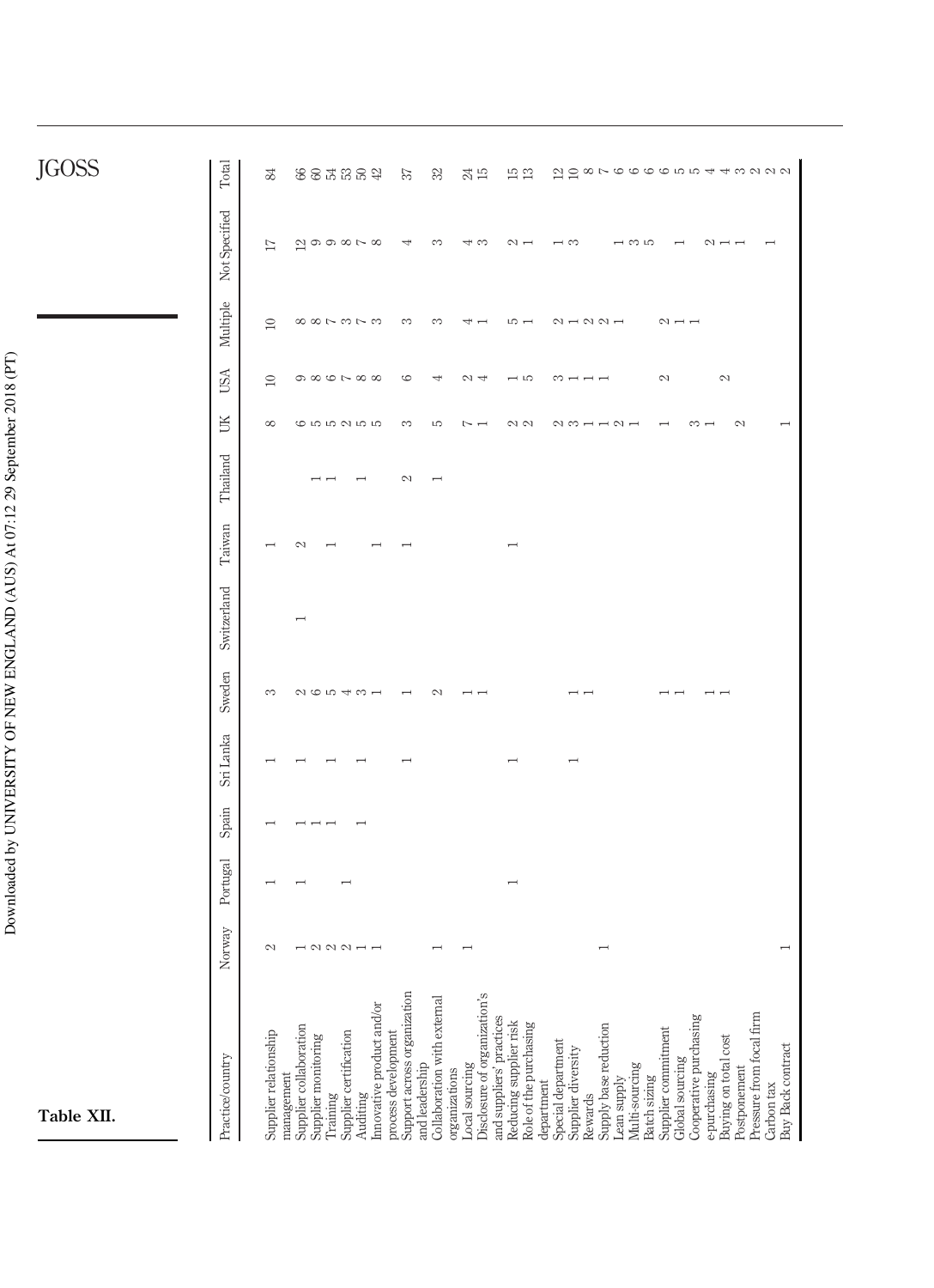**Table XII.**

| Practice/country | Norway | Portugal | Spain | Sri Lanka | Sweden | Switzerland | Taiwan | Thailand | UK | USA | Multiple | Not Specified | Total |
|---|---|---|---|---|---|---|---|---|---|---|---|---|---|
| Supplier relationship management | 2 | 1 | 1 | 1 | 3 | | 1 | | 8 | 10 | 10 | 17 | 84 |
| Supplier collaboration | 1 | 1 | 1 | 1 | 2 | 1 | 2 | | 6 | 9 | 8 | 12 | 66 |
| Supplier monitoring | 2 | | 1 | | 6 | | | 1 | 5 | 8 | 8 | 9 | 60 |
| Training | 2 | | 1 | 1 | 5 | | 1 | 1 | 5 | 6 | 7 | 9 | 54 |
| Supplier certification | 2 | 1 | | | 4 | | | | 2 | 7 | 3 | 8 | 53 |
| Auditing | 1 | | 1 | 1 | 3 | | | 1 | 5 | 8 | 7 | 7 | 50 |
| Innovative product and/or process development | 1 | | | | 1 | | 1 | | 5 | 8 | 3 | 8 | 42 |
| Support across organization and leadership | | | | 1 | 1 | | 1 | 2 | 3 | 6 | 3 | 4 | 37 |
| Collaboration with external organizations | 1 | | | | 2 | | | 1 | 5 | 4 | 3 | 3 | 32 |
| Local sourcing | 1 | | | | 1 | | | | 7 | 2 | 4 | 4 | 24 |
| Disclosure of organization's and suppliers' practices | | | | | 1 | | | | 1 | 4 | 1 | 3 | 15 |
| Reducing supplier risk | | 1 | | 1 | | | 1 | | 2 | 1 | 5 | 2 | 15 |
| Role of the purchasing department | | | | | | | | | 2 | 5 | 1 | 1 | 13 |
| Special department | | | | | | | | | 2 | 3 | 2 | 1 | 12 |
| Supplier diversity | | | | 1 | 1 | | | | 3 | 1 | 1 | 3 | 10 |
| Rewards | | | | | 1 | | | | 1 | 1 | 2 | | 8 |
| Supply base reduction | 1 | | | | | | | | 1 | 1 | 2 | | 7 |
| Lean supply | | | | | | | | | 2 | | 1 | | 6 |
| Multi-sourcing | | | | | | | | | 1 | | | 1 | 6 |
| Batch sizing | | | | | | | | | | | | 3 | 6 |
| Supplier commitment | | | | | 1 | | | | 1 | 2 | 2 | 5 | 6 |
| Global sourcing | | | | | 1 | | | | | | 1 | 1 | 5 |
| Cooperative purchasing | | | | | | | | | 3 | | 1 | | 5 |
| e-purchasing | | | | | 1 | | | | 1 | | | 2 | 4 |
| Buying on total cost | | | | | 1 | | | | | 2 | | 1 | 4 |
| Postponement | | | | | | | | | 2 | | | 1 | 3 |
| Pressure from focal firm | | | | | | | | | | | | | 2 |
| Carbon tax | | | | | | | | | | | | 1 | 2 |
| Buy Back contract | 1 | | | | | | | | 1 | | | | 2 |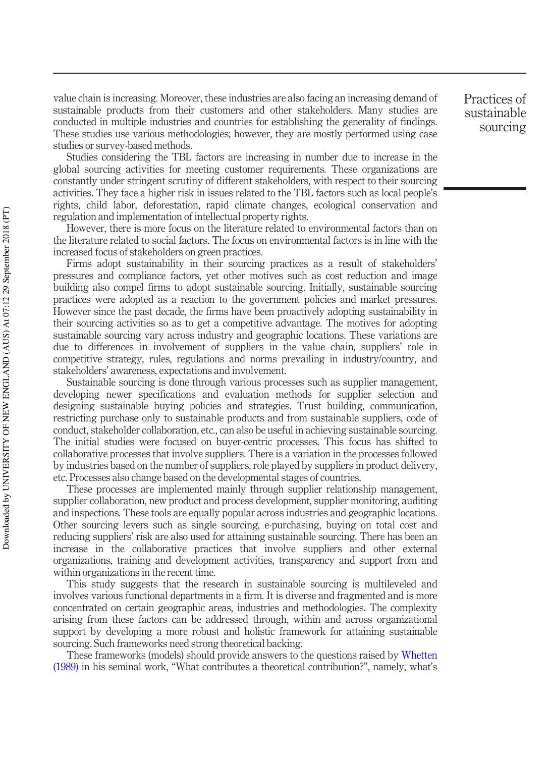value chain is increasing. Moreover, these industries are also facing an increasing demand of sustainable products from their customers and other stakeholders. Many studies are conducted in multiple industries and countries for establishing the generality of findings. These studies use various methodologies; however, they are mostly performed using case studies or survey-based methods.

Studies considering the TBL factors are increasing in number due to increase in the global sourcing activities for meeting customer requirements. These organizations are constantly under stringent scrutiny of different stakeholders, with respect to their sourcing activities. They face a higher risk in issues related to the TBL factors such as local people's rights, child labor, deforestation, rapid climate changes, ecological conservation and regulation and implementation of intellectual property rights.

However, there is more focus on the literature related to environmental factors than on the literature related to social factors. The focus on environmental factors is in line with the increased focus of stakeholders on green practices.

Firms adopt sustainability in their sourcing practices as a result of stakeholders' pressures and compliance factors, yet other motives such as cost reduction and image building also compel firms to adopt sustainable sourcing. Initially, sustainable sourcing practices were adopted as a reaction to the government policies and market pressures. However since the past decade, the firms have been proactively adopting sustainability in their sourcing activities so as to get a competitive advantage. The motives for adopting sustainable sourcing vary across industry and geographic locations. These variations are due to differences in involvement of suppliers in the value chain, suppliers' role in competitive strategy, rules, regulations and norms prevailing in industry/country, and stakeholders' awareness, expectations and involvement.

Sustainable sourcing is done through various processes such as supplier management, developing newer specifications and evaluation methods for supplier selection and designing sustainable buying policies and strategies. Trust building, communication, restricting purchase only to sustainable products and from sustainable suppliers, code of conduct, stakeholder collaboration, etc., can also be useful in achieving sustainable sourcing. The initial studies were focused on buyer-centric processes. This focus has shifted to collaborative processes that involve suppliers. There is a variation in the processes followed by industries based on the number of suppliers, role played by suppliers in product delivery, etc. Processes also change based on the developmental stages of countries.

These processes are implemented mainly through supplier relationship management, supplier collaboration, new product and process development, supplier monitoring, auditing and inspections. These tools are equally popular across industries and geographic locations. Other sourcing levers such as single sourcing, e-purchasing, buying on total cost and reducing suppliers' risk are also used for attaining sustainable sourcing. There has been an increase in the collaborative practices that involve suppliers and other external organizations, training and development activities, transparency and support from and within organizations in the recent time.

This study suggests that the research in sustainable sourcing is multileveled and involves various functional departments in a firm. It is diverse and fragmented and is more concentrated on certain geographic areas, industries and methodologies. The complexity arising from these factors can be addressed through, within and across organizational support by developing a more robust and holistic framework for attaining sustainable sourcing. Such frameworks need strong theoretical backing.

These frameworks (models) should provide answers to the questions raised by Whetten (1989) in his seminal work, "What contributes a theoretical contribution?", namely, what's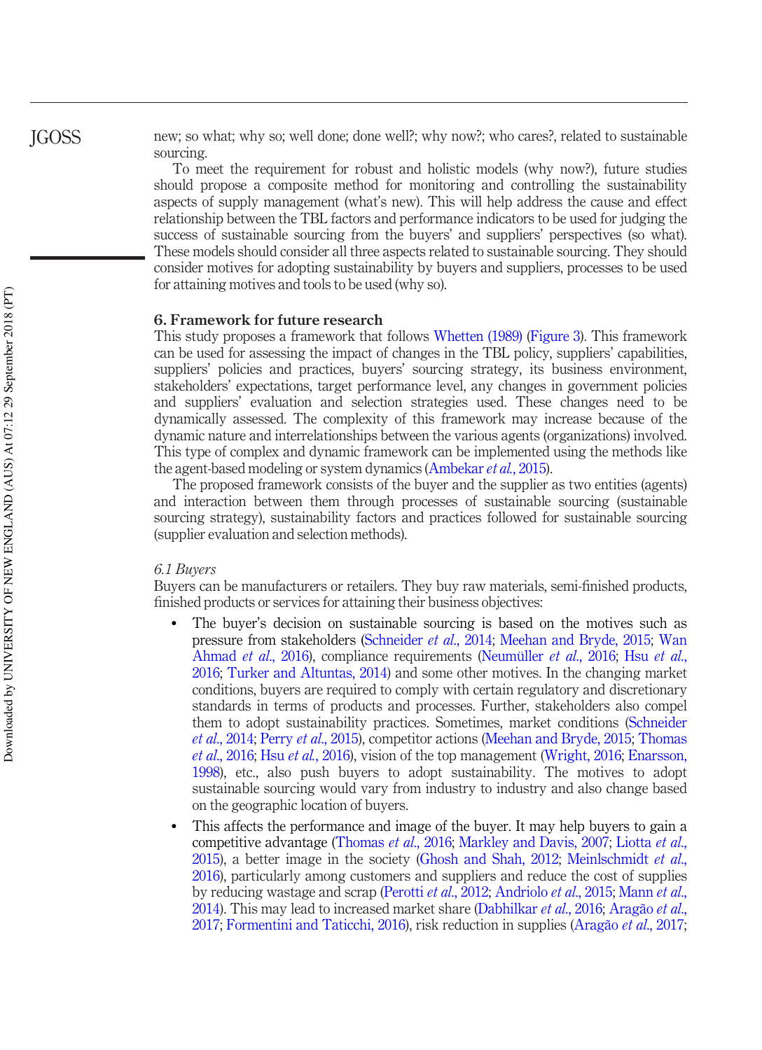new; so what; why so; well done; done well?; why now?; who cares?, related to sustainable sourcing.

To meet the requirement for robust and holistic models (why now?), future studies should propose a composite method for monitoring and controlling the sustainability aspects of supply management (what's new). This will help address the cause and effect relationship between the TBL factors and performance indicators to be used for judging the success of sustainable sourcing from the buyers' and suppliers' perspectives (so what). These models should consider all three aspects related to sustainable sourcing. They should consider motives for adopting sustainability by buyers and suppliers, processes to be used for attaining motives and tools to be used (why so).

## 6. Framework for future research

This study proposes a framework that follows Whetten (1989) (Figure 3). This framework can be used for assessing the impact of changes in the TBL policy, suppliers' capabilities, suppliers' policies and practices, buyers' sourcing strategy, its business environment, stakeholders' expectations, target performance level, any changes in government policies and suppliers' evaluation and selection strategies used. These changes need to be dynamically assessed. The complexity of this framework may increase because of the dynamic nature and interrelationships between the various agents (organizations) involved. This type of complex and dynamic framework can be implemented using the methods like the agent-based modeling or system dynamics (Ambekar *et al.*, 2015).

The proposed framework consists of the buyer and the supplier as two entities (agents) and interaction between them through processes of sustainable sourcing (sustainable sourcing strategy), sustainability factors and practices followed for sustainable sourcing (supplier evaluation and selection methods).

### *6.1 Buyers*

Buyers can be manufacturers or retailers. They buy raw materials, semi-finished products, finished products or services for attaining their business objectives:

- The buyer's decision on sustainable sourcing is based on the motives such as pressure from stakeholders (Schneider *et al.*, 2014; Meehan and Bryde, 2015; Wan Ahmad *et al.*, 2016), compliance requirements (Neumüller *et al.*, 2016; Hsu *et al.*, 2016; Turker and Altuntas, 2014) and some other motives. In the changing market conditions, buyers are required to comply with certain regulatory and discretionary standards in terms of products and processes. Further, stakeholders also compel them to adopt sustainability practices. Sometimes, market conditions (Schneider *et al.*, 2014; Perry *et al.*, 2015), competitor actions (Meehan and Bryde, 2015; Thomas *et al.*, 2016; Hsu *et al.*, 2016), vision of the top management (Wright, 2016; Enarsson, 1998), etc., also push buyers to adopt sustainability. The motives to adopt sustainable sourcing would vary from industry to industry and also change based on the geographic location of buyers.
- This affects the performance and image of the buyer. It may help buyers to gain a competitive advantage (Thomas *et al.*, 2016; Markley and Davis, 2007; Liotta *et al.*, 2015), a better image in the society (Ghosh and Shah, 2012; Meinlschmidt *et al.*, 2016), particularly among customers and suppliers and reduce the cost of supplies by reducing wastage and scrap (Perotti *et al.*, 2012; Andriolo *et al.*, 2015; Mann *et al.*, 2014). This may lead to increased market share (Dabhilkar *et al.*, 2016; Aragão *et al.*, 2017; Formentini and Taticchi, 2016), risk reduction in supplies (Aragão *et al.*, 2017;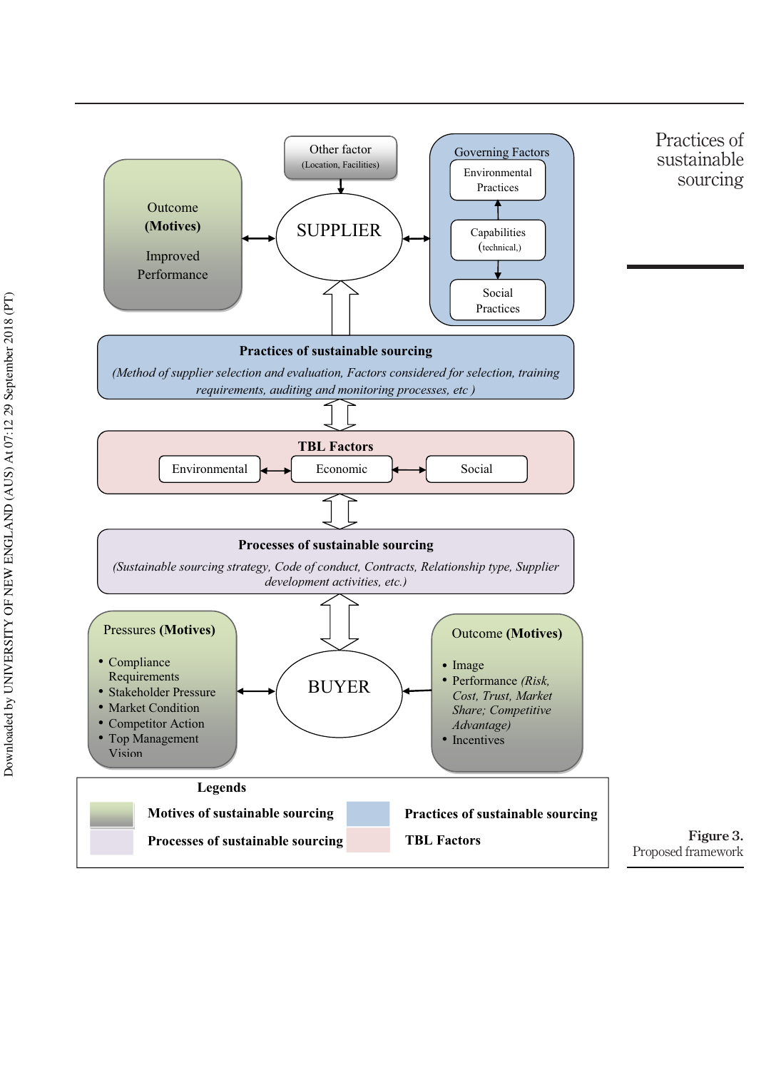Other factor
(Location, Facilities)

Outcome **(Motives)**

Improved Performance

SUPPLIER

Governing Factors

- Environmental Practices
- Capabilities (technical,)
- Social Practices

**Practices of sustainable sourcing**

*(Method of supplier selection and evaluation, Factors considered for selection, training requirements, auditing and monitoring processes, etc )*

**TBL Factors**

Environmental | Economic | Social

**Processes of sustainable sourcing**

*(Sustainable sourcing strategy, Code of conduct, Contracts, Relationship type, Supplier development activities, etc.)*

Pressures **(Motives)**

- Compliance Requirements
- Stakeholder Pressure
- Market Condition
- Competitor Action
- Top Management Vision

BUYER

Outcome **(Motives)**

- Image
- Performance *(Risk, Cost, Trust, Market Share; Competitive Advantage)*
- Incentives

**Legends**

**Motives of sustainable sourcing**

**Processes of sustainable sourcing**

**Practices of sustainable sourcing**

**TBL Factors**

**Figure 3.**
Proposed framework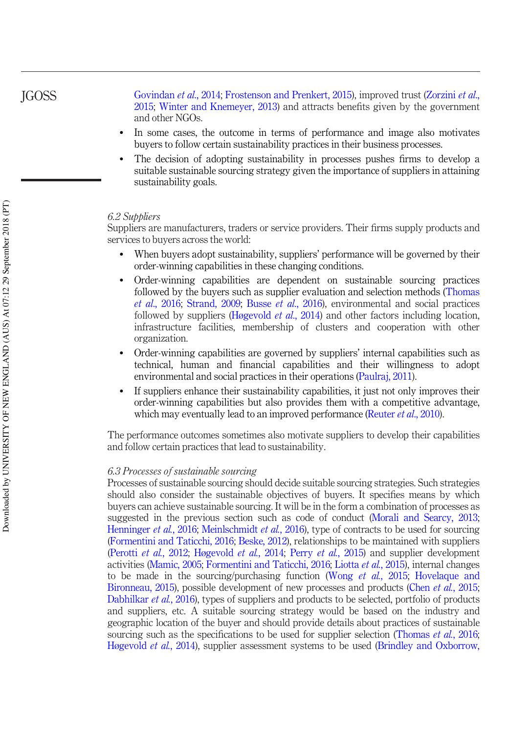Govindan *et al.*, 2014; Frostenson and Prenkert, 2015), improved trust (Zorzini *et al.*, 2015; Winter and Knemeyer, 2013) and attracts benefits given by the government and other NGOs.

- In some cases, the outcome in terms of performance and image also motivates buyers to follow certain sustainability practices in their business processes.
- The decision of adopting sustainability in processes pushes firms to develop a suitable sustainable sourcing strategy given the importance of suppliers in attaining sustainability goals.

### *6.2 Suppliers*

Suppliers are manufacturers, traders or service providers. Their firms supply products and services to buyers across the world:

- When buyers adopt sustainability, suppliers' performance will be governed by their order-winning capabilities in these changing conditions.
- Order-winning capabilities are dependent on sustainable sourcing practices followed by the buyers such as supplier evaluation and selection methods (Thomas *et al.*, 2016; Strand, 2009; Busse *et al.*, 2016), environmental and social practices followed by suppliers (Høgevold *et al.*, 2014) and other factors including location, infrastructure facilities, membership of clusters and cooperation with other organization.
- Order-winning capabilities are governed by suppliers' internal capabilities such as technical, human and financial capabilities and their willingness to adopt environmental and social practices in their operations (Paulraj, 2011).
- If suppliers enhance their sustainability capabilities, it just not only improves their order-winning capabilities but also provides them with a competitive advantage, which may eventually lead to an improved performance (Reuter *et al.*, 2010).

The performance outcomes sometimes also motivate suppliers to develop their capabilities and follow certain practices that lead to sustainability.

### *6.3 Processes of sustainable sourcing*

Processes of sustainable sourcing should decide suitable sourcing strategies. Such strategies should also consider the sustainable objectives of buyers. It specifies means by which buyers can achieve sustainable sourcing. It will be in the form a combination of processes as suggested in the previous section such as code of conduct (Morali and Searcy, 2013; Henninger *et al.*, 2016; Meinlschmidt *et al.*, 2016), type of contracts to be used for sourcing (Formentini and Taticchi, 2016; Beske, 2012), relationships to be maintained with suppliers (Perotti *et al.*, 2012; Høgevold *et al.*, 2014; Perry *et al.*, 2015) and supplier development activities (Mamic, 2005; Formentini and Taticchi, 2016; Liotta *et al.*, 2015), internal changes to be made in the sourcing/purchasing function (Wong *et al.*, 2015; Hovelaque and Bironneau, 2015), possible development of new processes and products (Chen *et al.*, 2015; Dabhilkar *et al.*, 2016), types of suppliers and products to be selected, portfolio of products and suppliers, etc. A suitable sourcing strategy would be based on the industry and geographic location of the buyer and should provide details about practices of sustainable sourcing such as the specifications to be used for supplier selection (Thomas *et al.*, 2016; Høgevold *et al.*, 2014), supplier assessment systems to be used (Brindley and Oxborrow,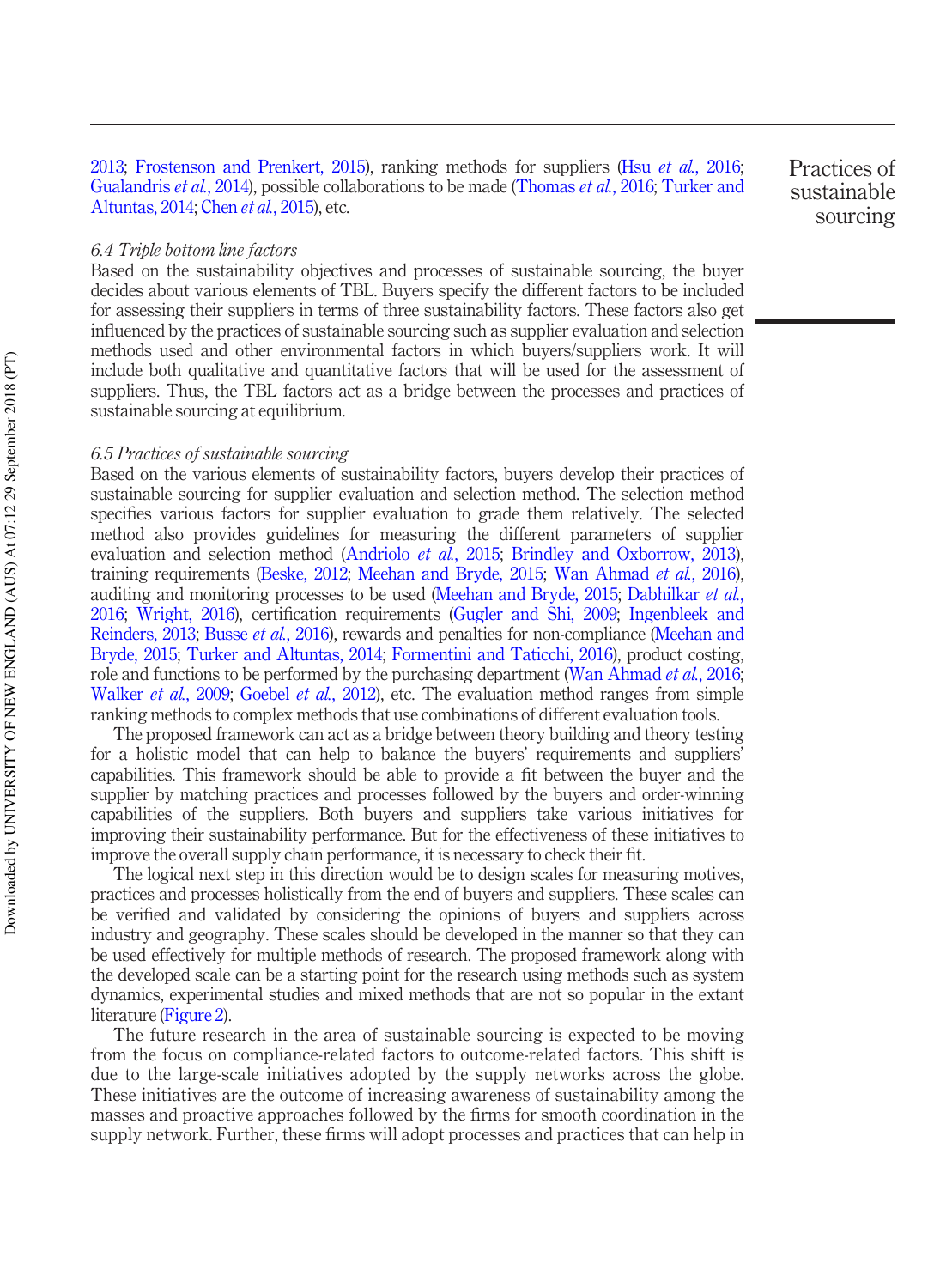2013; Frostenson and Prenkert, 2015), ranking methods for suppliers (Hsu *et al.*, 2016; Gualandris *et al.*, 2014), possible collaborations to be made (Thomas *et al.*, 2016; Turker and Altuntas, 2014; Chen *et al.*, 2015), etc.

### *6.4 Triple bottom line factors*

Based on the sustainability objectives and processes of sustainable sourcing, the buyer decides about various elements of TBL. Buyers specify the different factors to be included for assessing their suppliers in terms of three sustainability factors. These factors also get influenced by the practices of sustainable sourcing such as supplier evaluation and selection methods used and other environmental factors in which buyers/suppliers work. It will include both qualitative and quantitative factors that will be used for the assessment of suppliers. Thus, the TBL factors act as a bridge between the processes and practices of sustainable sourcing at equilibrium.

### *6.5 Practices of sustainable sourcing*

Based on the various elements of sustainability factors, buyers develop their practices of sustainable sourcing for supplier evaluation and selection method. The selection method specifies various factors for supplier evaluation to grade them relatively. The selected method also provides guidelines for measuring the different parameters of supplier evaluation and selection method (Andriolo *et al.*, 2015; Brindley and Oxborrow, 2013), training requirements (Beske, 2012; Meehan and Bryde, 2015; Wan Ahmad *et al.*, 2016), auditing and monitoring processes to be used (Meehan and Bryde, 2015; Dabhilkar *et al.*, 2016; Wright, 2016), certification requirements (Gugler and Shi, 2009; Ingenbleek and Reinders, 2013; Busse *et al.*, 2016), rewards and penalties for non-compliance (Meehan and Bryde, 2015; Turker and Altuntas, 2014; Formentini and Taticchi, 2016), product costing, role and functions to be performed by the purchasing department (Wan Ahmad *et al.*, 2016; Walker *et al.*, 2009; Goebel *et al.*, 2012), etc. The evaluation method ranges from simple ranking methods to complex methods that use combinations of different evaluation tools.

The proposed framework can act as a bridge between theory building and theory testing for a holistic model that can help to balance the buyers' requirements and suppliers' capabilities. This framework should be able to provide a fit between the buyer and the supplier by matching practices and processes followed by the buyers and order-winning capabilities of the suppliers. Both buyers and suppliers take various initiatives for improving their sustainability performance. But for the effectiveness of these initiatives to improve the overall supply chain performance, it is necessary to check their fit.

The logical next step in this direction would be to design scales for measuring motives, practices and processes holistically from the end of buyers and suppliers. These scales can be verified and validated by considering the opinions of buyers and suppliers across industry and geography. These scales should be developed in the manner so that they can be used effectively for multiple methods of research. The proposed framework along with the developed scale can be a starting point for the research using methods such as system dynamics, experimental studies and mixed methods that are not so popular in the extant literature (Figure 2).

The future research in the area of sustainable sourcing is expected to be moving from the focus on compliance-related factors to outcome-related factors. This shift is due to the large-scale initiatives adopted by the supply networks across the globe. These initiatives are the outcome of increasing awareness of sustainability among the masses and proactive approaches followed by the firms for smooth coordination in the supply network. Further, these firms will adopt processes and practices that can help in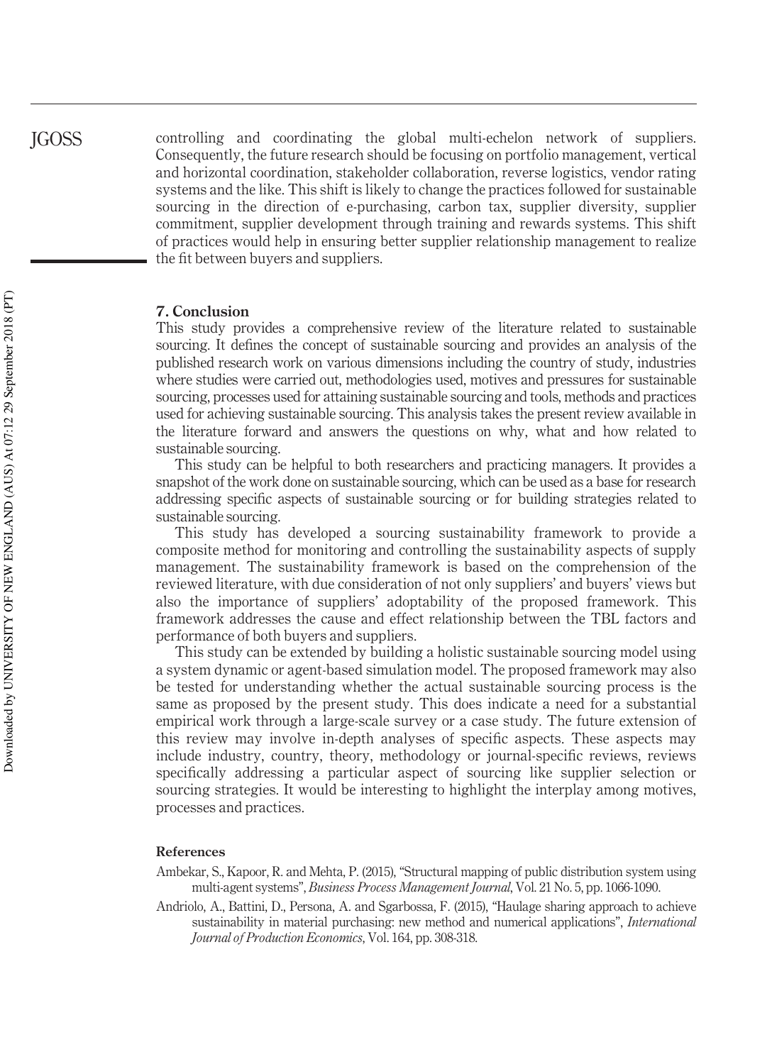controlling and coordinating the global multi-echelon network of suppliers. Consequently, the future research should be focusing on portfolio management, vertical and horizontal coordination, stakeholder collaboration, reverse logistics, vendor rating systems and the like. This shift is likely to change the practices followed for sustainable sourcing in the direction of e-purchasing, carbon tax, supplier diversity, supplier commitment, supplier development through training and rewards systems. This shift of practices would help in ensuring better supplier relationship management to realize the fit between buyers and suppliers.

## 7. Conclusion

This study provides a comprehensive review of the literature related to sustainable sourcing. It defines the concept of sustainable sourcing and provides an analysis of the published research work on various dimensions including the country of study, industries where studies were carried out, methodologies used, motives and pressures for sustainable sourcing, processes used for attaining sustainable sourcing and tools, methods and practices used for achieving sustainable sourcing. This analysis takes the present review available in the literature forward and answers the questions on why, what and how related to sustainable sourcing.

This study can be helpful to both researchers and practicing managers. It provides a snapshot of the work done on sustainable sourcing, which can be used as a base for research addressing specific aspects of sustainable sourcing or for building strategies related to sustainable sourcing.

This study has developed a sourcing sustainability framework to provide a composite method for monitoring and controlling the sustainability aspects of supply management. The sustainability framework is based on the comprehension of the reviewed literature, with due consideration of not only suppliers' and buyers' views but also the importance of suppliers' adoptability of the proposed framework. This framework addresses the cause and effect relationship between the TBL factors and performance of both buyers and suppliers.

This study can be extended by building a holistic sustainable sourcing model using a system dynamic or agent-based simulation model. The proposed framework may also be tested for understanding whether the actual sustainable sourcing process is the same as proposed by the present study. This does indicate a need for a substantial empirical work through a large-scale survey or a case study. The future extension of this review may involve in-depth analyses of specific aspects. These aspects may include industry, country, theory, methodology or journal-specific reviews, reviews specifically addressing a particular aspect of sourcing like supplier selection or sourcing strategies. It would be interesting to highlight the interplay among motives, processes and practices.

## References

Ambekar, S., Kapoor, R. and Mehta, P. (2015), "Structural mapping of public distribution system using multi-agent systems", *Business Process Management Journal*, Vol. 21 No. 5, pp. 1066-1090.

Andriolo, A., Battini, D., Persona, A. and Sgarbossa, F. (2015), "Haulage sharing approach to achieve sustainability in material purchasing: new method and numerical applications", *International Journal of Production Economics*, Vol. 164, pp. 308-318.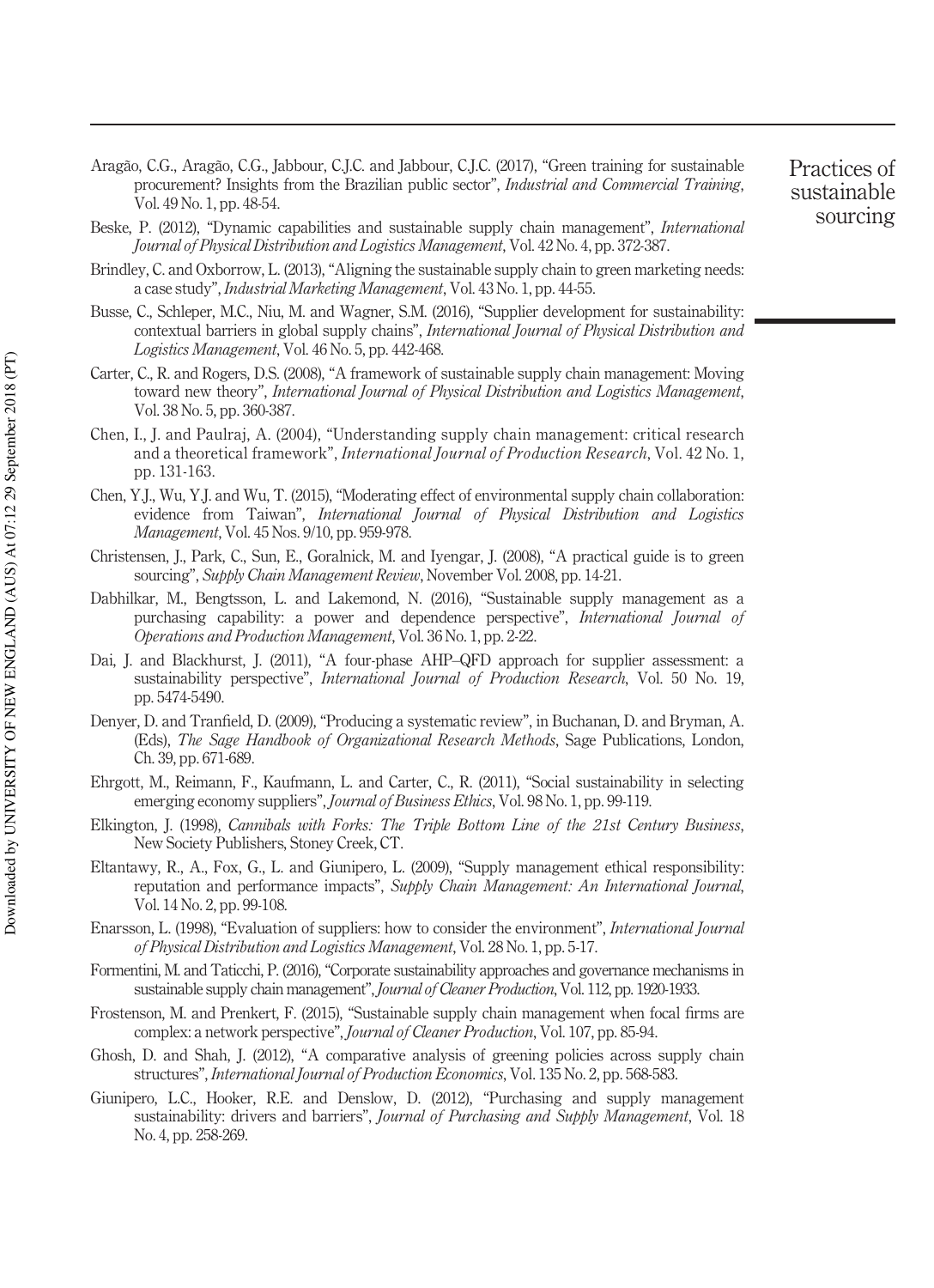Aragão, C.G., Aragão, C.G., Jabbour, C.J.C. and Jabbour, C.J.C. (2017), "Green training for sustainable procurement? Insights from the Brazilian public sector", *Industrial and Commercial Training*, Vol. 49 No. 1, pp. 48-54.

Beske, P. (2012), "Dynamic capabilities and sustainable supply chain management", *International Journal of Physical Distribution and Logistics Management*, Vol. 42 No. 4, pp. 372-387.

Brindley, C. and Oxborrow, L. (2013), "Aligning the sustainable supply chain to green marketing needs: a case study", *Industrial Marketing Management*, Vol. 43 No. 1, pp. 44-55.

Busse, C., Schleper, M.C., Niu, M. and Wagner, S.M. (2016), "Supplier development for sustainability: contextual barriers in global supply chains", *International Journal of Physical Distribution and Logistics Management*, Vol. 46 No. 5, pp. 442-468.

Carter, C., R. and Rogers, D.S. (2008), "A framework of sustainable supply chain management: Moving toward new theory", *International Journal of Physical Distribution and Logistics Management*, Vol. 38 No. 5, pp. 360-387.

Chen, I., J. and Paulraj, A. (2004), "Understanding supply chain management: critical research and a theoretical framework", *International Journal of Production Research*, Vol. 42 No. 1, pp. 131-163.

Chen, Y.J., Wu, Y.J. and Wu, T. (2015), "Moderating effect of environmental supply chain collaboration: evidence from Taiwan", *International Journal of Physical Distribution and Logistics Management*, Vol. 45 Nos. 9/10, pp. 959-978.

Christensen, J., Park, C., Sun, E., Goralnick, M. and Iyengar, J. (2008), "A practical guide is to green sourcing", *Supply Chain Management Review*, November Vol. 2008, pp. 14-21.

Dabhilkar, M., Bengtsson, L. and Lakemond, N. (2016), "Sustainable supply management as a purchasing capability: a power and dependence perspective", *International Journal of Operations and Production Management*, Vol. 36 No. 1, pp. 2-22.

Dai, J. and Blackhurst, J. (2011), "A four-phase AHP–QFD approach for supplier assessment: a sustainability perspective", *International Journal of Production Research*, Vol. 50 No. 19, pp. 5474-5490.

Denyer, D. and Tranfield, D. (2009), "Producing a systematic review", in Buchanan, D. and Bryman, A. (Eds), *The Sage Handbook of Organizational Research Methods*, Sage Publications, London, Ch. 39, pp. 671-689.

Ehrgott, M., Reimann, F., Kaufmann, L. and Carter, C., R. (2011), "Social sustainability in selecting emerging economy suppliers", *Journal of Business Ethics*, Vol. 98 No. 1, pp. 99-119.

Elkington, J. (1998), *Cannibals with Forks: The Triple Bottom Line of the 21st Century Business*, New Society Publishers, Stoney Creek, CT.

Eltantawy, R., A., Fox, G., L. and Giunipero, L. (2009), "Supply management ethical responsibility: reputation and performance impacts", *Supply Chain Management: An International Journal*, Vol. 14 No. 2, pp. 99-108.

Enarsson, L. (1998), "Evaluation of suppliers: how to consider the environment", *International Journal of Physical Distribution and Logistics Management*, Vol. 28 No. 1, pp. 5-17.

Formentini, M. and Taticchi, P. (2016), "Corporate sustainability approaches and governance mechanisms in sustainable supply chain management", *Journal of Cleaner Production*, Vol. 112, pp. 1920-1933.

Frostenson, M. and Prenkert, F. (2015), "Sustainable supply chain management when focal firms are complex: a network perspective", *Journal of Cleaner Production*, Vol. 107, pp. 85-94.

Ghosh, D. and Shah, J. (2012), "A comparative analysis of greening policies across supply chain structures", *International Journal of Production Economics*, Vol. 135 No. 2, pp. 568-583.

Giunipero, L.C., Hooker, R.E. and Denslow, D. (2012), "Purchasing and supply management sustainability: drivers and barriers", *Journal of Purchasing and Supply Management*, Vol. 18 No. 4, pp. 258-269.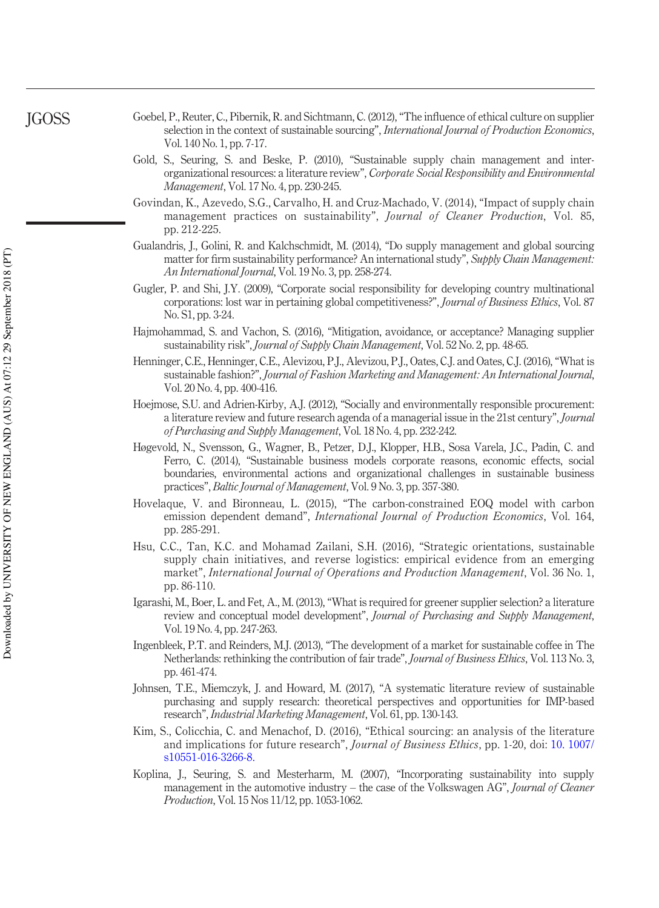Goebel, P., Reuter, C., Pibernik, R. and Sichtmann, C. (2012), "The influence of ethical culture on supplier selection in the context of sustainable sourcing", *International Journal of Production Economics*, Vol. 140 No. 1, pp. 7-17.

Gold, S., Seuring, S. and Beske, P. (2010), "Sustainable supply chain management and inter-organizational resources: a literature review", *Corporate Social Responsibility and Environmental Management*, Vol. 17 No. 4, pp. 230-245.

Govindan, K., Azevedo, S.G., Carvalho, H. and Cruz-Machado, V. (2014), "Impact of supply chain management practices on sustainability", *Journal of Cleaner Production*, Vol. 85, pp. 212-225.

Gualandris, J., Golini, R. and Kalchschmidt, M. (2014), "Do supply management and global sourcing matter for firm sustainability performance? An international study", *Supply Chain Management: An International Journal*, Vol. 19 No. 3, pp. 258-274.

Gugler, P. and Shi, J.Y. (2009), "Corporate social responsibility for developing country multinational corporations: lost war in pertaining global competitiveness?", *Journal of Business Ethics*, Vol. 87 No. S1, pp. 3-24.

Hajmohammad, S. and Vachon, S. (2016), "Mitigation, avoidance, or acceptance? Managing supplier sustainability risk", *Journal of Supply Chain Management*, Vol. 52 No. 2, pp. 48-65.

Henninger, C.E., Henninger, C.E., Alevizou, P.J., Alevizou, P.J., Oates, C.J. and Oates, C.J. (2016), "What is sustainable fashion?", *Journal of Fashion Marketing and Management: An International Journal*, Vol. 20 No. 4, pp. 400-416.

Hoejmose, S.U. and Adrien-Kirby, A.J. (2012), "Socially and environmentally responsible procurement: a literature review and future research agenda of a managerial issue in the 21st century", *Journal of Purchasing and Supply Management*, Vol. 18 No. 4, pp. 232-242.

Høgevold, N., Svensson, G., Wagner, B., Petzer, D.J., Klopper, H.B., Sosa Varela, J.C., Padin, C. and Ferro, C. (2014), "Sustainable business models corporate reasons, economic effects, social boundaries, environmental actions and organizational challenges in sustainable business practices", *Baltic Journal of Management*, Vol. 9 No. 3, pp. 357-380.

Hovelaque, V. and Bironneau, L. (2015), "The carbon-constrained EOQ model with carbon emission dependent demand", *International Journal of Production Economics*, Vol. 164, pp. 285-291.

Hsu, C.C., Tan, K.C. and Mohamad Zailani, S.H. (2016), "Strategic orientations, sustainable supply chain initiatives, and reverse logistics: empirical evidence from an emerging market", *International Journal of Operations and Production Management*, Vol. 36 No. 1, pp. 86-110.

Igarashi, M., Boer, L. and Fet, A., M. (2013), "What is required for greener supplier selection? a literature review and conceptual model development", *Journal of Purchasing and Supply Management*, Vol. 19 No. 4, pp. 247-263.

Ingenbleek, P.T. and Reinders, M.J. (2013), "The development of a market for sustainable coffee in The Netherlands: rethinking the contribution of fair trade", *Journal of Business Ethics*, Vol. 113 No. 3, pp. 461-474.

Johnsen, T.E., Miemczyk, J. and Howard, M. (2017), "A systematic literature review of sustainable purchasing and supply research: theoretical perspectives and opportunities for IMP-based research", *Industrial Marketing Management*, Vol. 61, pp. 130-143.

Kim, S., Colicchia, C. and Menachof, D. (2016), "Ethical sourcing: an analysis of the literature and implications for future research", *Journal of Business Ethics*, pp. 1-20, doi: 10. 1007/s10551-016-3266-8.

Koplina, J., Seuring, S. and Mesterharm, M. (2007), "Incorporating sustainability into supply management in the automotive industry – the case of the Volkswagen AG", *Journal of Cleaner Production*, Vol. 15 Nos 11/12, pp. 1053-1062.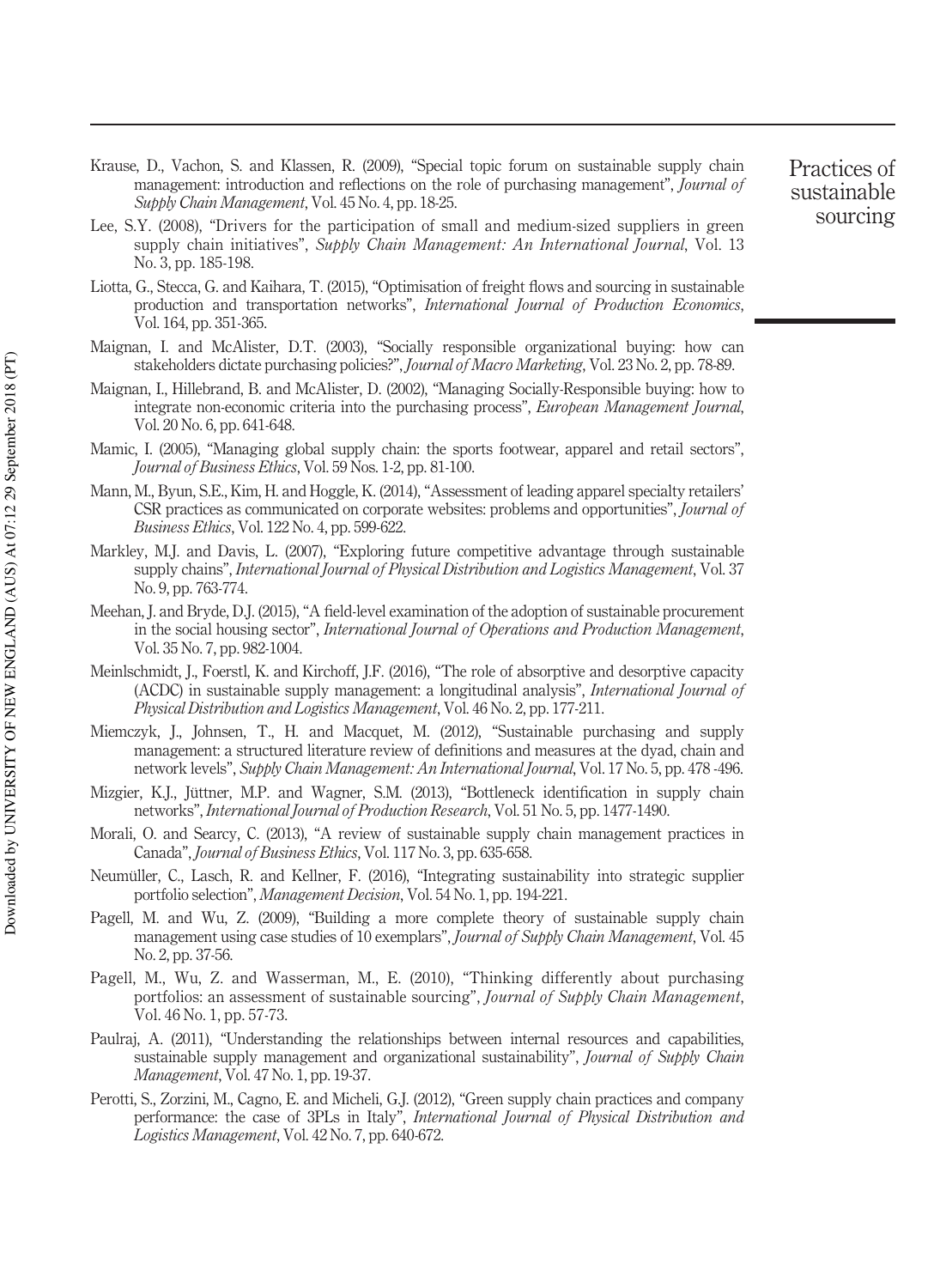Krause, D., Vachon, S. and Klassen, R. (2009), "Special topic forum on sustainable supply chain management: introduction and reflections on the role of purchasing management", *Journal of Supply Chain Management*, Vol. 45 No. 4, pp. 18-25.

Lee, S.Y. (2008), "Drivers for the participation of small and medium-sized suppliers in green supply chain initiatives", *Supply Chain Management: An International Journal*, Vol. 13 No. 3, pp. 185-198.

Liotta, G., Stecca, G. and Kaihara, T. (2015), "Optimisation of freight flows and sourcing in sustainable production and transportation networks", *International Journal of Production Economics*, Vol. 164, pp. 351-365.

Maignan, I. and McAlister, D.T. (2003), "Socially responsible organizational buying: how can stakeholders dictate purchasing policies?", *Journal of Macro Marketing*, Vol. 23 No. 2, pp. 78-89.

Maignan, I., Hillebrand, B. and McAlister, D. (2002), "Managing Socially-Responsible buying: how to integrate non-economic criteria into the purchasing process", *European Management Journal*, Vol. 20 No. 6, pp. 641-648.

Mamic, I. (2005), "Managing global supply chain: the sports footwear, apparel and retail sectors", *Journal of Business Ethics*, Vol. 59 Nos. 1-2, pp. 81-100.

Mann, M., Byun, S.E., Kim, H. and Hoggle, K. (2014), "Assessment of leading apparel specialty retailers' CSR practices as communicated on corporate websites: problems and opportunities", *Journal of Business Ethics*, Vol. 122 No. 4, pp. 599-622.

Markley, M.J. and Davis, L. (2007), "Exploring future competitive advantage through sustainable supply chains", *International Journal of Physical Distribution and Logistics Management*, Vol. 37 No. 9, pp. 763-774.

Meehan, J. and Bryde, D.J. (2015), "A field-level examination of the adoption of sustainable procurement in the social housing sector", *International Journal of Operations and Production Management*, Vol. 35 No. 7, pp. 982-1004.

Meinlschmidt, J., Foerstl, K. and Kirchoff, J.F. (2016), "The role of absorptive and desorptive capacity (ACDC) in sustainable supply management: a longitudinal analysis", *International Journal of Physical Distribution and Logistics Management*, Vol. 46 No. 2, pp. 177-211.

Miemczyk, J., Johnsen, T., H. and Macquet, M. (2012), "Sustainable purchasing and supply management: a structured literature review of definitions and measures at the dyad, chain and network levels", *Supply Chain Management: An International Journal*, Vol. 17 No. 5, pp. 478 -496.

Mizgier, K.J., Jüttner, M.P. and Wagner, S.M. (2013), "Bottleneck identification in supply chain networks", *International Journal of Production Research*, Vol. 51 No. 5, pp. 1477-1490.

Morali, O. and Searcy, C. (2013), "A review of sustainable supply chain management practices in Canada", *Journal of Business Ethics*, Vol. 117 No. 3, pp. 635-658.

Neumüller, C., Lasch, R. and Kellner, F. (2016), "Integrating sustainability into strategic supplier portfolio selection", *Management Decision*, Vol. 54 No. 1, pp. 194-221.

Pagell, M. and Wu, Z. (2009), "Building a more complete theory of sustainable supply chain management using case studies of 10 exemplars", *Journal of Supply Chain Management*, Vol. 45 No. 2, pp. 37-56.

Pagell, M., Wu, Z. and Wasserman, M., E. (2010), "Thinking differently about purchasing portfolios: an assessment of sustainable sourcing", *Journal of Supply Chain Management*, Vol. 46 No. 1, pp. 57-73.

Paulraj, A. (2011), "Understanding the relationships between internal resources and capabilities, sustainable supply management and organizational sustainability", *Journal of Supply Chain Management*, Vol. 47 No. 1, pp. 19-37.

Perotti, S., Zorzini, M., Cagno, E. and Micheli, G.J. (2012), "Green supply chain practices and company performance: the case of 3PLs in Italy", *International Journal of Physical Distribution and Logistics Management*, Vol. 42 No. 7, pp. 640-672.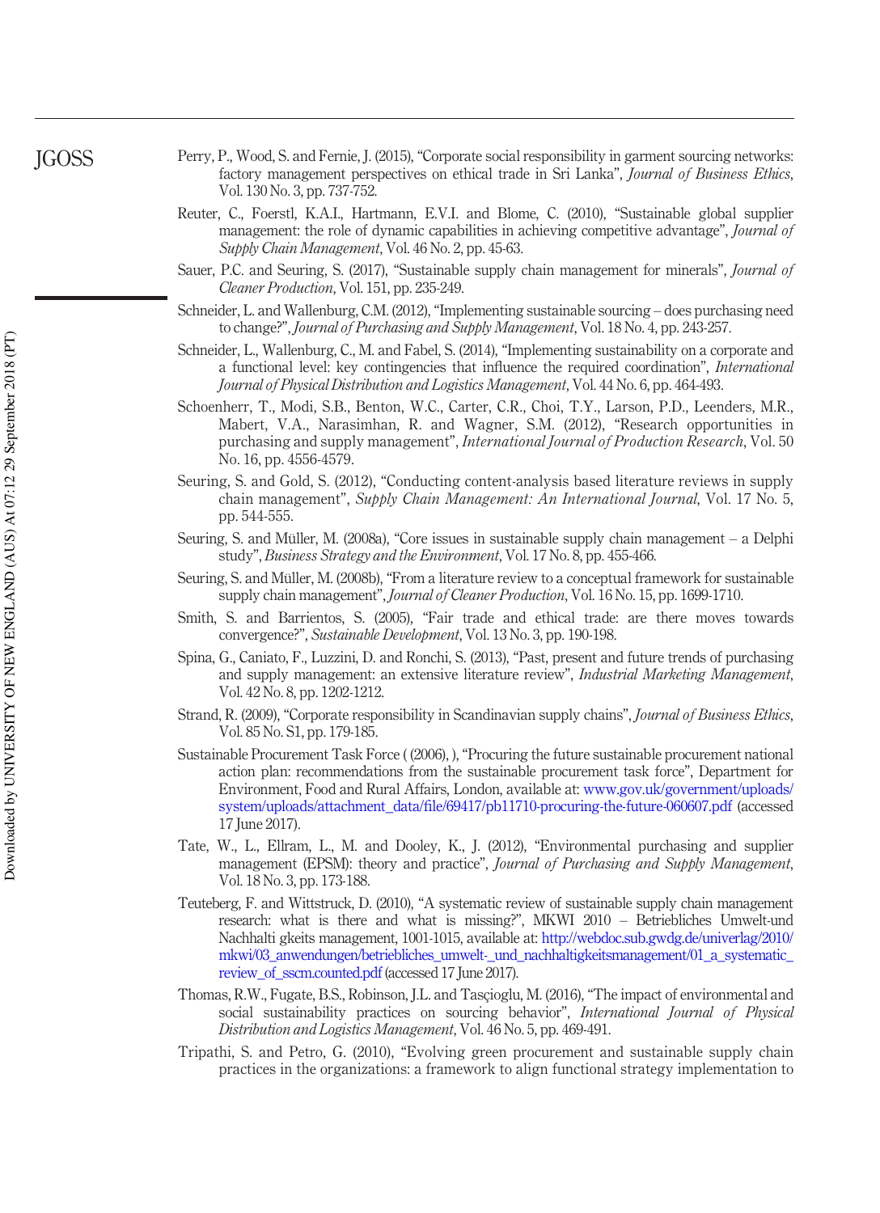Perry, P., Wood, S. and Fernie, J. (2015), "Corporate social responsibility in garment sourcing networks: factory management perspectives on ethical trade in Sri Lanka", *Journal of Business Ethics*, Vol. 130 No. 3, pp. 737-752.

Reuter, C., Foerstl, K.A.I., Hartmann, E.V.I. and Blome, C. (2010), "Sustainable global supplier management: the role of dynamic capabilities in achieving competitive advantage", *Journal of Supply Chain Management*, Vol. 46 No. 2, pp. 45-63.

Sauer, P.C. and Seuring, S. (2017), "Sustainable supply chain management for minerals", *Journal of Cleaner Production*, Vol. 151, pp. 235-249.

Schneider, L. and Wallenburg, C.M. (2012), "Implementing sustainable sourcing – does purchasing need to change?", *Journal of Purchasing and Supply Management*, Vol. 18 No. 4, pp. 243-257.

Schneider, L., Wallenburg, C., M. and Fabel, S. (2014), "Implementing sustainability on a corporate and a functional level: key contingencies that influence the required coordination", *International Journal of Physical Distribution and Logistics Management*, Vol. 44 No. 6, pp. 464-493.

Schoenherr, T., Modi, S.B., Benton, W.C., Carter, C.R., Choi, T.Y., Larson, P.D., Leenders, M.R., Mabert, V.A., Narasimhan, R. and Wagner, S.M. (2012), "Research opportunities in purchasing and supply management", *International Journal of Production Research*, Vol. 50 No. 16, pp. 4556-4579.

Seuring, S. and Gold, S. (2012), "Conducting content-analysis based literature reviews in supply chain management", *Supply Chain Management: An International Journal*, Vol. 17 No. 5, pp. 544-555.

Seuring, S. and Müller, M. (2008a), "Core issues in sustainable supply chain management – a Delphi study", *Business Strategy and the Environment*, Vol. 17 No. 8, pp. 455-466.

Seuring, S. and Müller, M. (2008b), "From a literature review to a conceptual framework for sustainable supply chain management", *Journal of Cleaner Production*, Vol. 16 No. 15, pp. 1699-1710.

Smith, S. and Barrientos, S. (2005), "Fair trade and ethical trade: are there moves towards convergence?", *Sustainable Development*, Vol. 13 No. 3, pp. 190-198.

Spina, G., Caniato, F., Luzzini, D. and Ronchi, S. (2013), "Past, present and future trends of purchasing and supply management: an extensive literature review", *Industrial Marketing Management*, Vol. 42 No. 8, pp. 1202-1212.

Strand, R. (2009), "Corporate responsibility in Scandinavian supply chains", *Journal of Business Ethics*, Vol. 85 No. S1, pp. 179-185.

Sustainable Procurement Task Force ( (2006), ), "Procuring the future sustainable procurement national action plan: recommendations from the sustainable procurement task force", Department for Environment, Food and Rural Affairs, London, available at: www.gov.uk/government/uploads/system/uploads/attachment_data/file/69417/pb11710-procuring-the-future-060607.pdf (accessed 17 June 2017).

Tate, W., L., Ellram, L., M. and Dooley, K., J. (2012), "Environmental purchasing and supplier management (EPSM): theory and practice", *Journal of Purchasing and Supply Management*, Vol. 18 No. 3, pp. 173-188.

Teuteberg, F. and Wittstruck, D. (2010), "A systematic review of sustainable supply chain management research: what is there and what is missing?", MKWI 2010 – Betriebliches Umwelt-und Nachhalti gkeits management, 1001-1015, available at: http://webdoc.sub.gwdg.de/univerlag/2010/mkwi/03_anwendungen/betriebliches_umwelt-_und_nachhaltigkeitsmanagement/01_a_systematic_review_of_sscm.counted.pdf (accessed 17 June 2017).

Thomas, R.W., Fugate, B.S., Robinson, J.L. and Tasçioglu, M. (2016), "The impact of environmental and social sustainability practices on sourcing behavior", *International Journal of Physical Distribution and Logistics Management*, Vol. 46 No. 5, pp. 469-491.

Tripathi, S. and Petro, G. (2010), "Evolving green procurement and sustainable supply chain practices in the organizations: a framework to align functional strategy implementation to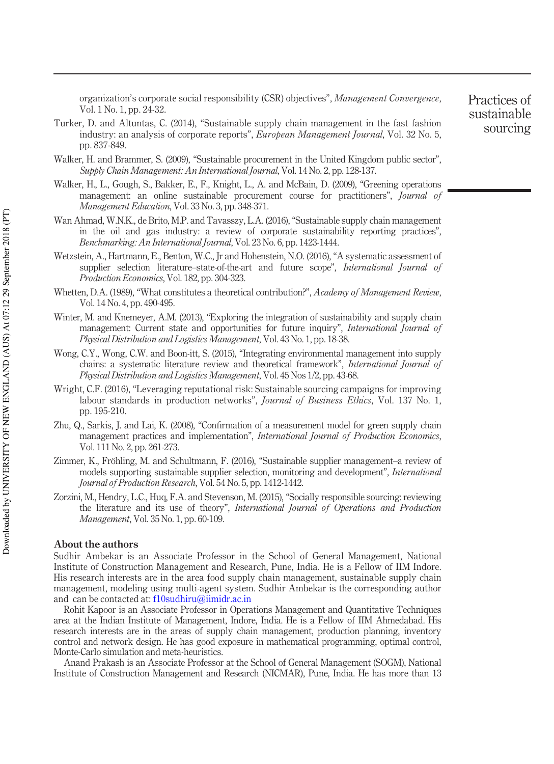organization's corporate social responsibility (CSR) objectives", *Management Convergence*, Vol. 1 No. 1, pp. 24-32.

Turker, D. and Altuntas, C. (2014), "Sustainable supply chain management in the fast fashion industry: an analysis of corporate reports", *European Management Journal*, Vol. 32 No. 5, pp. 837-849.

Walker, H. and Brammer, S. (2009), "Sustainable procurement in the United Kingdom public sector", *Supply Chain Management: An International Journal*, Vol. 14 No. 2, pp. 128-137.

Walker, H., L., Gough, S., Bakker, E., F., Knight, L., A. and McBain, D. (2009), "Greening operations management: an online sustainable procurement course for practitioners", *Journal of Management Education*, Vol. 33 No. 3, pp. 348-371.

Wan Ahmad, W.N.K., de Brito, M.P. and Tavasszy, L.A. (2016), "Sustainable supply chain management in the oil and gas industry: a review of corporate sustainability reporting practices", *Benchmarking: An International Journal*, Vol. 23 No. 6, pp. 1423-1444.

Wetzstein, A., Hartmann, E., Benton, W.C., Jr and Hohenstein, N.O. (2016), "A systematic assessment of supplier selection literature–state-of-the-art and future scope", *International Journal of Production Economics*, Vol. 182, pp. 304-323.

Whetten, D.A. (1989), "What constitutes a theoretical contribution?", *Academy of Management Review*, Vol. 14 No. 4, pp. 490-495.

Winter, M. and Knemeyer, A.M. (2013), "Exploring the integration of sustainability and supply chain management: Current state and opportunities for future inquiry", *International Journal of Physical Distribution and Logistics Management*, Vol. 43 No. 1, pp. 18-38.

Wong, C.Y., Wong, C.W. and Boon-itt, S. (2015), "Integrating environmental management into supply chains: a systematic literature review and theoretical framework", *International Journal of Physical Distribution and Logistics Management*, Vol. 45 Nos 1/2, pp. 43-68.

Wright, C.F. (2016), "Leveraging reputational risk: Sustainable sourcing campaigns for improving labour standards in production networks", *Journal of Business Ethics*, Vol. 137 No. 1, pp. 195-210.

Zhu, Q., Sarkis, J. and Lai, K. (2008), "Confirmation of a measurement model for green supply chain management practices and implementation", *International Journal of Production Economics*, Vol. 111 No. 2, pp. 261-273.

Zimmer, K., Fröhling, M. and Schultmann, F. (2016), "Sustainable supplier management–a review of models supporting sustainable supplier selection, monitoring and development", *International Journal of Production Research*, Vol. 54 No. 5, pp. 1412-1442.

Zorzini, M., Hendry, L.C., Huq, F.A. and Stevenson, M. (2015), "Socially responsible sourcing: reviewing the literature and its use of theory", *International Journal of Operations and Production Management*, Vol. 35 No. 1, pp. 60-109.

## About the authors

Sudhir Ambekar is an Associate Professor in the School of General Management, National Institute of Construction Management and Research, Pune, India. He is a Fellow of IIM Indore. His research interests are in the area food supply chain management, sustainable supply chain management, modeling using multi-agent system. Sudhir Ambekar is the corresponding author and can be contacted at: f10sudhiru@iimidr.ac.in

Rohit Kapoor is an Associate Professor in Operations Management and Quantitative Techniques area at the Indian Institute of Management, Indore, India. He is a Fellow of IIM Ahmedabad. His research interests are in the areas of supply chain management, production planning, inventory control and network design. He has good exposure in mathematical programming, optimal control, Monte-Carlo simulation and meta-heuristics.

Anand Prakash is an Associate Professor at the School of General Management (SOGM), National Institute of Construction Management and Research (NICMAR), Pune, India. He has more than 13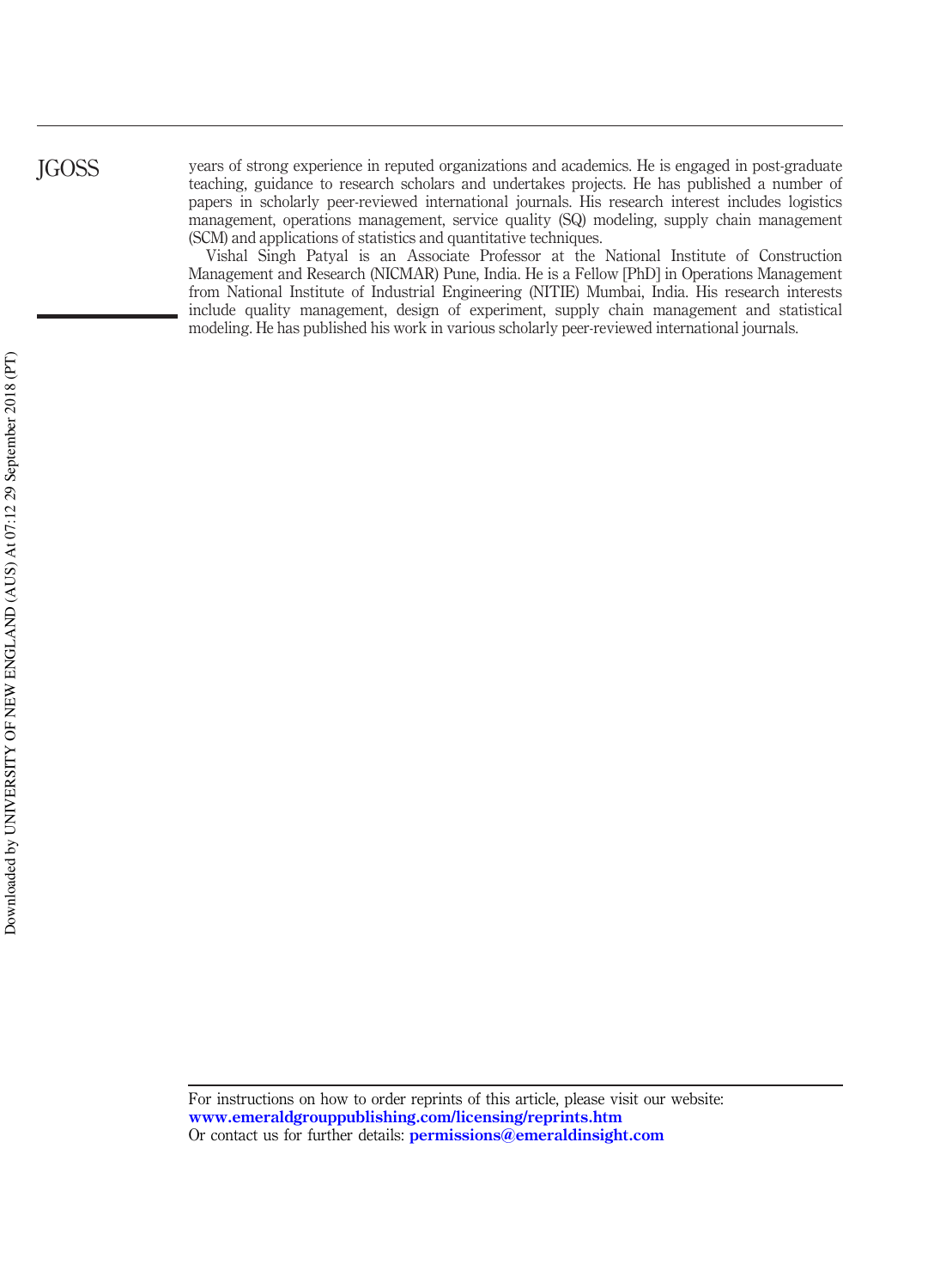years of strong experience in reputed organizations and academics. He is engaged in post-graduate teaching, guidance to research scholars and undertakes projects. He has published a number of papers in scholarly peer-reviewed international journals. His research interest includes logistics management, operations management, service quality (SQ) modeling, supply chain management (SCM) and applications of statistics and quantitative techniques.

Vishal Singh Patyal is an Associate Professor at the National Institute of Construction Management and Research (NICMAR) Pune, India. He is a Fellow [PhD] in Operations Management from National Institute of Industrial Engineering (NITIE) Mumbai, India. His research interests include quality management, design of experiment, supply chain management and statistical modeling. He has published his work in various scholarly peer-reviewed international journals.

---

For instructions on how to order reprints of this article, please visit our website:
**www.emeraldgrouppublishing.com/licensing/reprints.htm**
Or contact us for further details: **permissions@emeraldinsight.com**